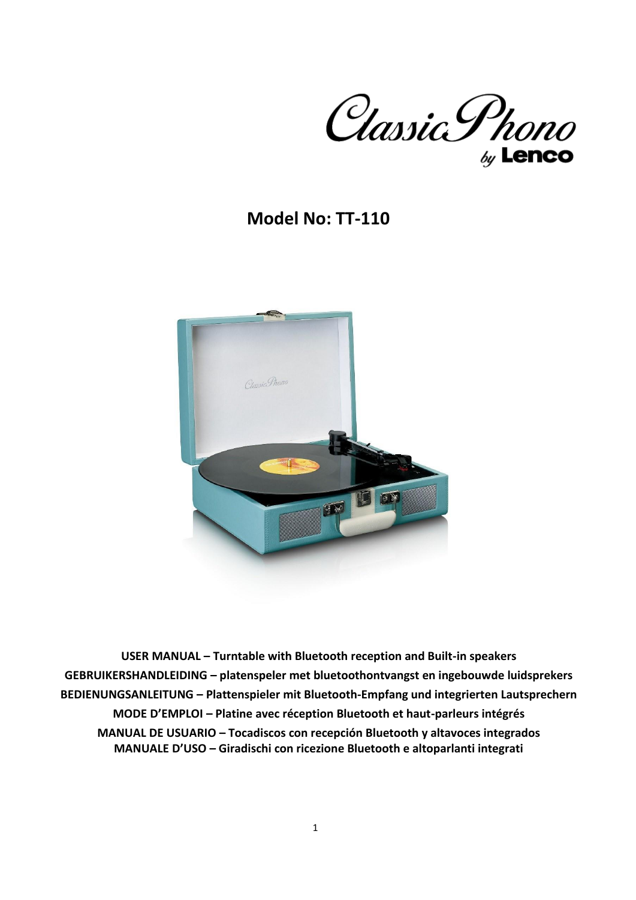Classic Phono by Lenco

# Model No: TT-110

**USER MANUAL – Turntable with Bluetooth reception and Built-in speakers**
**GEBRUIKERSHANDLEIDING – platenspeler met bluetoothontvangst en ingebouwde luidsprekers**
**BEDIENUNGSANLEITUNG – Plattenspieler mit Bluetooth-Empfang und integrierten Lautsprechern**
**MODE D'EMPLOI – Platine avec réception Bluetooth et haut-parleurs intégrés**
**MANUAL DE USUARIO – Tocadiscos con recepción Bluetooth y altavoces integrados**
**MANUALE D'USO – Giradischi con ricezione Bluetooth e altoparlanti integrati**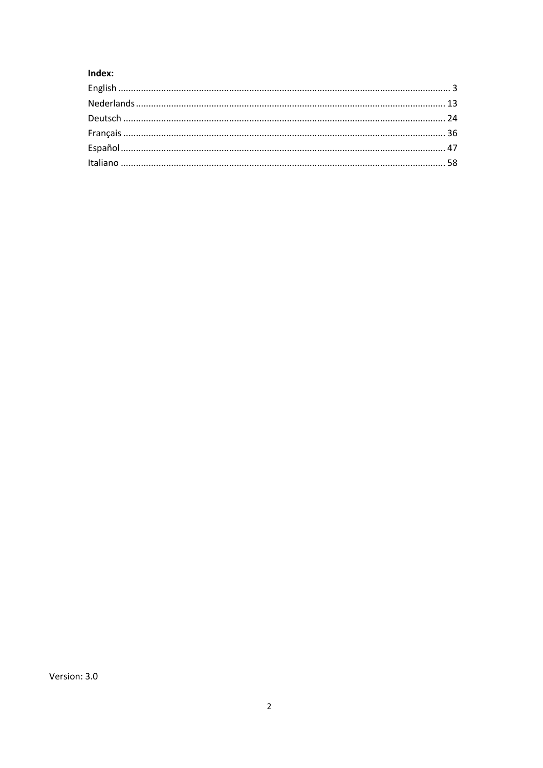**Index:**

English ........................................................................................................................ 3
Nederlands .................................................................................................................. 13
Deutsch ....................................................................................................................... 24
Français ...................................................................................................................... 36
Español ........................................................................................................................ 47
Italiano ........................................................................................................................ 58

Version: 3.0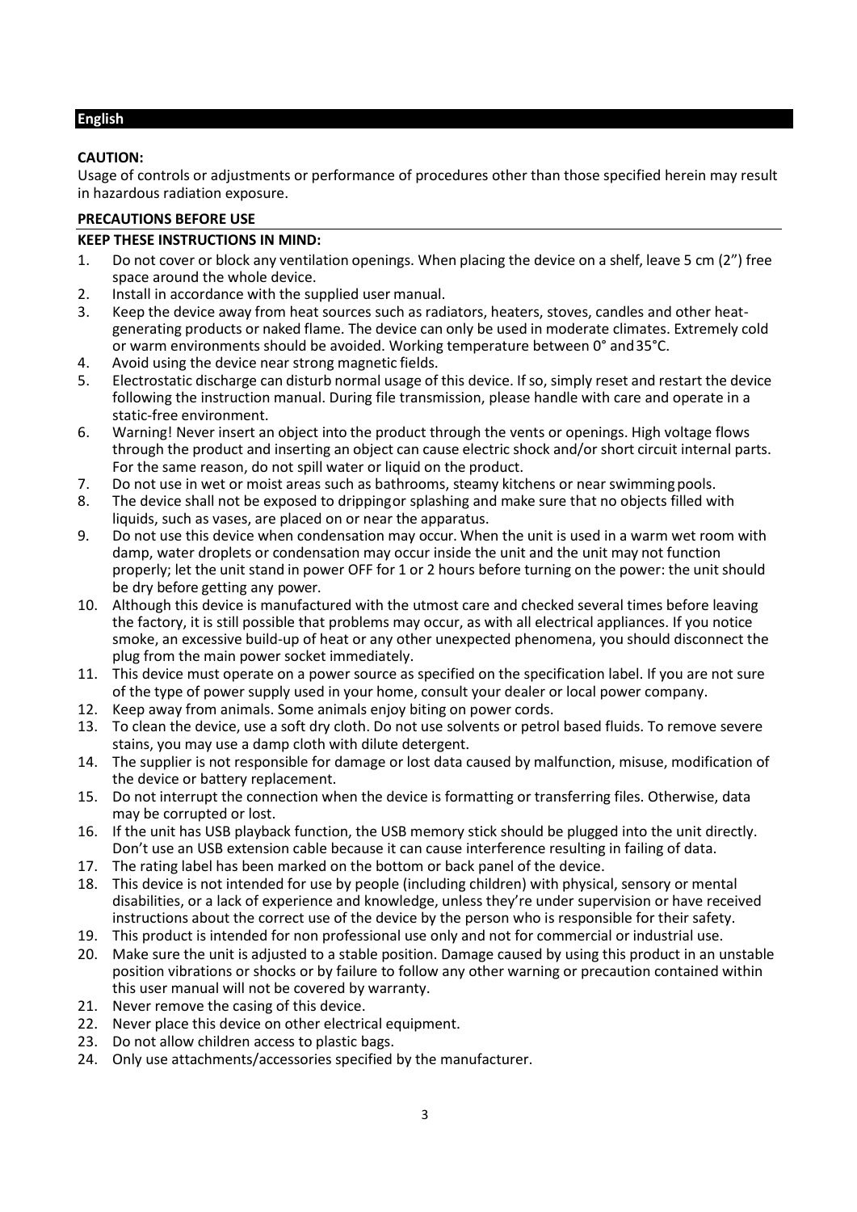## English

**CAUTION:**
Usage of controls or adjustments or performance of procedures other than those specified herein may result in hazardous radiation exposure.

**PRECAUTIONS BEFORE USE**

**KEEP THESE INSTRUCTIONS IN MIND:**

1. Do not cover or block any ventilation openings. When placing the device on a shelf, leave 5 cm (2”) free space around the whole device.
2. Install in accordance with the supplied user manual.
3. Keep the device away from heat sources such as radiators, heaters, stoves, candles and other heat-generating products or naked flame. The device can only be used in moderate climates. Extremely cold or warm environments should be avoided. Working temperature between 0° and 35°C.
4. Avoid using the device near strong magnetic fields.
5. Electrostatic discharge can disturb normal usage of this device. If so, simply reset and restart the device following the instruction manual. During file transmission, please handle with care and operate in a static-free environment.
6. Warning! Never insert an object into the product through the vents or openings. High voltage flows through the product and inserting an object can cause electric shock and/or short circuit internal parts. For the same reason, do not spill water or liquid on the product.
7. Do not use in wet or moist areas such as bathrooms, steamy kitchens or near swimming pools.
8. The device shall not be exposed to dripping or splashing and make sure that no objects filled with liquids, such as vases, are placed on or near the apparatus.
9. Do not use this device when condensation may occur. When the unit is used in a warm wet room with damp, water droplets or condensation may occur inside the unit and the unit may not function properly; let the unit stand in power OFF for 1 or 2 hours before turning on the power: the unit should be dry before getting any power.
10. Although this device is manufactured with the utmost care and checked several times before leaving the factory, it is still possible that problems may occur, as with all electrical appliances. If you notice smoke, an excessive build-up of heat or any other unexpected phenomena, you should disconnect the plug from the main power socket immediately.
11. This device must operate on a power source as specified on the specification label. If you are not sure of the type of power supply used in your home, consult your dealer or local power company.
12. Keep away from animals. Some animals enjoy biting on power cords.
13. To clean the device, use a soft dry cloth. Do not use solvents or petrol based fluids. To remove severe stains, you may use a damp cloth with dilute detergent.
14. The supplier is not responsible for damage or lost data caused by malfunction, misuse, modification of the device or battery replacement.
15. Do not interrupt the connection when the device is formatting or transferring files. Otherwise, data may be corrupted or lost.
16. If the unit has USB playback function, the USB memory stick should be plugged into the unit directly. Don’t use an USB extension cable because it can cause interference resulting in failing of data.
17. The rating label has been marked on the bottom or back panel of the device.
18. This device is not intended for use by people (including children) with physical, sensory or mental disabilities, or a lack of experience and knowledge, unless they’re under supervision or have received instructions about the correct use of the device by the person who is responsible for their safety.
19. This product is intended for non professional use only and not for commercial or industrial use.
20. Make sure the unit is adjusted to a stable position. Damage caused by using this product in an unstable position vibrations or shocks or by failure to follow any other warning or precaution contained within this user manual will not be covered by warranty.
21. Never remove the casing of this device.
22. Never place this device on other electrical equipment.
23. Do not allow children access to plastic bags.
24. Only use attachments/accessories specified by the manufacturer.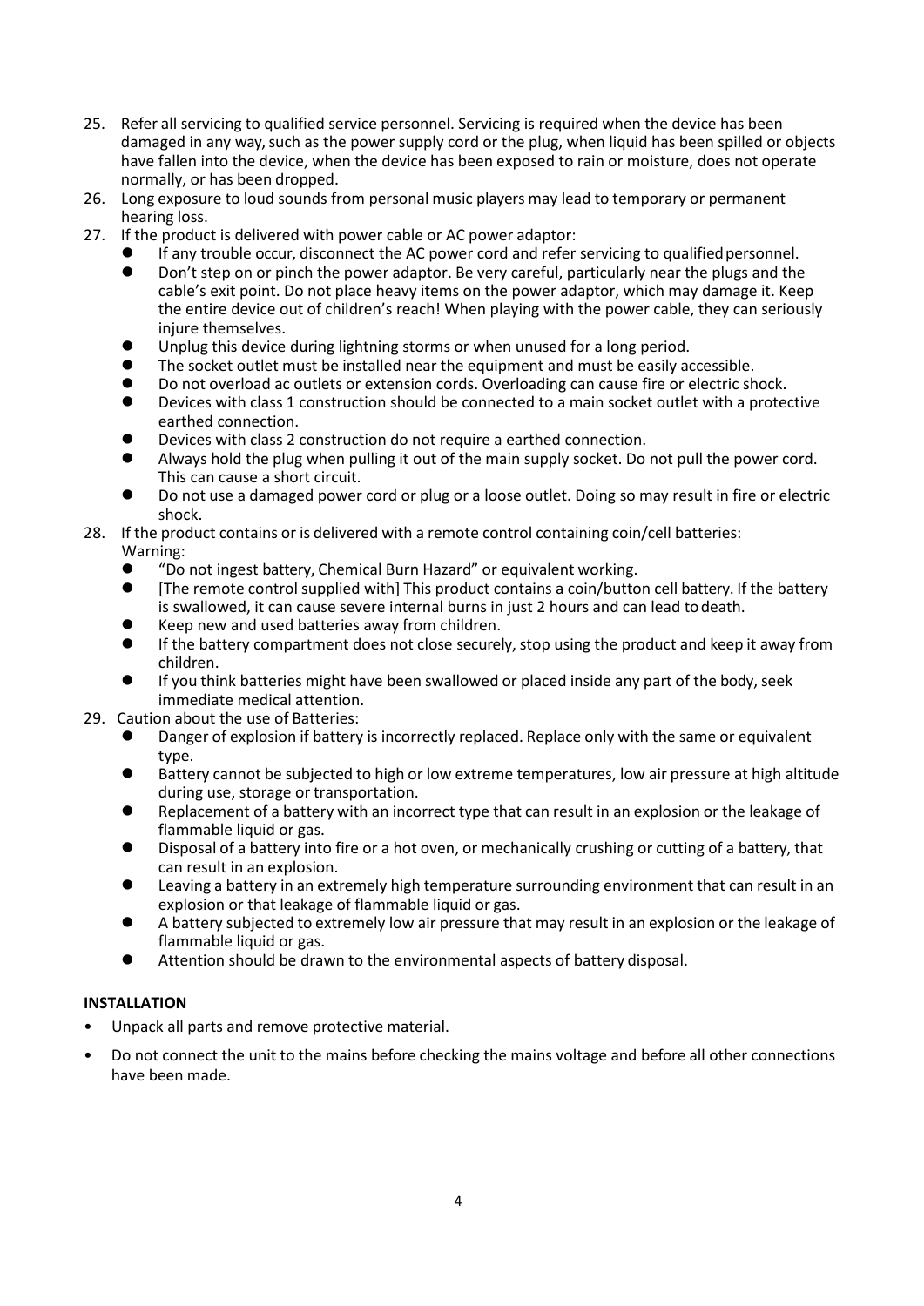25. Refer all servicing to qualified service personnel. Servicing is required when the device has been damaged in any way, such as the power supply cord or the plug, when liquid has been spilled or objects have fallen into the device, when the device has been exposed to rain or moisture, does not operate normally, or has been dropped.
26. Long exposure to loud sounds from personal music players may lead to temporary or permanent hearing loss.
27. If the product is delivered with power cable or AC power adaptor:
    - If any trouble occur, disconnect the AC power cord and refer servicing to qualified personnel.
    - Don't step on or pinch the power adaptor. Be very careful, particularly near the plugs and the cable's exit point. Do not place heavy items on the power adaptor, which may damage it. Keep the entire device out of children's reach! When playing with the power cable, they can seriously injure themselves.
    - Unplug this device during lightning storms or when unused for a long period.
    - The socket outlet must be installed near the equipment and must be easily accessible.
    - Do not overload ac outlets or extension cords. Overloading can cause fire or electric shock.
    - Devices with class 1 construction should be connected to a main socket outlet with a protective earthed connection.
    - Devices with class 2 construction do not require a earthed connection.
    - Always hold the plug when pulling it out of the main supply socket. Do not pull the power cord. This can cause a short circuit.
    - Do not use a damaged power cord or plug or a loose outlet. Doing so may result in fire or electric shock.
28. If the product contains or is delivered with a remote control containing coin/cell batteries:
    Warning:
    - "Do not ingest battery, Chemical Burn Hazard" or equivalent working.
    - [The remote control supplied with] This product contains a coin/button cell battery. If the battery is swallowed, it can cause severe internal burns in just 2 hours and can lead to death.
    - Keep new and used batteries away from children.
    - If the battery compartment does not close securely, stop using the product and keep it away from children.
    - If you think batteries might have been swallowed or placed inside any part of the body, seek immediate medical attention.
29. Caution about the use of Batteries:
    - Danger of explosion if battery is incorrectly replaced. Replace only with the same or equivalent type.
    - Battery cannot be subjected to high or low extreme temperatures, low air pressure at high altitude during use, storage or transportation.
    - Replacement of a battery with an incorrect type that can result in an explosion or the leakage of flammable liquid or gas.
    - Disposal of a battery into fire or a hot oven, or mechanically crushing or cutting of a battery, that can result in an explosion.
    - Leaving a battery in an extremely high temperature surrounding environment that can result in an explosion or that leakage of flammable liquid or gas.
    - A battery subjected to extremely low air pressure that may result in an explosion or the leakage of flammable liquid or gas.
    - Attention should be drawn to the environmental aspects of battery disposal.

**INSTALLATION**

- Unpack all parts and remove protective material.
- Do not connect the unit to the mains before checking the mains voltage and before all other connections have been made.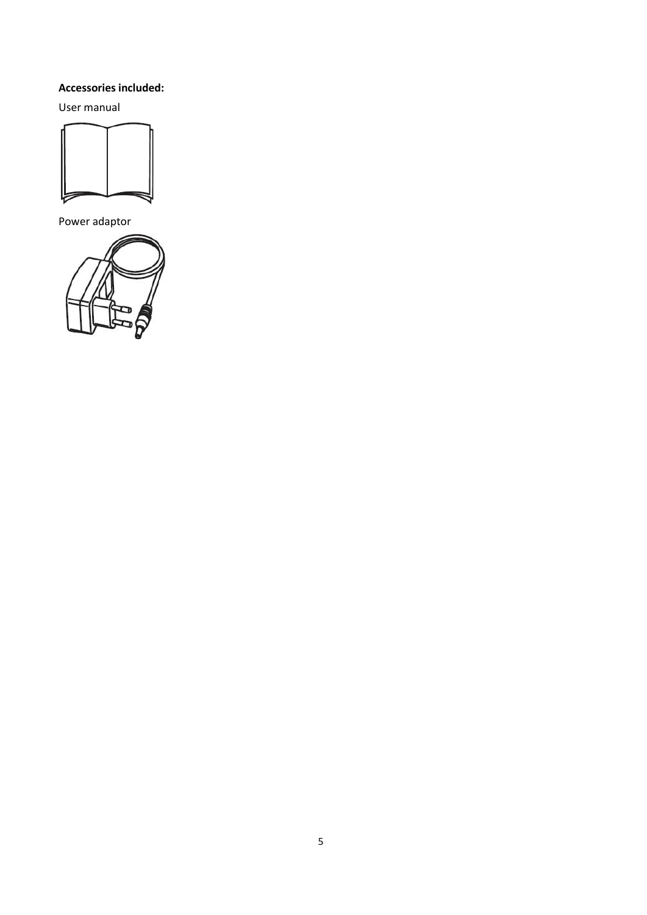**Accessories included:**

User manual

Power adaptor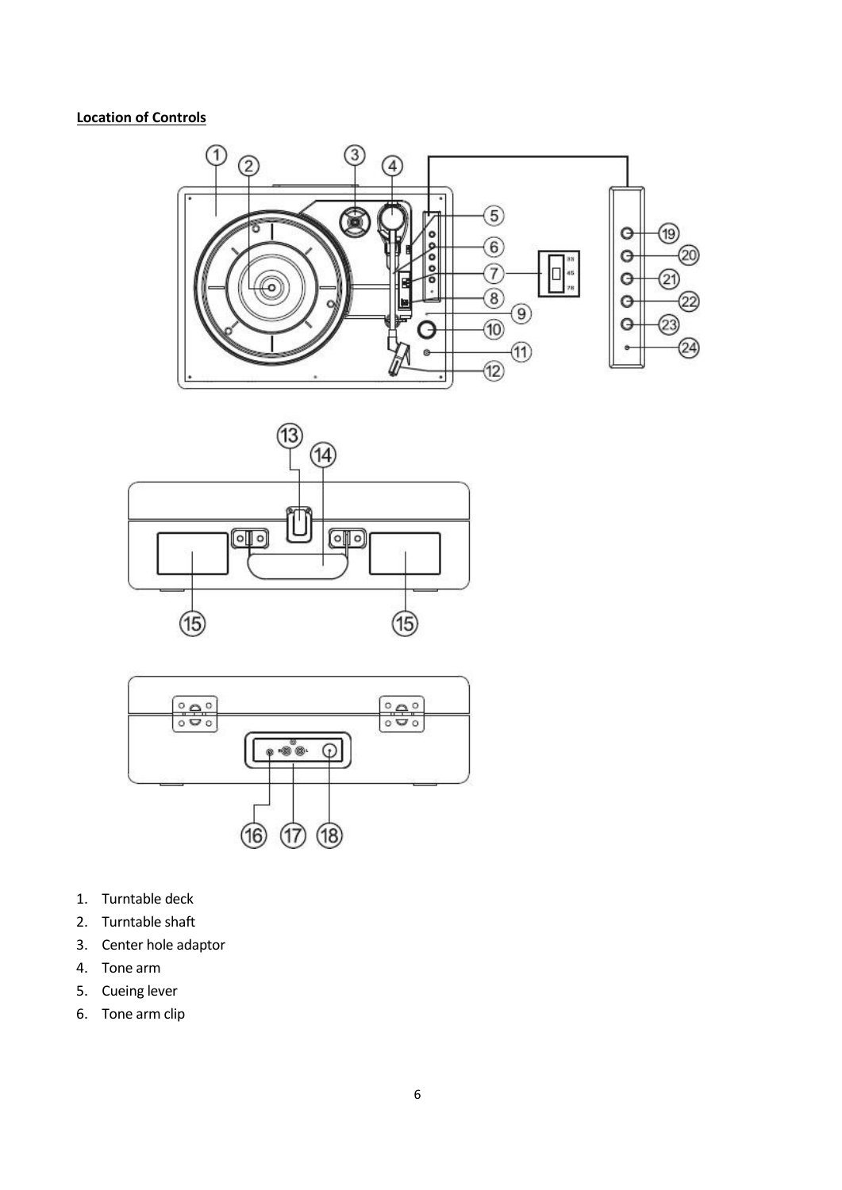**Location of Controls**

1. Turntable deck
2. Turntable shaft
3. Center hole adaptor
4. Tone arm
5. Cueing lever
6. Tone arm clip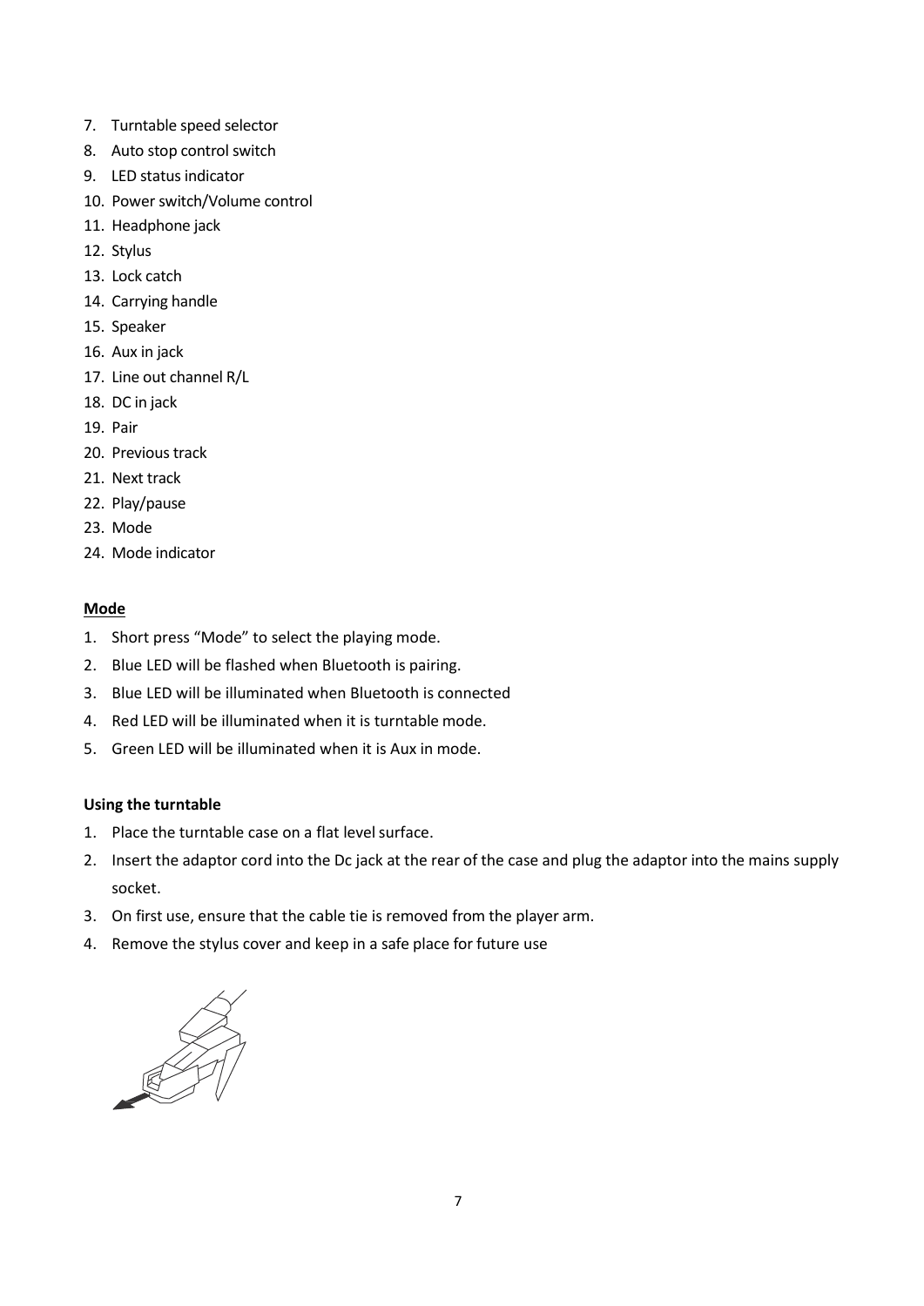7. Turntable speed selector
8. Auto stop control switch
9. LED status indicator
10. Power switch/Volume control
11. Headphone jack
12. Stylus
13. Lock catch
14. Carrying handle
15. Speaker
16. Aux in jack
17. Line out channel R/L
18. DC in jack
19. Pair
20. Previous track
21. Next track
22. Play/pause
23. Mode
24. Mode indicator

**Mode**

1. Short press "Mode" to select the playing mode.
2. Blue LED will be flashed when Bluetooth is pairing.
3. Blue LED will be illuminated when Bluetooth is connected
4. Red LED will be illuminated when it is turntable mode.
5. Green LED will be illuminated when it is Aux in mode.

**Using the turntable**

1. Place the turntable case on a flat level surface.
2. Insert the adaptor cord into the Dc jack at the rear of the case and plug the adaptor into the mains supply socket.
3. On first use, ensure that the cable tie is removed from the player arm.
4. Remove the stylus cover and keep in a safe place for future use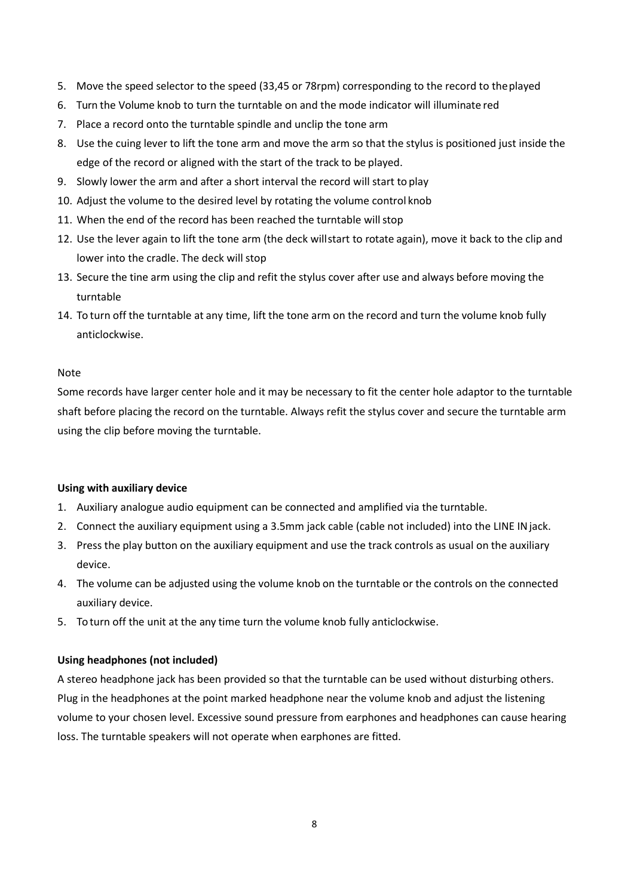5. Move the speed selector to the speed (33,45 or 78rpm) corresponding to the record to the played
6. Turn the Volume knob to turn the turntable on and the mode indicator will illuminate red
7. Place a record onto the turntable spindle and unclip the tone arm
8. Use the cuing lever to lift the tone arm and move the arm so that the stylus is positioned just inside the edge of the record or aligned with the start of the track to be played.
9. Slowly lower the arm and after a short interval the record will start to play
10. Adjust the volume to the desired level by rotating the volume control knob
11. When the end of the record has been reached the turntable will stop
12. Use the lever again to lift the tone arm (the deck will start to rotate again), move it back to the clip and lower into the cradle. The deck will stop
13. Secure the tine arm using the clip and refit the stylus cover after use and always before moving the turntable
14. To turn off the turntable at any time, lift the tone arm on the record and turn the volume knob fully anticlockwise.

Note

Some records have larger center hole and it may be necessary to fit the center hole adaptor to the turntable shaft before placing the record on the turntable. Always refit the stylus cover and secure the turntable arm using the clip before moving the turntable.

**Using with auxiliary device**

1. Auxiliary analogue audio equipment can be connected and amplified via the turntable.
2. Connect the auxiliary equipment using a 3.5mm jack cable (cable not included) into the LINE IN jack.
3. Press the play button on the auxiliary equipment and use the track controls as usual on the auxiliary device.
4. The volume can be adjusted using the volume knob on the turntable or the controls on the connected auxiliary device.
5. To turn off the unit at the any time turn the volume knob fully anticlockwise.

**Using headphones (not included)**

A stereo headphone jack has been provided so that the turntable can be used without disturbing others. Plug in the headphones at the point marked headphone near the volume knob and adjust the listening volume to your chosen level. Excessive sound pressure from earphones and headphones can cause hearing loss. The turntable speakers will not operate when earphones are fitted.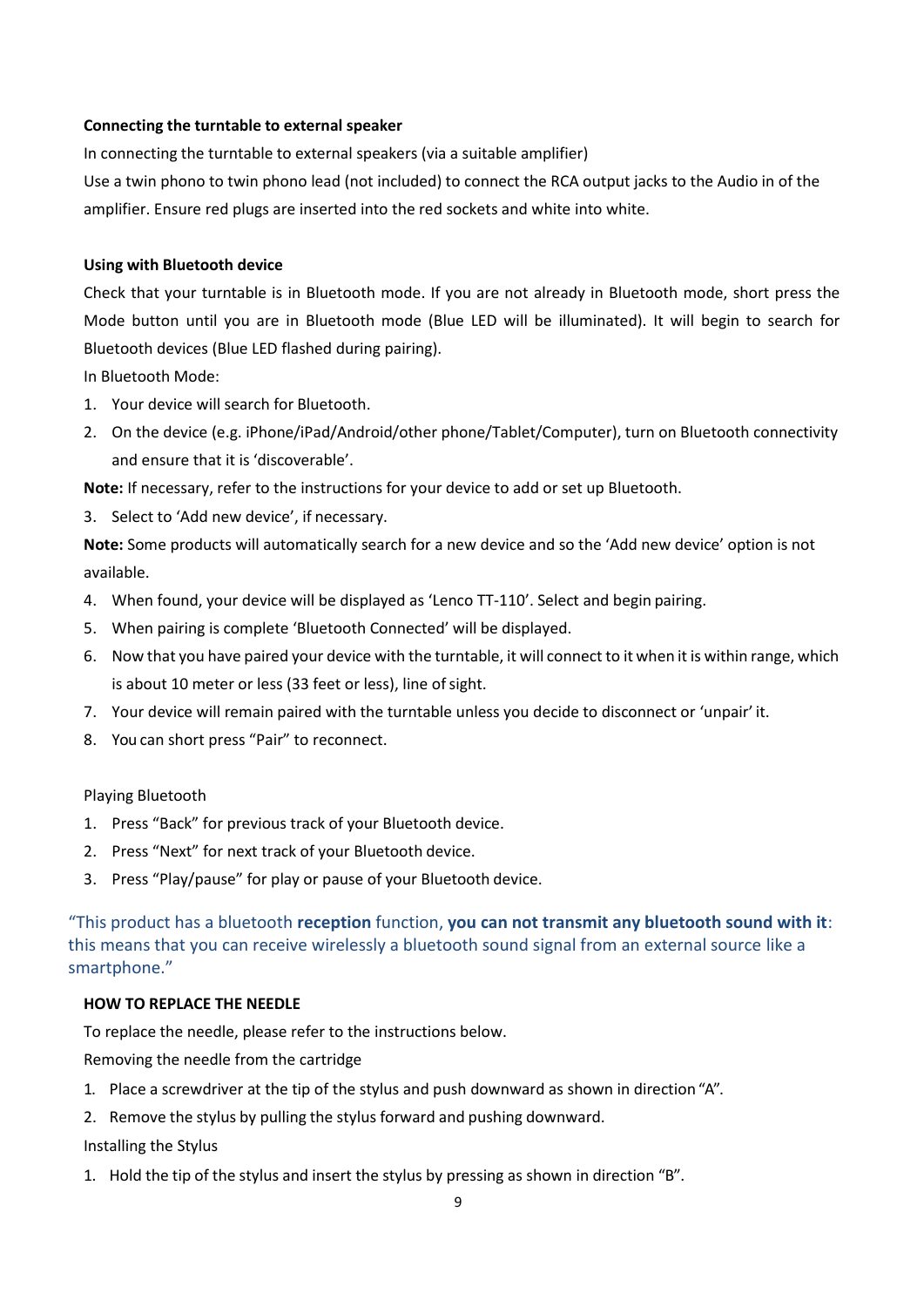**Connecting the turntable to external speaker**

In connecting the turntable to external speakers (via a suitable amplifier)

Use a twin phono to twin phono lead (not included) to connect the RCA output jacks to the Audio in of the amplifier. Ensure red plugs are inserted into the red sockets and white into white.

**Using with Bluetooth device**

Check that your turntable is in Bluetooth mode. If you are not already in Bluetooth mode, short press the Mode button until you are in Bluetooth mode (Blue LED will be illuminated). It will begin to search for Bluetooth devices (Blue LED flashed during pairing).

In Bluetooth Mode:

1. Your device will search for Bluetooth.
2. On the device (e.g. iPhone/iPad/Android/other phone/Tablet/Computer), turn on Bluetooth connectivity and ensure that it is 'discoverable'.

**Note:** If necessary, refer to the instructions for your device to add or set up Bluetooth.

3. Select to 'Add new device', if necessary.

**Note:** Some products will automatically search for a new device and so the 'Add new device' option is not available.

4. When found, your device will be displayed as 'Lenco TT-110'. Select and begin pairing.
5. When pairing is complete 'Bluetooth Connected' will be displayed.
6. Now that you have paired your device with the turntable, it will connect to it when it is within range, which is about 10 meter or less (33 feet or less), line of sight.
7. Your device will remain paired with the turntable unless you decide to disconnect or 'unpair' it.
8. You can short press "Pair" to reconnect.

Playing Bluetooth

1. Press "Back" for previous track of your Bluetooth device.
2. Press "Next" for next track of your Bluetooth device.
3. Press "Play/pause" for play or pause of your Bluetooth device.

"This product has a bluetooth **reception** function, **you can not transmit any bluetooth sound with it**: this means that you can receive wirelessly a bluetooth sound signal from an external source like a smartphone."

**HOW TO REPLACE THE NEEDLE**

To replace the needle, please refer to the instructions below.

Removing the needle from the cartridge

1. Place a screwdriver at the tip of the stylus and push downward as shown in direction "A".
2. Remove the stylus by pulling the stylus forward and pushing downward.

Installing the Stylus

1. Hold the tip of the stylus and insert the stylus by pressing as shown in direction "B".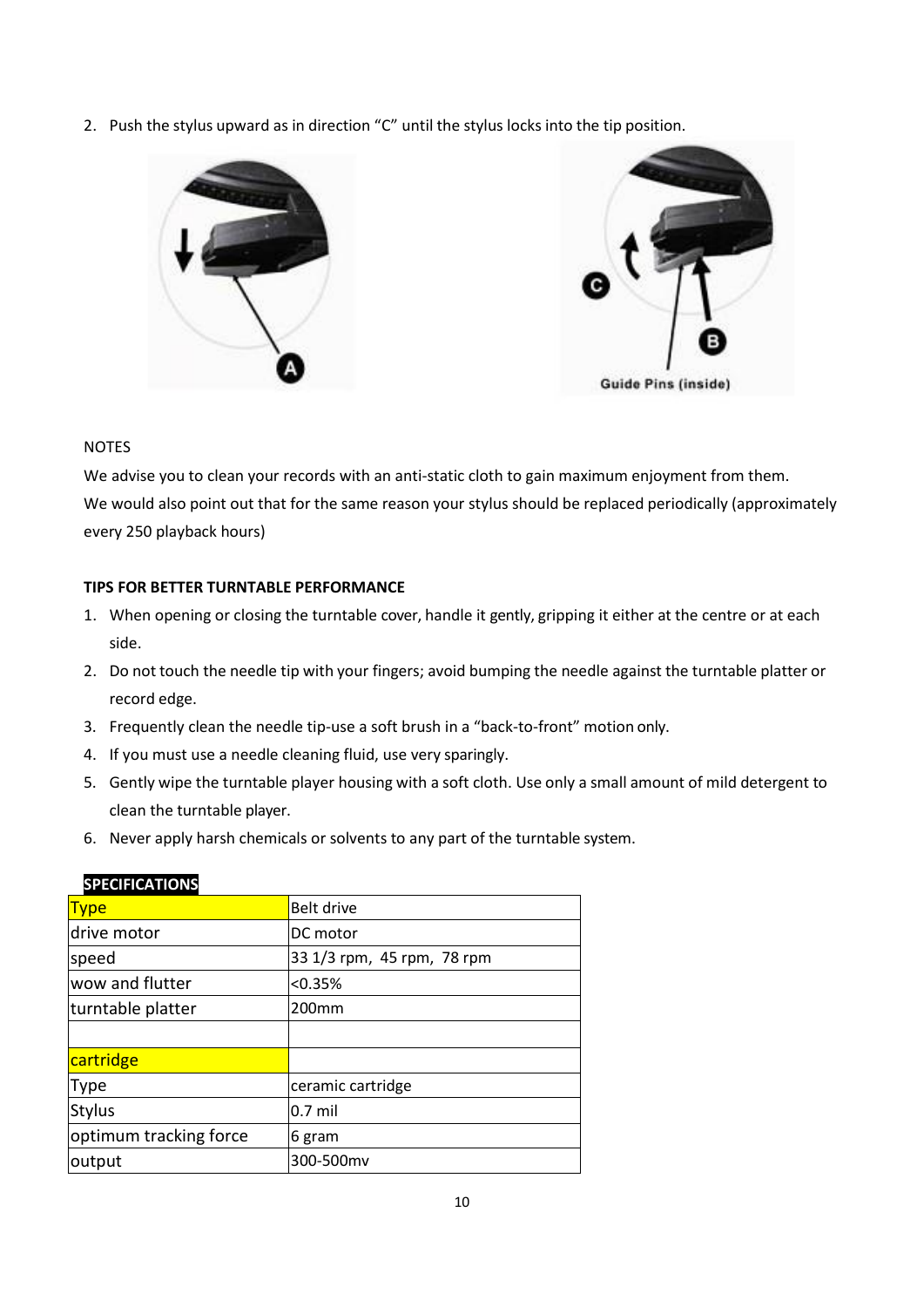2. Push the stylus upward as in direction “C” until the stylus locks into the tip position.

NOTES

We advise you to clean your records with an anti-static cloth to gain maximum enjoyment from them.

We would also point out that for the same reason your stylus should be replaced periodically (approximately every 250 playback hours)

**TIPS FOR BETTER TURNTABLE PERFORMANCE**

1. When opening or closing the turntable cover, handle it gently, gripping it either at the centre or at each side.
2. Do not touch the needle tip with your fingers; avoid bumping the needle against the turntable platter or record edge.
3. Frequently clean the needle tip-use a soft brush in a “back-to-front” motion only.
4. If you must use a needle cleaning fluid, use very sparingly.
5. Gently wipe the turntable player housing with a soft cloth. Use only a small amount of mild detergent to clean the turntable player.
6. Never apply harsh chemicals or solvents to any part of the turntable system.

**SPECIFICATIONS**

| Type | Belt drive |
|---|---|
| drive motor | DC motor |
| speed | 33 1/3 rpm, 45 rpm, 78 rpm |
| wow and flutter | <0.35% |
| turntable platter | 200mm |
| | |
| cartridge | |
| Type | ceramic cartridge |
| Stylus | 0.7 mil |
| optimum tracking force | 6 gram |
| output | 300-500mv |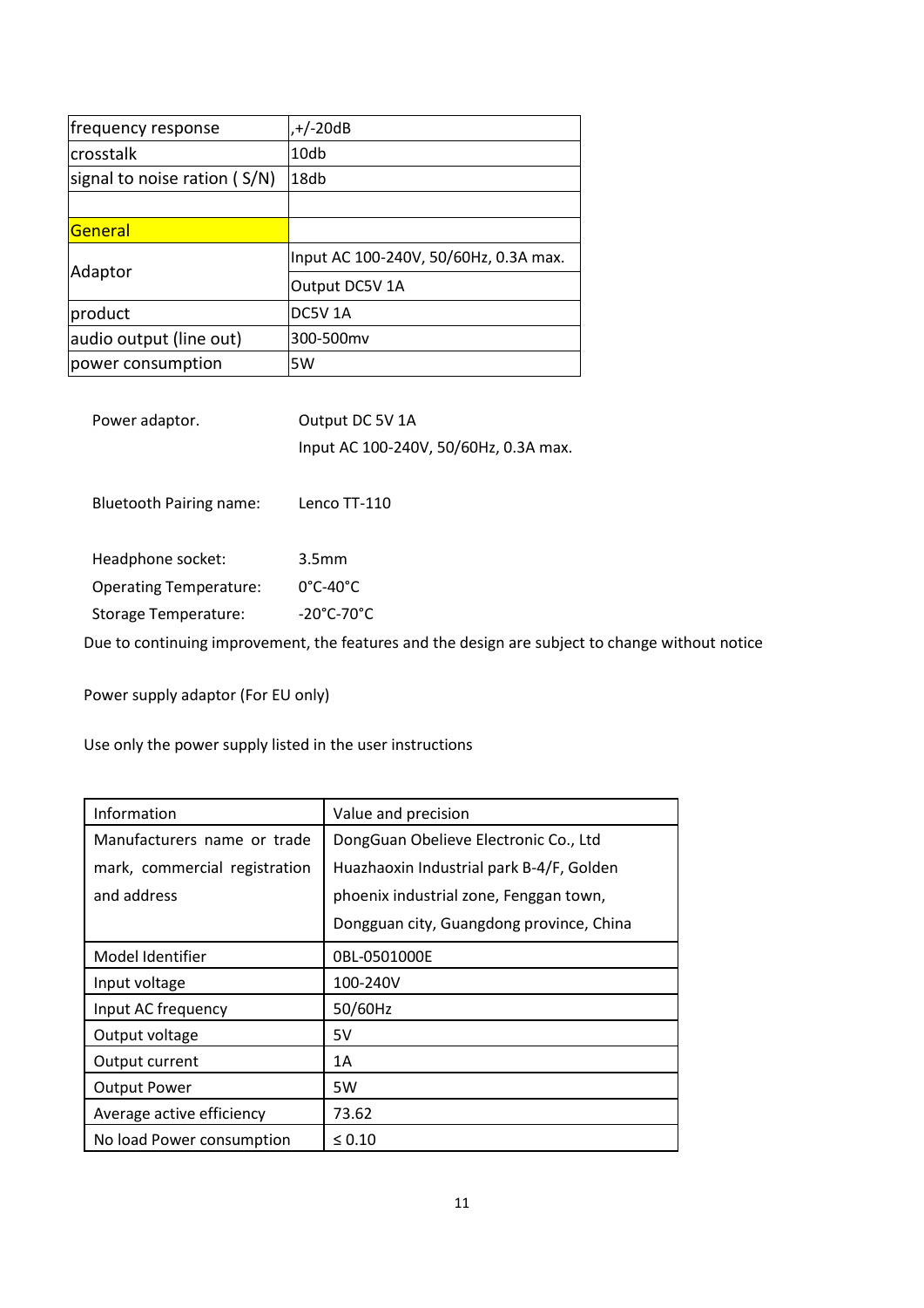| | |
|---|---|
| frequency response | ,+/-20dB |
| crosstalk | 10db |
| signal to noise ration ( S/N) | 18db |
| | |
| General | |
| Adaptor | Input AC 100-240V, 50/60Hz, 0.3A max. |
| | Output DC5V 1A |
| product | DC5V 1A |
| audio output (line out) | 300-500mv |
| power consumption | 5W |

Power adaptor. Output DC 5V 1A
Input AC 100-240V, 50/60Hz, 0.3A max.

Bluetooth Pairing name: Lenco TT-110

Headphone socket: 3.5mm
Operating Temperature: 0°C-40°C
Storage Temperature: -20°C-70°C

Due to continuing improvement, the features and the design are subject to change without notice

Power supply adaptor (For EU only)

Use only the power supply listed in the user instructions

| Information | Value and precision |
|---|---|
| Manufacturers name or trade mark, commercial registration and address | DongGuan Obelieve Electronic Co., Ltd Huazhaoxin Industrial park B-4/F, Golden phoenix industrial zone, Fenggan town, Dongguan city, Guangdong province, China |
| Model Identifier | 0BL-0501000E |
| Input voltage | 100-240V |
| Input AC frequency | 50/60Hz |
| Output voltage | 5V |
| Output current | 1A |
| Output Power | 5W |
| Average active efficiency | 73.62 |
| No load Power consumption | ≤ 0.10 |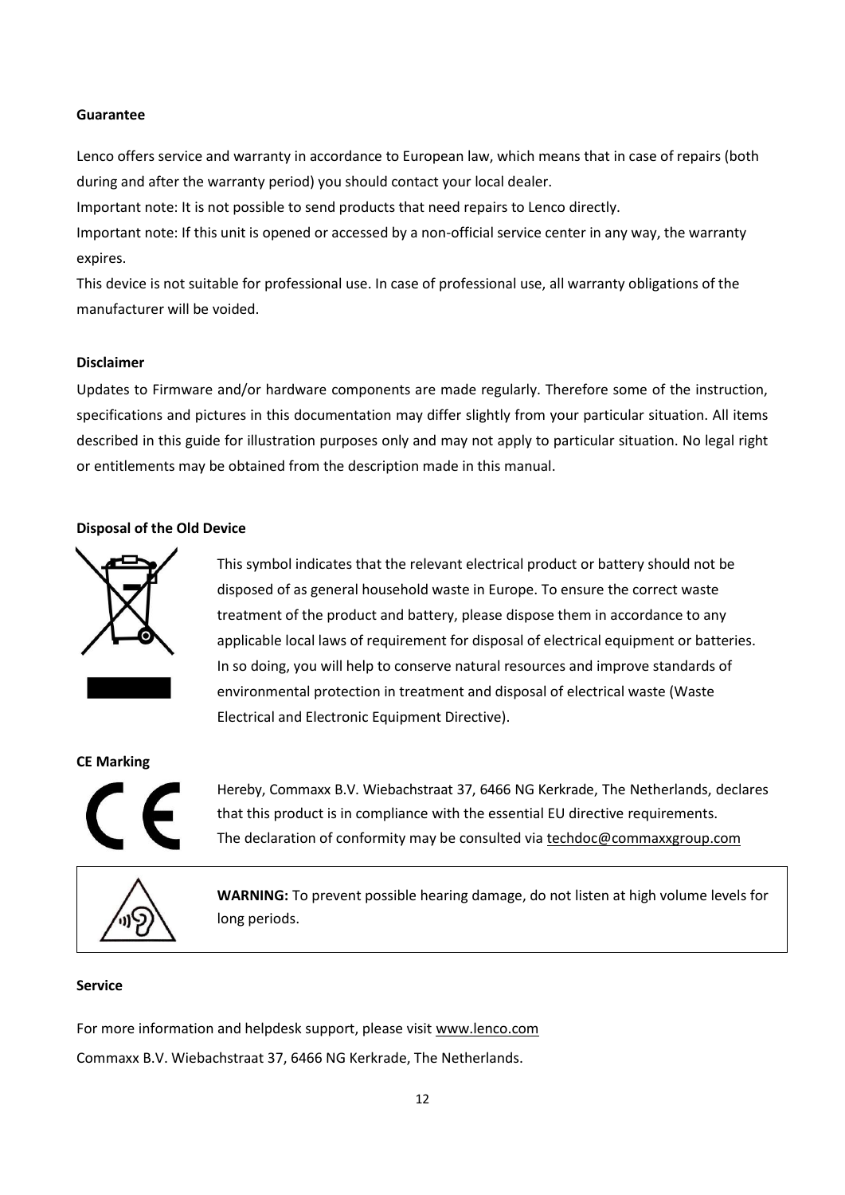### Guarantee

Lenco offers service and warranty in accordance to European law, which means that in case of repairs (both during and after the warranty period) you should contact your local dealer.

Important note: It is not possible to send products that need repairs to Lenco directly.

Important note: If this unit is opened or accessed by a non-official service center in any way, the warranty expires.

This device is not suitable for professional use. In case of professional use, all warranty obligations of the manufacturer will be voided.

### Disclaimer

Updates to Firmware and/or hardware components are made regularly. Therefore some of the instruction, specifications and pictures in this documentation may differ slightly from your particular situation. All items described in this guide for illustration purposes only and may not apply to particular situation. No legal right or entitlements may be obtained from the description made in this manual.

### Disposal of the Old Device

This symbol indicates that the relevant electrical product or battery should not be disposed of as general household waste in Europe. To ensure the correct waste treatment of the product and battery, please dispose them in accordance to any applicable local laws of requirement for disposal of electrical equipment or batteries. In so doing, you will help to conserve natural resources and improve standards of environmental protection in treatment and disposal of electrical waste (Waste Electrical and Electronic Equipment Directive).

### CE Marking

Hereby, Commaxx B.V. Wiebachstraat 37, 6466 NG Kerkrade, The Netherlands, declares that this product is in compliance with the essential EU directive requirements.
The declaration of conformity may be consulted via techdoc@commaxxgroup.com

**WARNING:** To prevent possible hearing damage, do not listen at high volume levels for long periods.

### Service

For more information and helpdesk support, please visit www.lenco.com

Commaxx B.V. Wiebachstraat 37, 6466 NG Kerkrade, The Netherlands.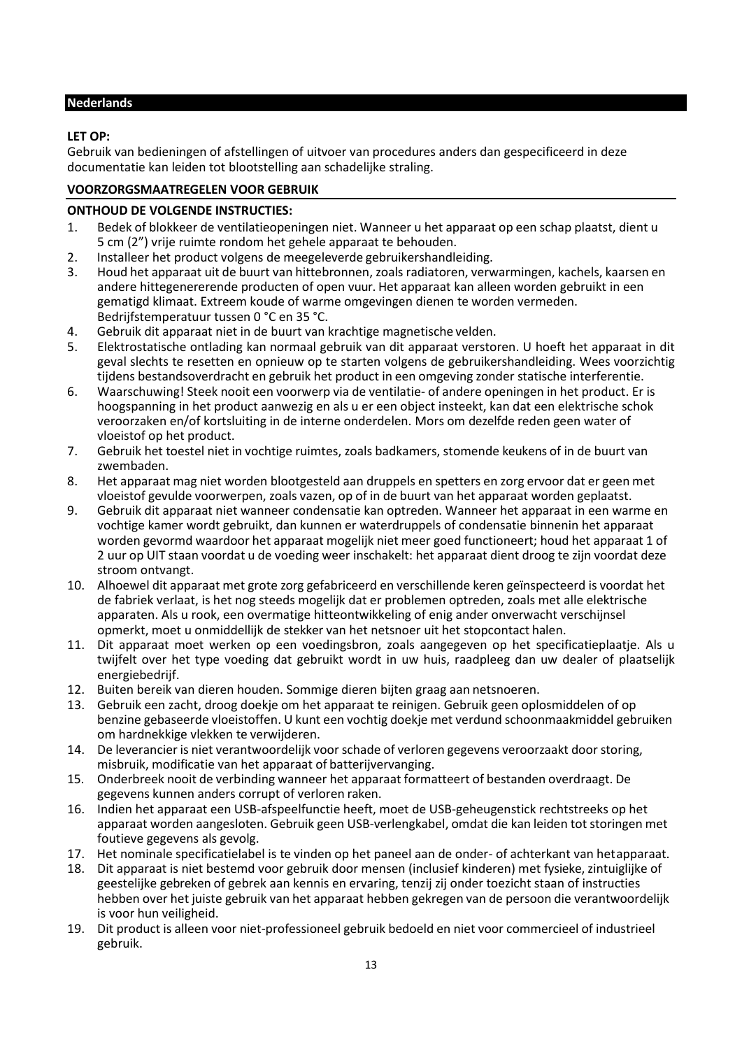## Nederlands

**LET OP:**

Gebruik van bedieningen of afstellingen of uitvoer van procedures anders dan gespecificeerd in deze documentatie kan leiden tot blootstelling aan schadelijke straling.

**VOORZORGSMAATREGELEN VOOR GEBRUIK**

**ONTHOUD DE VOLGENDE INSTRUCTIES:**

1. Bedek of blokkeer de ventilatieopeningen niet. Wanneer u het apparaat op een schap plaatst, dient u 5 cm (2") vrije ruimte rondom het gehele apparaat te behouden.
2. Installeer het product volgens de meegeleverde gebruikershandleiding.
3. Houd het apparaat uit de buurt van hittebronnen, zoals radiatoren, verwarmingen, kachels, kaarsen en andere hittegenererende producten of open vuur. Het apparaat kan alleen worden gebruikt in een gematigd klimaat. Extreem koude of warme omgevingen dienen te worden vermeden. Bedrijfstemperatuur tussen 0 °C en 35 °C.
4. Gebruik dit apparaat niet in de buurt van krachtige magnetische velden.
5. Elektrostatische ontlading kan normaal gebruik van dit apparaat verstoren. U hoeft het apparaat in dit geval slechts te resetten en opnieuw op te starten volgens de gebruikershandleiding. Wees voorzichtig tijdens bestandsoverdracht en gebruik het product in een omgeving zonder statische interferentie.
6. Waarschuwing! Steek nooit een voorwerp via de ventilatie- of andere openingen in het product. Er is hoogspanning in het product aanwezig en als u er een object insteekt, kan dat een elektrische schok veroorzaken en/of kortsluiting in de interne onderdelen. Mors om dezelfde reden geen water of vloeistof op het product.
7. Gebruik het toestel niet in vochtige ruimtes, zoals badkamers, stomende keukens of in de buurt van zwembaden.
8. Het apparaat mag niet worden blootgesteld aan druppels en spetters en zorg ervoor dat er geen met vloeistof gevulde voorwerpen, zoals vazen, op of in de buurt van het apparaat worden geplaatst.
9. Gebruik dit apparaat niet wanneer condensatie kan optreden. Wanneer het apparaat in een warme en vochtige kamer wordt gebruikt, dan kunnen er waterdruppels of condensatie binnenin het apparaat worden gevormd waardoor het apparaat mogelijk niet meer goed functioneert; houd het apparaat 1 of 2 uur op UIT staan voordat u de voeding weer inschakelt: het apparaat dient droog te zijn voordat deze stroom ontvangt.
10. Alhoewel dit apparaat met grote zorg gefabriceerd en verschillende keren geïnspecteerd is voordat het de fabriek verlaat, is het nog steeds mogelijk dat er problemen optreden, zoals met alle elektrische apparaten. Als u rook, een overmatige hitteontwikkeling of enig ander onverwacht verschijnsel opmerkt, moet u onmiddellijk de stekker van het netsnoer uit het stopcontact halen.
11. Dit apparaat moet werken op een voedingsbron, zoals aangegeven op het specificatieplaatje. Als u twijfelt over het type voeding dat gebruikt wordt in uw huis, raadpleeg dan uw dealer of plaatselijk energiebedrijf.
12. Buiten bereik van dieren houden. Sommige dieren bijten graag aan netsnoeren.
13. Gebruik een zacht, droog doekje om het apparaat te reinigen. Gebruik geen oplosmiddelen of op benzine gebaseerde vloeistoffen. U kunt een vochtig doekje met verdund schoonmaakmiddel gebruiken om hardnekkige vlekken te verwijderen.
14. De leverancier is niet verantwoordelijk voor schade of verloren gegevens veroorzaakt door storing, misbruik, modificatie van het apparaat of batterijvervanging.
15. Onderbreek nooit de verbinding wanneer het apparaat formatteert of bestanden overdraagt. De gegevens kunnen anders corrupt of verloren raken.
16. Indien het apparaat een USB-afspeelfunctie heeft, moet de USB-geheugenstick rechtstreeks op het apparaat worden aangesloten. Gebruik geen USB-verlengkabel, omdat die kan leiden tot storingen met foutieve gegevens als gevolg.
17. Het nominale specificatielabel is te vinden op het paneel aan de onder- of achterkant van hetapparaat.
18. Dit apparaat is niet bestemd voor gebruik door mensen (inclusief kinderen) met fysieke, zintuiglijke of geestelijke gebreken of gebrek aan kennis en ervaring, tenzij zij onder toezicht staan of instructies hebben over het juiste gebruik van het apparaat hebben gekregen van de persoon die verantwoordelijk is voor hun veiligheid.
19. Dit product is alleen voor niet-professioneel gebruik bedoeld en niet voor commercieel of industrieel gebruik.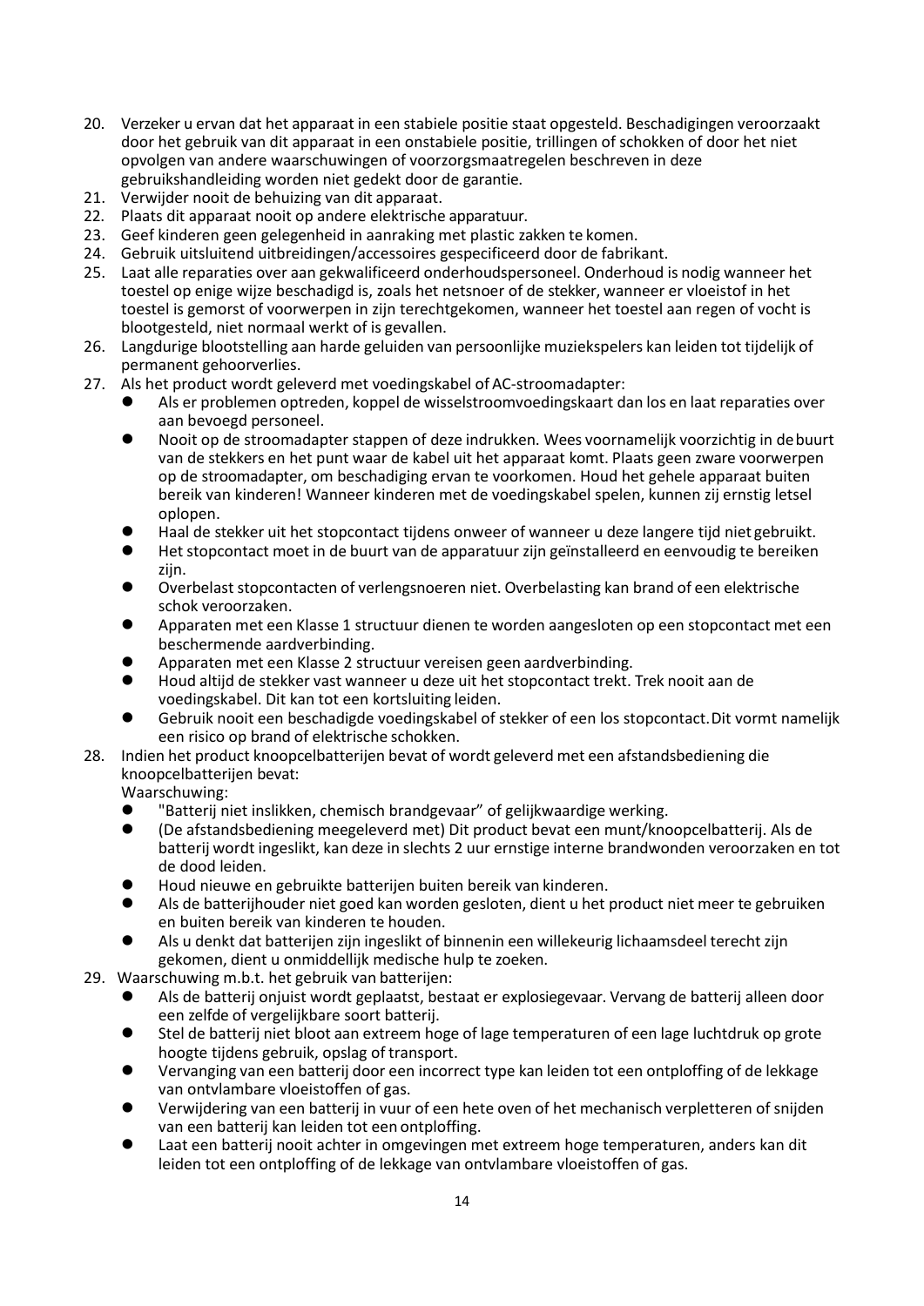20. Verzeker u ervan dat het apparaat in een stabiele positie staat opgesteld. Beschadigingen veroorzaakt door het gebruik van dit apparaat in een onstabiele positie, trillingen of schokken of door het niet opvolgen van andere waarschuwingen of voorzorgsmaatregelen beschreven in deze gebruikshandleiding worden niet gedekt door de garantie.
21. Verwijder nooit de behuizing van dit apparaat.
22. Plaats dit apparaat nooit op andere elektrische apparatuur.
23. Geef kinderen geen gelegenheid in aanraking met plastic zakken te komen.
24. Gebruik uitsluitend uitbreidingen/accessoires gespecificeerd door de fabrikant.
25. Laat alle reparaties over aan gekwalificeerd onderhoudspersoneel. Onderhoud is nodig wanneer het toestel op enige wijze beschadigd is, zoals het netsnoer of de stekker, wanneer er vloeistof in het toestel is gemorst of voorwerpen in zijn terechtgekomen, wanneer het toestel aan regen of vocht is blootgesteld, niet normaal werkt of is gevallen.
26. Langdurige blootstelling aan harde geluiden van persoonlijke muziekspelers kan leiden tot tijdelijk of permanent gehoorverlies.
27. Als het product wordt geleverd met voedingskabel of AC-stroomadapter:
    - Als er problemen optreden, koppel de wisselstroomvoedingskaart dan los en laat reparaties over aan bevoegd personeel.
    - Nooit op de stroomadapter stappen of deze indrukken. Wees voornamelijk voorzichtig in de buurt van de stekkers en het punt waar de kabel uit het apparaat komt. Plaats geen zware voorwerpen op de stroomadapter, om beschadiging ervan te voorkomen. Houd het gehele apparaat buiten bereik van kinderen! Wanneer kinderen met de voedingskabel spelen, kunnen zij ernstig letsel oplopen.
    - Haal de stekker uit het stopcontact tijdens onweer of wanneer u deze langere tijd niet gebruikt.
    - Het stopcontact moet in de buurt van de apparatuur zijn geïnstalleerd en eenvoudig te bereiken zijn.
    - Overbelast stopcontacten of verlengsnoeren niet. Overbelasting kan brand of een elektrische schok veroorzaken.
    - Apparaten met een Klasse 1 structuur dienen te worden aangesloten op een stopcontact met een beschermende aardverbinding.
    - Apparaten met een Klasse 2 structuur vereisen geen aardverbinding.
    - Houd altijd de stekker vast wanneer u deze uit het stopcontact trekt. Trek nooit aan de voedingskabel. Dit kan tot een kortsluiting leiden.
    - Gebruik nooit een beschadigde voedingskabel of stekker of een los stopcontact. Dit vormt namelijk een risico op brand of elektrische schokken.
28. Indien het product knoopcelbatterijen bevat of wordt geleverd met een afstandsbediening die knoopcelbatterijen bevat:
    Waarschuwing:
    - "Batterij niet inslikken, chemisch brandgevaar" of gelijkwaardige werking.
    - (De afstandsbediening meegeleverd met) Dit product bevat een munt/knoopcelbatterij. Als de batterij wordt ingeslikt, kan deze in slechts 2 uur ernstige interne brandwonden veroorzaken en tot de dood leiden.
    - Houd nieuwe en gebruikte batterijen buiten bereik van kinderen.
    - Als de batterijhouder niet goed kan worden gesloten, dient u het product niet meer te gebruiken en buiten bereik van kinderen te houden.
    - Als u denkt dat batterijen zijn ingeslikt of binnenin een willekeurig lichaamsdeel terecht zijn gekomen, dient u onmiddellijk medische hulp te zoeken.
29. Waarschuwing m.b.t. het gebruik van batterijen:
    - Als de batterij onjuist wordt geplaatst, bestaat er explosiegevaar. Vervang de batterij alleen door een zelfde of vergelijkbare soort batterij.
    - Stel de batterij niet bloot aan extreem hoge of lage temperaturen of een lage luchtdruk op grote hoogte tijdens gebruik, opslag of transport.
    - Vervanging van een batterij door een incorrect type kan leiden tot een ontploffing of de lekkage van ontvlambare vloeistoffen of gas.
    - Verwijdering van een batterij in vuur of een hete oven of het mechanisch verpletteren of snijden van een batterij kan leiden tot een ontploffing.
    - Laat een batterij nooit achter in omgevingen met extreem hoge temperaturen, anders kan dit leiden tot een ontploffing of de lekkage van ontvlambare vloeistoffen of gas.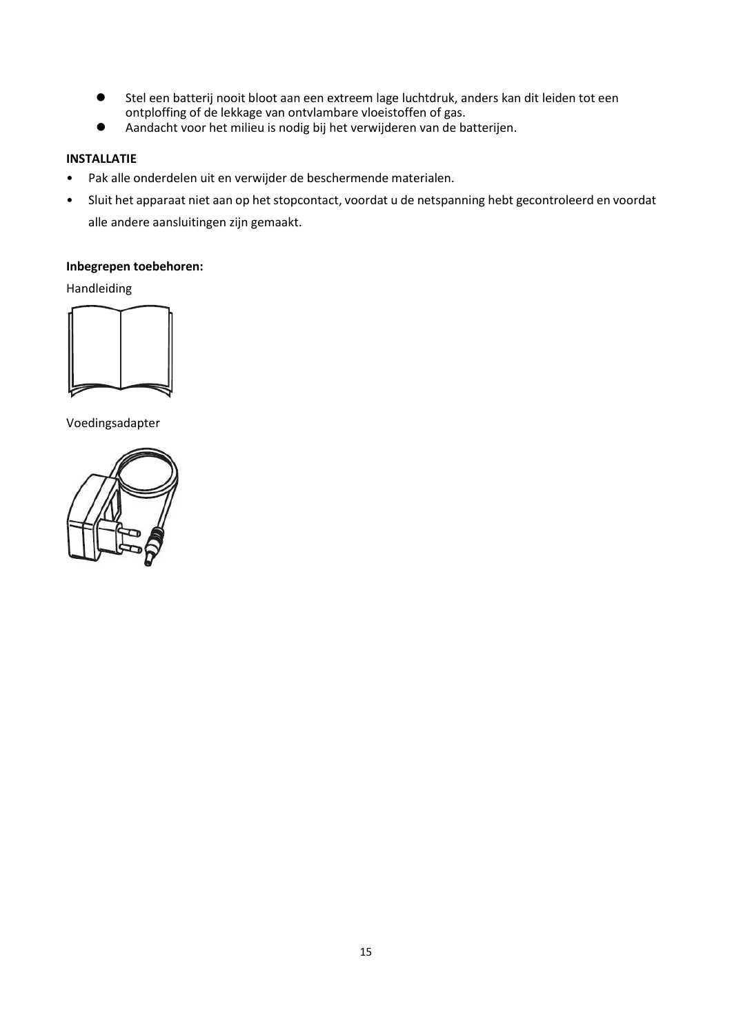- Stel een batterij nooit bloot aan een extreem lage luchtdruk, anders kan dit leiden tot een ontploffing of de lekkage van ontvlambare vloeistoffen of gas.
- Aandacht voor het milieu is nodig bij het verwijderen van de batterijen.

**INSTALLATIE**

- Pak alle onderdelen uit en verwijder de beschermende materialen.
- Sluit het apparaat niet aan op het stopcontact, voordat u de netspanning hebt gecontroleerd en voordat alle andere aansluitingen zijn gemaakt.

**Inbegrepen toebehoren:**

Handleiding

Voedingsadapter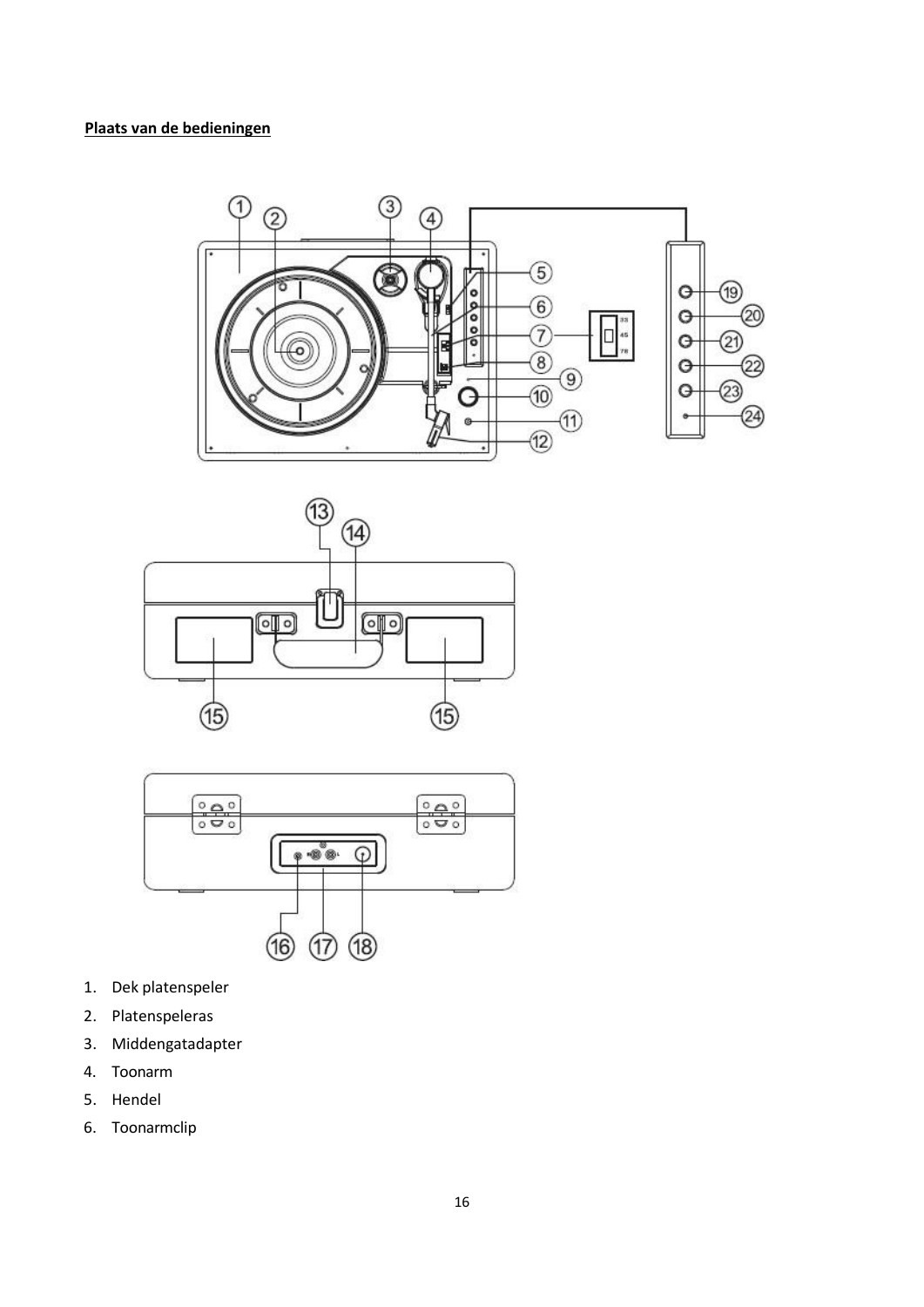**Plaats van de bedieningen**

1. Dek platenspeler
2. Platenspeleras
3. Middengatadapter
4. Toonarm
5. Hendel
6. Toonarmclip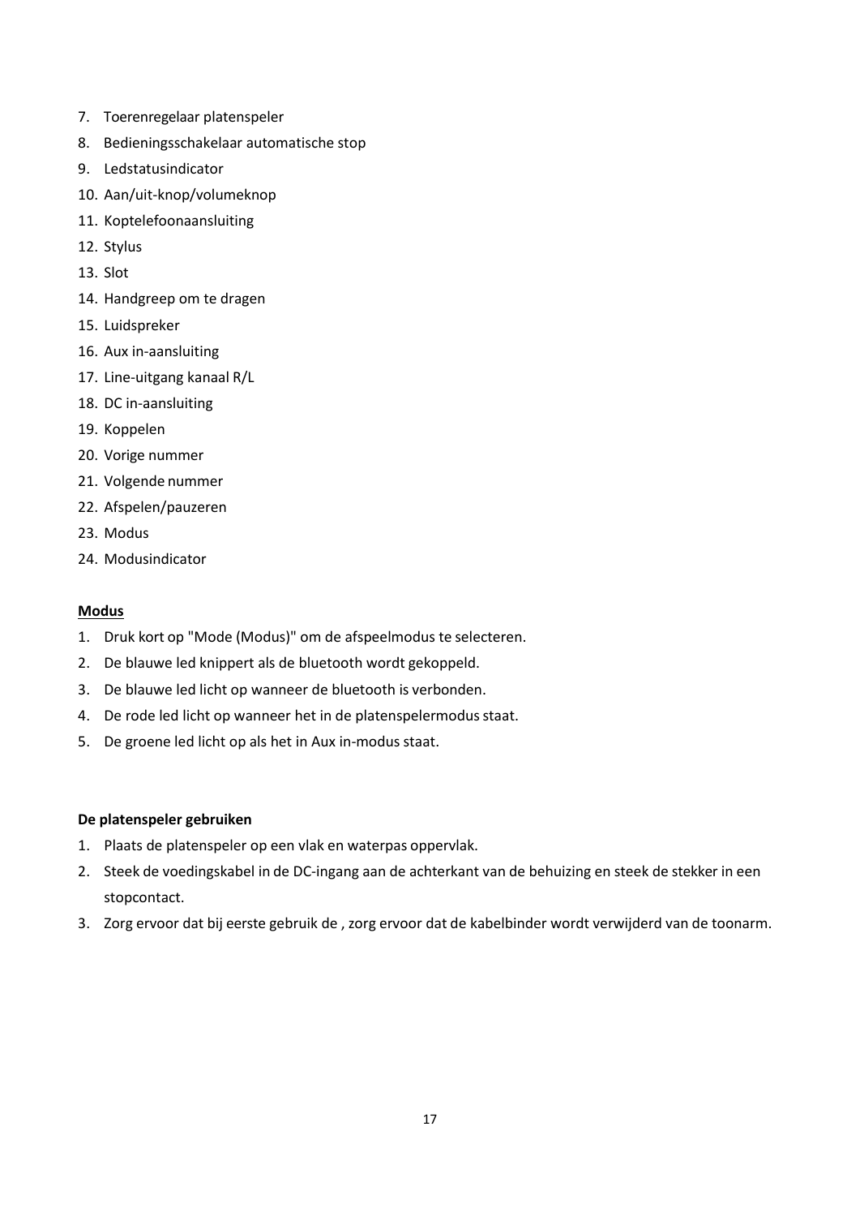7. Toerenregelaar platenspeler
8. Bedieningsschakelaar automatische stop
9. Ledstatusindicator
10. Aan/uit-knop/volumeknop
11. Koptelefoonaansluiting
12. Stylus
13. Slot
14. Handgreep om te dragen
15. Luidspreker
16. Aux in-aansluiting
17. Line-uitgang kanaal R/L
18. DC in-aansluiting
19. Koppelen
20. Vorige nummer
21. Volgende nummer
22. Afspelen/pauzeren
23. Modus
24. Modusindicator

**Modus**

1. Druk kort op "Mode (Modus)" om de afspeelmodus te selecteren.
2. De blauwe led knippert als de bluetooth wordt gekoppeld.
3. De blauwe led licht op wanneer de bluetooth is verbonden.
4. De rode led licht op wanneer het in de platenspelermodus staat.
5. De groene led licht op als het in Aux in-modus staat.

**De platenspeler gebruiken**

1. Plaats de platenspeler op een vlak en waterpas oppervlak.
2. Steek de voedingskabel in de DC-ingang aan de achterkant van de behuizing en steek de stekker in een stopcontact.
3. Zorg ervoor dat bij eerste gebruik de , zorg ervoor dat de kabelbinder wordt verwijderd van de toonarm.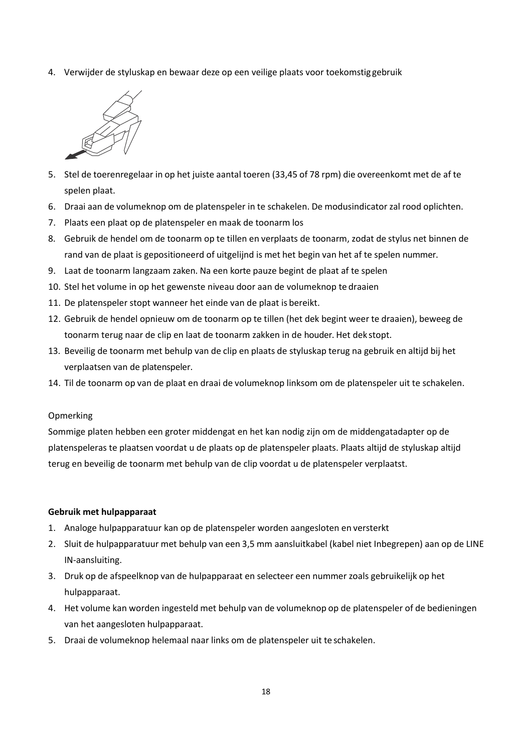4. Verwijder de styluskap en bewaar deze op een veilige plaats voor toekomstig gebruik
5. Stel de toerenregelaar in op het juiste aantal toeren (33,45 of 78 rpm) die overeenkomt met de af te spelen plaat.
6. Draai aan de volumeknop om de platenspeler in te schakelen. De modusindicator zal rood oplichten.
7. Plaats een plaat op de platenspeler en maak de toonarm los
8. Gebruik de hendel om de toonarm op te tillen en verplaats de toonarm, zodat de stylus net binnen de rand van de plaat is gepositioneerd of uitgelijnd is met het begin van het af te spelen nummer.
9. Laat de toonarm langzaam zaken. Na een korte pauze begint de plaat af te spelen
10. Stel het volume in op het gewenste niveau door aan de volumeknop te draaien
11. De platenspeler stopt wanneer het einde van de plaat is bereikt.
12. Gebruik de hendel opnieuw om de toonarm op te tillen (het dek begint weer te draaien), beweeg de toonarm terug naar de clip en laat de toonarm zakken in de houder. Het dek stopt.
13. Beveilig de toonarm met behulp van de clip en plaats de styluskap terug na gebruik en altijd bij het verplaatsen van de platenspeler.
14. Til de toonarm op van de plaat en draai de volumeknop linksom om de platenspeler uit te schakelen.

Opmerking

Sommige platen hebben een groter middengat en het kan nodig zijn om de middengatadapter op de platenspeleras te plaatsen voordat u de plaats op de platenspeler plaats. Plaats altijd de styluskap altijd terug en beveilig de toonarm met behulp van de clip voordat u de platenspeler verplaatst.

**Gebruik met hulpapparaat**

1. Analoge hulpapparatuur kan op de platenspeler worden aangesloten en versterkt
2. Sluit de hulpapparatuur met behulp van een 3,5 mm aansluitkabel (kabel niet Inbegrepen) aan op de LINE IN-aansluiting.
3. Druk op de afspeelknop van de hulpapparaat en selecteer een nummer zoals gebruikelijk op het hulpapparaat.
4. Het volume kan worden ingesteld met behulp van de volumeknop op de platenspeler of de bedieningen van het aangesloten hulpapparaat.
5. Draai de volumeknop helemaal naar links om de platenspeler uit te schakelen.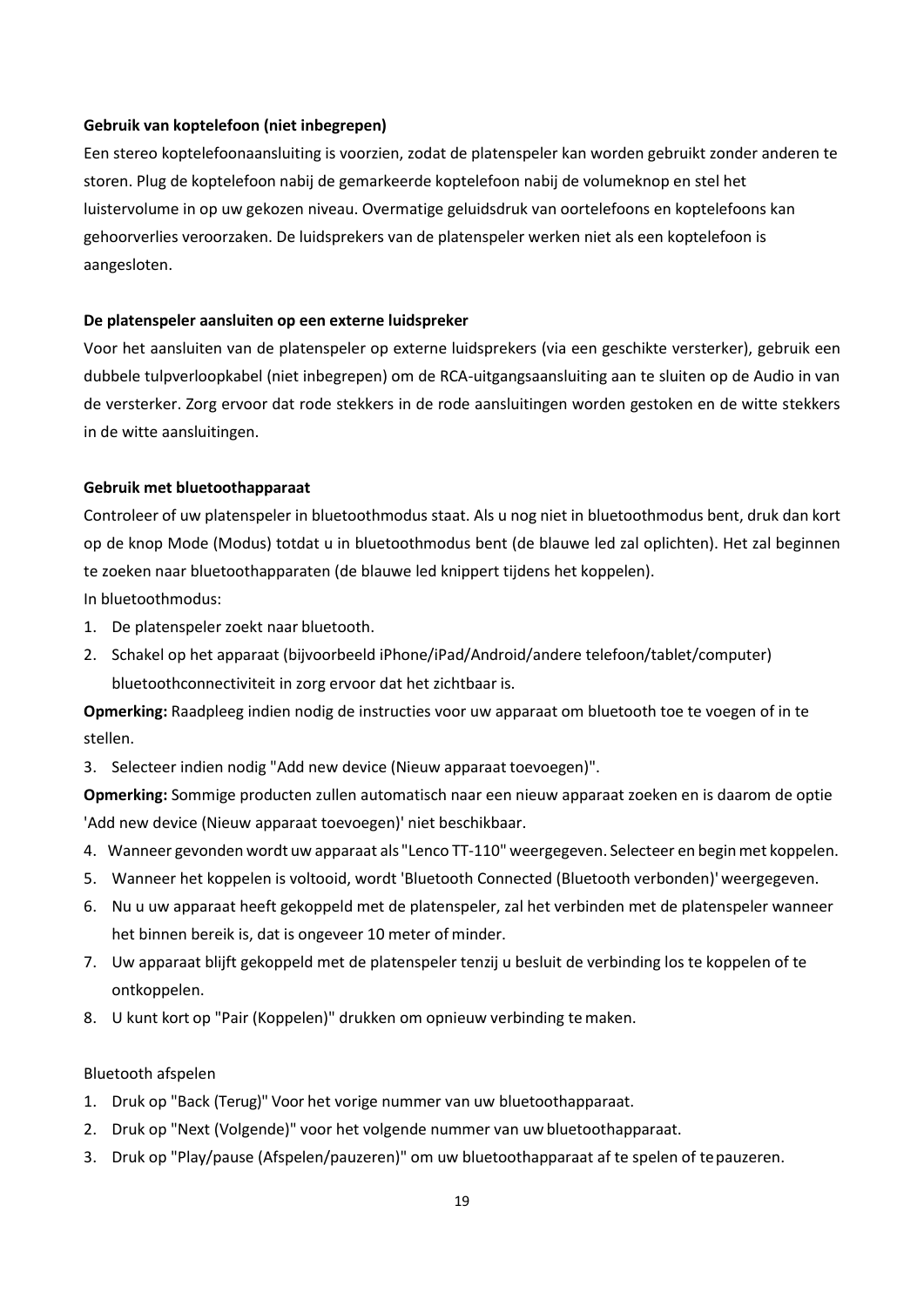**Gebruik van koptelefoon (niet inbegrepen)**

Een stereo koptelefoonaansluiting is voorzien, zodat de platenspeler kan worden gebruikt zonder anderen te storen. Plug de koptelefoon nabij de gemarkeerde koptelefoon nabij de volumeknop en stel het luistervolume in op uw gekozen niveau. Overmatige geluidsdruk van oortelefoons en koptelefoons kan gehoorverlies veroorzaken. De luidsprekers van de platenspeler werken niet als een koptelefoon is aangesloten.

**De platenspeler aansluiten op een externe luidspreker**

Voor het aansluiten van de platenspeler op externe luidsprekers (via een geschikte versterker), gebruik een dubbele tulpverloopkabel (niet inbegrepen) om de RCA-uitgangsaansluiting aan te sluiten op de Audio in van de versterker. Zorg ervoor dat rode stekkers in de rode aansluitingen worden gestoken en de witte stekkers in de witte aansluitingen.

**Gebruik met bluetoothapparaat**

Controleer of uw platenspeler in bluetoothmodus staat. Als u nog niet in bluetoothmodus bent, druk dan kort op de knop Mode (Modus) totdat u in bluetoothmodus bent (de blauwe led zal oplichten). Het zal beginnen te zoeken naar bluetoothapparaten (de blauwe led knippert tijdens het koppelen).

In bluetoothmodus:

1. De platenspeler zoekt naar bluetooth.
2. Schakel op het apparaat (bijvoorbeeld iPhone/iPad/Android/andere telefoon/tablet/computer) bluetoothconnectiviteit in zorg ervoor dat het zichtbaar is.

**Opmerking:** Raadpleeg indien nodig de instructies voor uw apparaat om bluetooth toe te voegen of in te stellen.

3. Selecteer indien nodig "Add new device (Nieuw apparaat toevoegen)".

**Opmerking:** Sommige producten zullen automatisch naar een nieuw apparaat zoeken en is daarom de optie 'Add new device (Nieuw apparaat toevoegen)' niet beschikbaar.

4. Wanneer gevonden wordt uw apparaat als "Lenco TT-110" weergegeven. Selecteer en begin met koppelen.
5. Wanneer het koppelen is voltooid, wordt 'Bluetooth Connected (Bluetooth verbonden)' weergegeven.
6. Nu u uw apparaat heeft gekoppeld met de platenspeler, zal het verbinden met de platenspeler wanneer het binnen bereik is, dat is ongeveer 10 meter of minder.
7. Uw apparaat blijft gekoppeld met de platenspeler tenzij u besluit de verbinding los te koppelen of te ontkoppelen.
8. U kunt kort op "Pair (Koppelen)" drukken om opnieuw verbinding te maken.

Bluetooth afspelen

1. Druk op "Back (Terug)" Voor het vorige nummer van uw bluetoothapparaat.
2. Druk op "Next (Volgende)" voor het volgende nummer van uw bluetoothapparaat.
3. Druk op "Play/pause (Afspelen/pauzeren)" om uw bluetoothapparaat af te spelen of te pauzeren.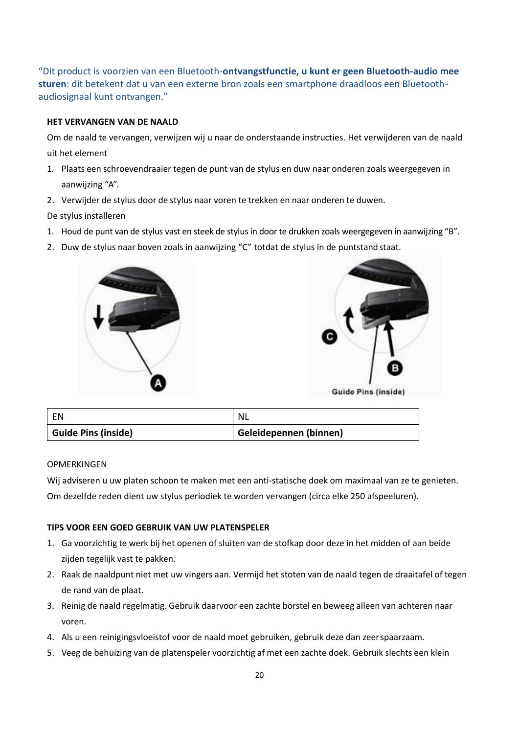“Dit product is voorzien van een Bluetooth-**ontvangstfunctie, u kunt er geen Bluetooth-audio mee sturen**: dit betekent dat u van een externe bron zoals een smartphone draadloos een Bluetooth-audiosignaal kunt ontvangen.”

**HET VERVANGEN VAN DE NAALD**

Om de naald te vervangen, verwijzen wij u naar de onderstaande instructies. Het verwijderen van de naald uit het element

1. Plaats een schroevendraaier tegen de punt van de stylus en duw naar onderen zoals weergegeven in aanwijzing “A”.
2. Verwijder de stylus door de stylus naar voren te trekken en naar onderen te duwen.

De stylus installeren

1. Houd de punt van de stylus vast en steek de stylus in door te drukken zoals weergegeven in aanwijzing “B”.
2. Duw de stylus naar boven zoals in aanwijzing “C” totdat de stylus in de puntstand staat.

| EN | NL |
|---|---|
| **Guide Pins (inside)** | **Geleidepennen (binnen)** |

OPMERKINGEN

Wij adviseren u uw platen schoon te maken met een anti-statische doek om maximaal van ze te genieten. Om dezelfde reden dient uw stylus periodiek te worden vervangen (circa elke 250 afspeeluren).

**TIPS VOOR EEN GOED GEBRUIK VAN UW PLATENSPELER**

1. Ga voorzichtig te werk bij het openen of sluiten van de stofkap door deze in het midden of aan beide zijden tegelijk vast te pakken.
2. Raak de naaldpunt niet met uw vingers aan. Vermijd het stoten van de naald tegen de draaitafel of tegen de rand van de plaat.
3. Reinig de naald regelmatig. Gebruik daarvoor een zachte borstel en beweeg alleen van achteren naar voren.
4. Als u een reinigingsvloeistof voor de naald moet gebruiken, gebruik deze dan zeer spaarzaam.
5. Veeg de behuizing van de platenspeler voorzichtig af met een zachte doek. Gebruik slechts een klein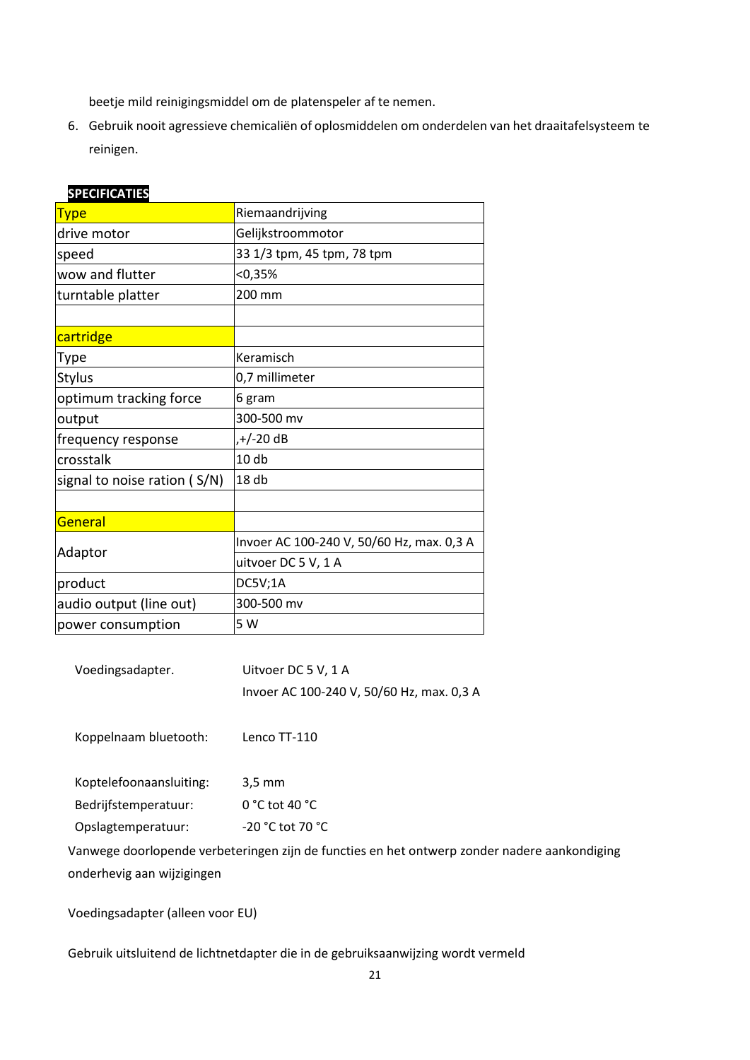beetje mild reinigingsmiddel om de platenspeler af te nemen.

6. Gebruik nooit agressieve chemicaliën of oplosmiddelen om onderdelen van het draaitafelsysteem te reinigen.

**SPECIFICATIES**

| Type | Riemaandrijving |
|---|---|
| drive motor | Gelijkstroommotor |
| speed | 33 1/3 tpm, 45 tpm, 78 tpm |
| wow and flutter | <0,35% |
| turntable platter | 200 mm |
| | |
| cartridge | |
| Type | Keramisch |
| Stylus | 0,7 millimeter |
| optimum tracking force | 6 gram |
| output | 300-500 mv |
| frequency response | ,+/-20 dB |
| crosstalk | 10 db |
| signal to noise ration ( S/N) | 18 db |
| | |
| General | |
| Adaptor | Invoer AC 100-240 V, 50/60 Hz, max. 0,3 A |
| | uitvoer DC 5 V, 1 A |
| product | DC5V;1A |
| audio output (line out) | 300-500 mv |
| power consumption | 5 W |

Voedingsadapter. Uitvoer DC 5 V, 1 A
Invoer AC 100-240 V, 50/60 Hz, max. 0,3 A

Koppelnaam bluetooth: Lenco TT-110

Koptelefoonaansluiting: 3,5 mm
Bedrijfstemperatuur: 0 °C tot 40 °C
Opslagtemperatuur: -20 °C tot 70 °C

Vanwege doorlopende verbeteringen zijn de functies en het ontwerp zonder nadere aankondiging onderhevig aan wijzigingen

Voedingsadapter (alleen voor EU)

Gebruik uitsluitend de lichtnetdapter die in de gebruiksaanwijzing wordt vermeld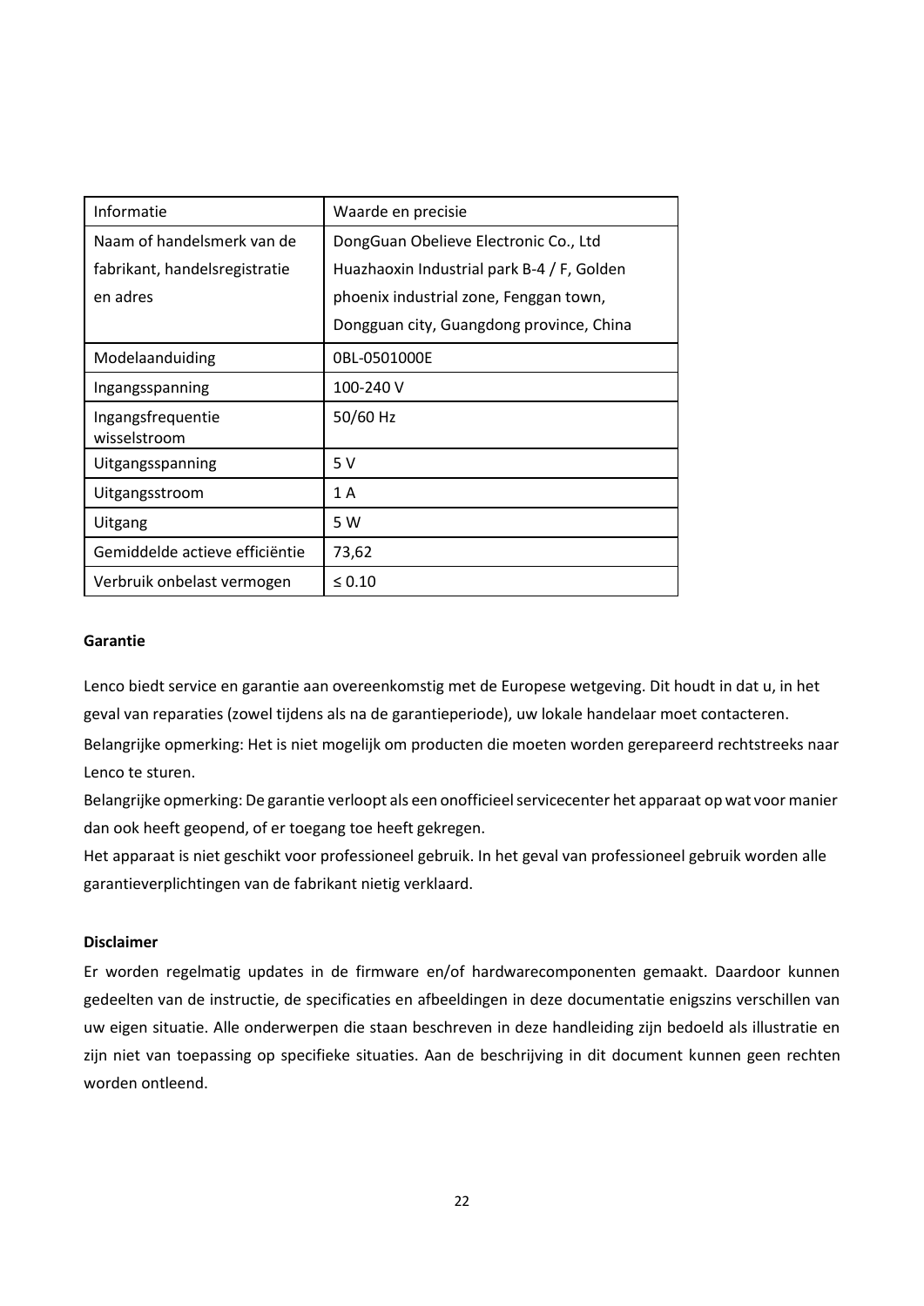| Informatie | Waarde en precisie |
| --- | --- |
| Naam of handelsmerk van de fabrikant, handelsregistratie en adres | DongGuan Obelieve Electronic Co., Ltd Huazhaoxin Industrial park B-4 / F, Golden phoenix industrial zone, Fenggan town, Dongguan city, Guangdong province, China |
| Modelaanduiding | 0BL-0501000E |
| Ingangsspanning | 100-240 V |
| Ingangsfrequentie wisselstroom | 50/60 Hz |
| Uitgangsspanning | 5 V |
| Uitgangsstroom | 1 A |
| Uitgang | 5 W |
| Gemiddelde actieve efficiëntie | 73,62 |
| Verbruik onbelast vermogen | ≤ 0.10 |

**Garantie**

Lenco biedt service en garantie aan overeenkomstig met de Europese wetgeving. Dit houdt in dat u, in het geval van reparaties (zowel tijdens als na de garantieperiode), uw lokale handelaar moet contacteren.

Belangrijke opmerking: Het is niet mogelijk om producten die moeten worden gerepareerd rechtstreeks naar Lenco te sturen.

Belangrijke opmerking: De garantie verloopt als een onofficieel servicecenter het apparaat op wat voor manier dan ook heeft geopend, of er toegang toe heeft gekregen.

Het apparaat is niet geschikt voor professioneel gebruik. In het geval van professioneel gebruik worden alle garantieverplichtingen van de fabrikant nietig verklaard.

**Disclaimer**

Er worden regelmatig updates in de firmware en/of hardwarecomponenten gemaakt. Daardoor kunnen gedeelten van de instructie, de specificaties en afbeeldingen in deze documentatie enigszins verschillen van uw eigen situatie. Alle onderwerpen die staan beschreven in deze handleiding zijn bedoeld als illustratie en zijn niet van toepassing op specifieke situaties. Aan de beschrijving in dit document kunnen geen rechten worden ontleend.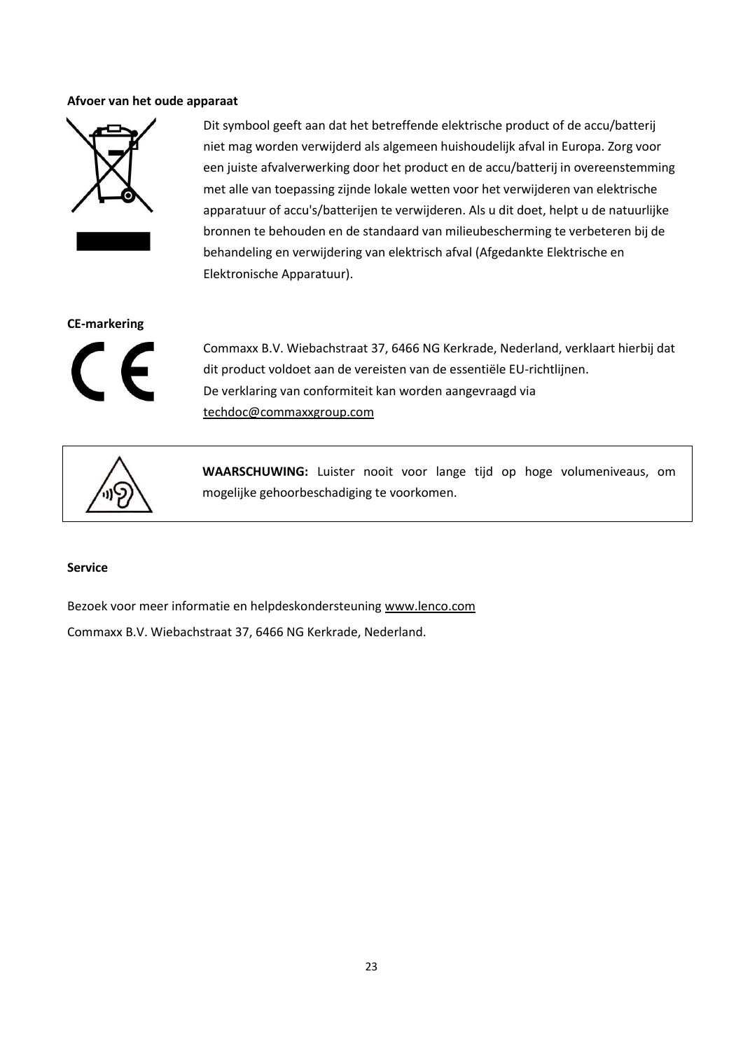**Afvoer van het oude apparaat**

Dit symbool geeft aan dat het betreffende elektrische product of de accu/batterij niet mag worden verwijderd als algemeen huishoudelijk afval in Europa. Zorg voor een juiste afvalverwerking door het product en de accu/batterij in overeenstemming met alle van toepassing zijnde lokale wetten voor het verwijderen van elektrische apparatuur of accu's/batterijen te verwijderen. Als u dit doet, helpt u de natuurlijke bronnen te behouden en de standaard van milieubescherming te verbeteren bij de behandeling en verwijdering van elektrisch afval (Afgedankte Elektrische en Elektronische Apparatuur).

**CE-markering**

Commaxx B.V. Wiebachstraat 37, 6466 NG Kerkrade, Nederland, verklaart hierbij dat dit product voldoet aan de vereisten van de essentiële EU-richtlijnen.
De verklaring van conformiteit kan worden aangevraagd via
techdoc@commaxxgroup.com

**WAARSCHUWING:** Luister nooit voor lange tijd op hoge volumeniveaus, om mogelijke gehoorbeschadiging te voorkomen.

**Service**

Bezoek voor meer informatie en helpdeskondersteuning www.lenco.com

Commaxx B.V. Wiebachstraat 37, 6466 NG Kerkrade, Nederland.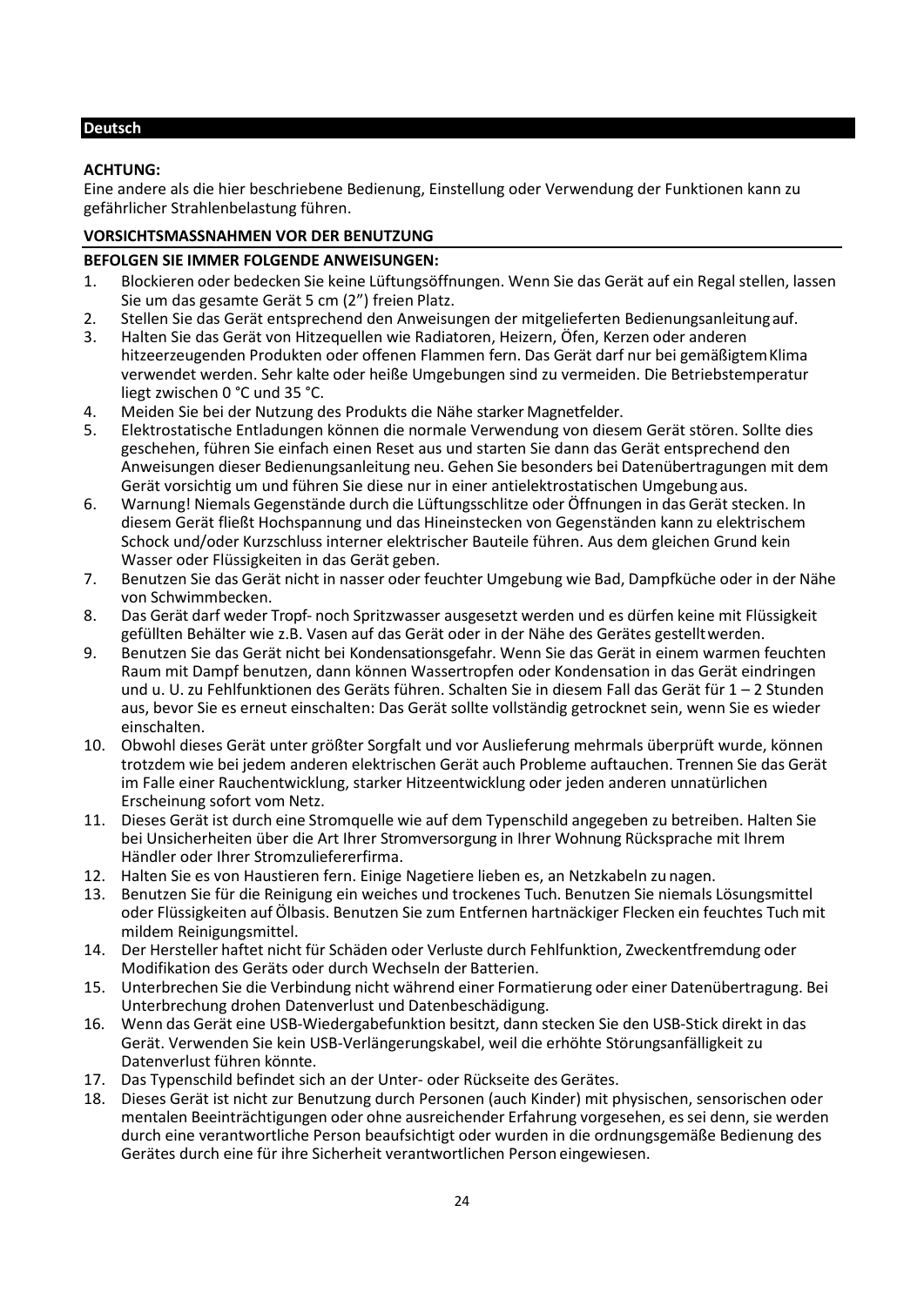## Deutsch

**ACHTUNG:**
Eine andere als die hier beschriebene Bedienung, Einstellung oder Verwendung der Funktionen kann zu gefährlicher Strahlenbelastung führen.

**VORSICHTSMASSNAHMEN VOR DER BENUTZUNG**

**BEFOLGEN SIE IMMER FOLGENDE ANWEISUNGEN:**

1. Blockieren oder bedecken Sie keine Lüftungsöffnungen. Wenn Sie das Gerät auf ein Regal stellen, lassen Sie um das gesamte Gerät 5 cm (2”) freien Platz.
2. Stellen Sie das Gerät entsprechend den Anweisungen der mitgelieferten Bedienungsanleitung auf.
3. Halten Sie das Gerät von Hitzequellen wie Radiatoren, Heizern, Öfen, Kerzen oder anderen hitzeerzeugenden Produkten oder offenen Flammen fern. Das Gerät darf nur bei gemäßigtem Klima verwendet werden. Sehr kalte oder heiße Umgebungen sind zu vermeiden. Die Betriebstemperatur liegt zwischen 0 °C und 35 °C.
4. Meiden Sie bei der Nutzung des Produkts die Nähe starker Magnetfelder.
5. Elektrostatische Entladungen können die normale Verwendung von diesem Gerät stören. Sollte dies geschehen, führen Sie einfach einen Reset aus und starten Sie dann das Gerät entsprechend den Anweisungen dieser Bedienungsanleitung neu. Gehen Sie besonders bei Datenübertragungen mit dem Gerät vorsichtig um und führen Sie diese nur in einer antielektrostatischen Umgebung aus.
6. Warnung! Niemals Gegenstände durch die Lüftungsschlitze oder Öffnungen in das Gerät stecken. In diesem Gerät fließt Hochspannung und das Hineinstecken von Gegenständen kann zu elektrischem Schock und/oder Kurzschluss interner elektrischer Bauteile führen. Aus dem gleichen Grund kein Wasser oder Flüssigkeiten in das Gerät geben.
7. Benutzen Sie das Gerät nicht in nasser oder feuchter Umgebung wie Bad, Dampfküche oder in der Nähe von Schwimmbecken.
8. Das Gerät darf weder Tropf- noch Spritzwasser ausgesetzt werden und es dürfen keine mit Flüssigkeit gefüllten Behälter wie z.B. Vasen auf das Gerät oder in der Nähe des Gerätes gestellt werden.
9. Benutzen Sie das Gerät nicht bei Kondensationsgefahr. Wenn Sie das Gerät in einem warmen feuchten Raum mit Dampf benutzen, dann können Wassertropfen oder Kondensation in das Gerät eindringen und u. U. zu Fehlfunktionen des Geräts führen. Schalten Sie in diesem Fall das Gerät für 1 – 2 Stunden aus, bevor Sie es erneut einschalten: Das Gerät sollte vollständig getrocknet sein, wenn Sie es wieder einschalten.
10. Obwohl dieses Gerät unter größter Sorgfalt und vor Auslieferung mehrmals überprüft wurde, können trotzdem wie bei jedem anderen elektrischen Gerät auch Probleme auftauchen. Trennen Sie das Gerät im Falle einer Rauchentwicklung, starker Hitzeentwicklung oder jeden anderen unnatürlichen Erscheinung sofort vom Netz.
11. Dieses Gerät ist durch eine Stromquelle wie auf dem Typenschild angegeben zu betreiben. Halten Sie bei Unsicherheiten über die Art Ihrer Stromversorgung in Ihrer Wohnung Rücksprache mit Ihrem Händler oder Ihrer Stromzuliefererfirma.
12. Halten Sie es von Haustieren fern. Einige Nagetiere lieben es, an Netzkabeln zu nagen.
13. Benutzen Sie für die Reinigung ein weiches und trockenes Tuch. Benutzen Sie niemals Lösungsmittel oder Flüssigkeiten auf Ölbasis. Benutzen Sie zum Entfernen hartnäckiger Flecken ein feuchtes Tuch mit mildem Reinigungsmittel.
14. Der Hersteller haftet nicht für Schäden oder Verluste durch Fehlfunktion, Zweckentfremdung oder Modifikation des Geräts oder durch Wechseln der Batterien.
15. Unterbrechen Sie die Verbindung nicht während einer Formatierung oder einer Datenübertragung. Bei Unterbrechung drohen Datenverlust und Datenbeschädigung.
16. Wenn das Gerät eine USB-Wiedergabefunktion besitzt, dann stecken Sie den USB-Stick direkt in das Gerät. Verwenden Sie kein USB-Verlängerungskabel, weil die erhöhte Störungsanfälligkeit zu Datenverlust führen könnte.
17. Das Typenschild befindet sich an der Unter- oder Rückseite des Gerätes.
18. Dieses Gerät ist nicht zur Benutzung durch Personen (auch Kinder) mit physischen, sensorischen oder mentalen Beeinträchtigungen oder ohne ausreichender Erfahrung vorgesehen, es sei denn, sie werden durch eine verantwortliche Person beaufsichtigt oder wurden in die ordnungsgemäße Bedienung des Gerätes durch eine für ihre Sicherheit verantwortlichen Person eingewiesen.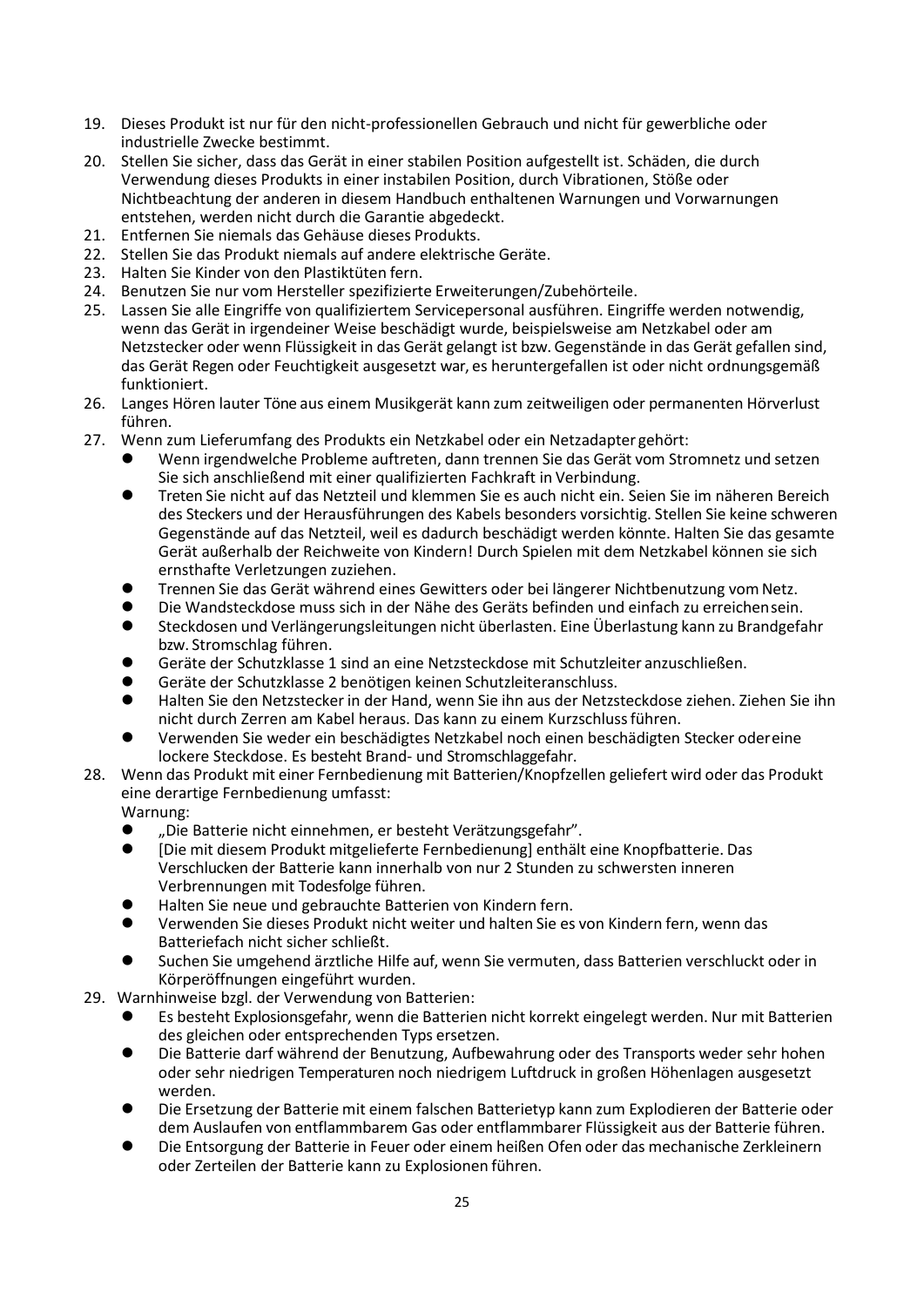19. Dieses Produkt ist nur für den nicht-professionellen Gebrauch und nicht für gewerbliche oder industrielle Zwecke bestimmt.
20. Stellen Sie sicher, dass das Gerät in einer stabilen Position aufgestellt ist. Schäden, die durch Verwendung dieses Produkts in einer instabilen Position, durch Vibrationen, Stöße oder Nichtbeachtung der anderen in diesem Handbuch enthaltenen Warnungen und Vorwarnungen entstehen, werden nicht durch die Garantie abgedeckt.
21. Entfernen Sie niemals das Gehäuse dieses Produkts.
22. Stellen Sie das Produkt niemals auf andere elektrische Geräte.
23. Halten Sie Kinder von den Plastiktüten fern.
24. Benutzen Sie nur vom Hersteller spezifizierte Erweiterungen/Zubehörteile.
25. Lassen Sie alle Eingriffe von qualifiziertem Servicepersonal ausführen. Eingriffe werden notwendig, wenn das Gerät in irgendeiner Weise beschädigt wurde, beispielsweise am Netzkabel oder am Netzstecker oder wenn Flüssigkeit in das Gerät gelangt ist bzw. Gegenstände in das Gerät gefallen sind, das Gerät Regen oder Feuchtigkeit ausgesetzt war, es heruntergefallen ist oder nicht ordnungsgemäß funktioniert.
26. Langes Hören lauter Töne aus einem Musikgerät kann zum zeitweiligen oder permanenten Hörverlust führen.
27. Wenn zum Lieferumfang des Produkts ein Netzkabel oder ein Netzadapter gehört:
    - Wenn irgendwelche Probleme auftreten, dann trennen Sie das Gerät vom Stromnetz und setzen Sie sich anschließend mit einer qualifizierten Fachkraft in Verbindung.
    - Treten Sie nicht auf das Netzteil und klemmen Sie es auch nicht ein. Seien Sie im näheren Bereich des Steckers und der Herausführungen des Kabels besonders vorsichtig. Stellen Sie keine schweren Gegenstände auf das Netzteil, weil es dadurch beschädigt werden könnte. Halten Sie das gesamte Gerät außerhalb der Reichweite von Kindern! Durch Spielen mit dem Netzkabel können sie sich ernsthafte Verletzungen zuziehen.
    - Trennen Sie das Gerät während eines Gewitters oder bei längerer Nichtbenutzung vom Netz.
    - Die Wandsteckdose muss sich in der Nähe des Geräts befinden und einfach zu erreichen sein.
    - Steckdosen und Verlängerungsleitungen nicht überlasten. Eine Überlastung kann zu Brandgefahr bzw. Stromschlag führen.
    - Geräte der Schutzklasse 1 sind an eine Netzsteckdose mit Schutzleiter anzuschließen.
    - Geräte der Schutzklasse 2 benötigen keinen Schutzleiteranschluss.
    - Halten Sie den Netzstecker in der Hand, wenn Sie ihn aus der Netzsteckdose ziehen. Ziehen Sie ihn nicht durch Zerren am Kabel heraus. Das kann zu einem Kurzschluss führen.
    - Verwenden Sie weder ein beschädigtes Netzkabel noch einen beschädigten Stecker oder eine lockere Steckdose. Es besteht Brand- und Stromschlaggefahr.
28. Wenn das Produkt mit einer Fernbedienung mit Batterien/Knopfzellen geliefert wird oder das Produkt eine derartige Fernbedienung umfasst:
    Warnung:
    - „Die Batterie nicht einnehmen, er besteht Verätzungsgefahr".
    - [Die mit diesem Produkt mitgelieferte Fernbedienung] enthält eine Knopfbatterie. Das Verschlucken der Batterie kann innerhalb von nur 2 Stunden zu schwersten inneren Verbrennungen mit Todesfolge führen.
    - Halten Sie neue und gebrauchte Batterien von Kindern fern.
    - Verwenden Sie dieses Produkt nicht weiter und halten Sie es von Kindern fern, wenn das Batteriefach nicht sicher schließt.
    - Suchen Sie umgehend ärztliche Hilfe auf, wenn Sie vermuten, dass Batterien verschluckt oder in Körperöffnungen eingeführt wurden.
29. Warnhinweise bzgl. der Verwendung von Batterien:
    - Es besteht Explosionsgefahr, wenn die Batterien nicht korrekt eingelegt werden. Nur mit Batterien des gleichen oder entsprechenden Typs ersetzen.
    - Die Batterie darf während der Benutzung, Aufbewahrung oder des Transports weder sehr hohen oder sehr niedrigen Temperaturen noch niedrigem Luftdruck in großen Höhenlagen ausgesetzt werden.
    - Die Ersetzung der Batterie mit einem falschen Batterietyp kann zum Explodieren der Batterie oder dem Auslaufen von entflammbarem Gas oder entflammbarer Flüssigkeit aus der Batterie führen.
    - Die Entsorgung der Batterie in Feuer oder einem heißen Ofen oder das mechanische Zerkleinern oder Zerteilen der Batterie kann zu Explosionen führen.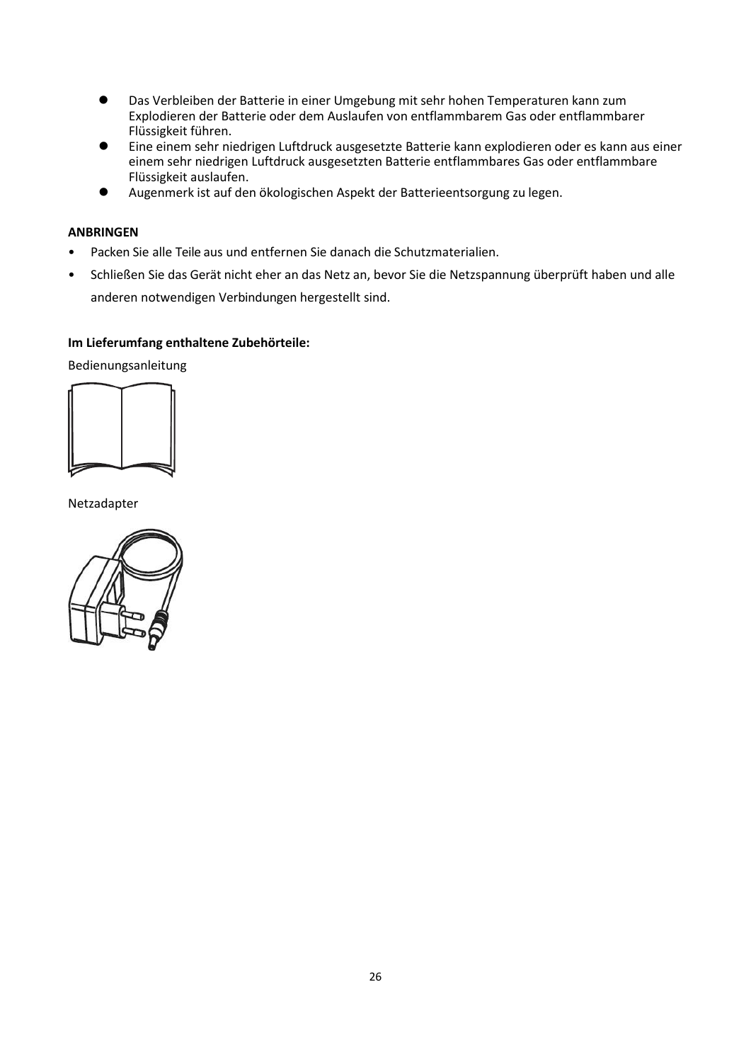- Das Verbleiben der Batterie in einer Umgebung mit sehr hohen Temperaturen kann zum Explodieren der Batterie oder dem Auslaufen von entflammbarem Gas oder entflammbarer Flüssigkeit führen.
- Eine einem sehr niedrigen Luftdruck ausgesetzte Batterie kann explodieren oder es kann aus einer einem sehr niedrigen Luftdruck ausgesetzten Batterie entflammbares Gas oder entflammbare Flüssigkeit auslaufen.
- Augenmerk ist auf den ökologischen Aspekt der Batterieentsorgung zu legen.

**ANBRINGEN**

- Packen Sie alle Teile aus und entfernen Sie danach die Schutzmaterialien.
- Schließen Sie das Gerät nicht eher an das Netz an, bevor Sie die Netzspannung überprüft haben und alle anderen notwendigen Verbindungen hergestellt sind.

**Im Lieferumfang enthaltene Zubehörteile:**

Bedienungsanleitung

Netzadapter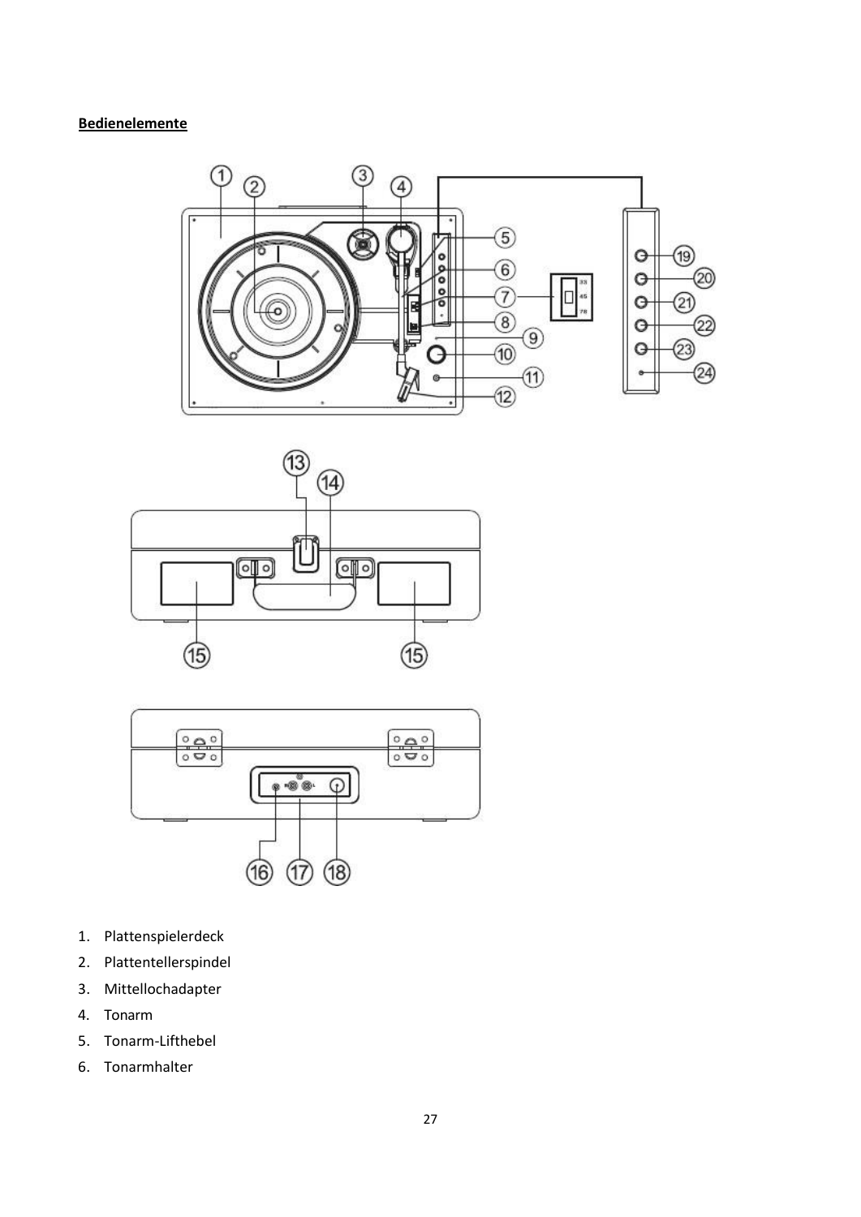**Bedienelemente**

1. Plattenspielerdeck
2. Plattentellerspindel
3. Mittellochadapter
4. Tonarm
5. Tonarm-Lifthebel
6. Tonarmhalter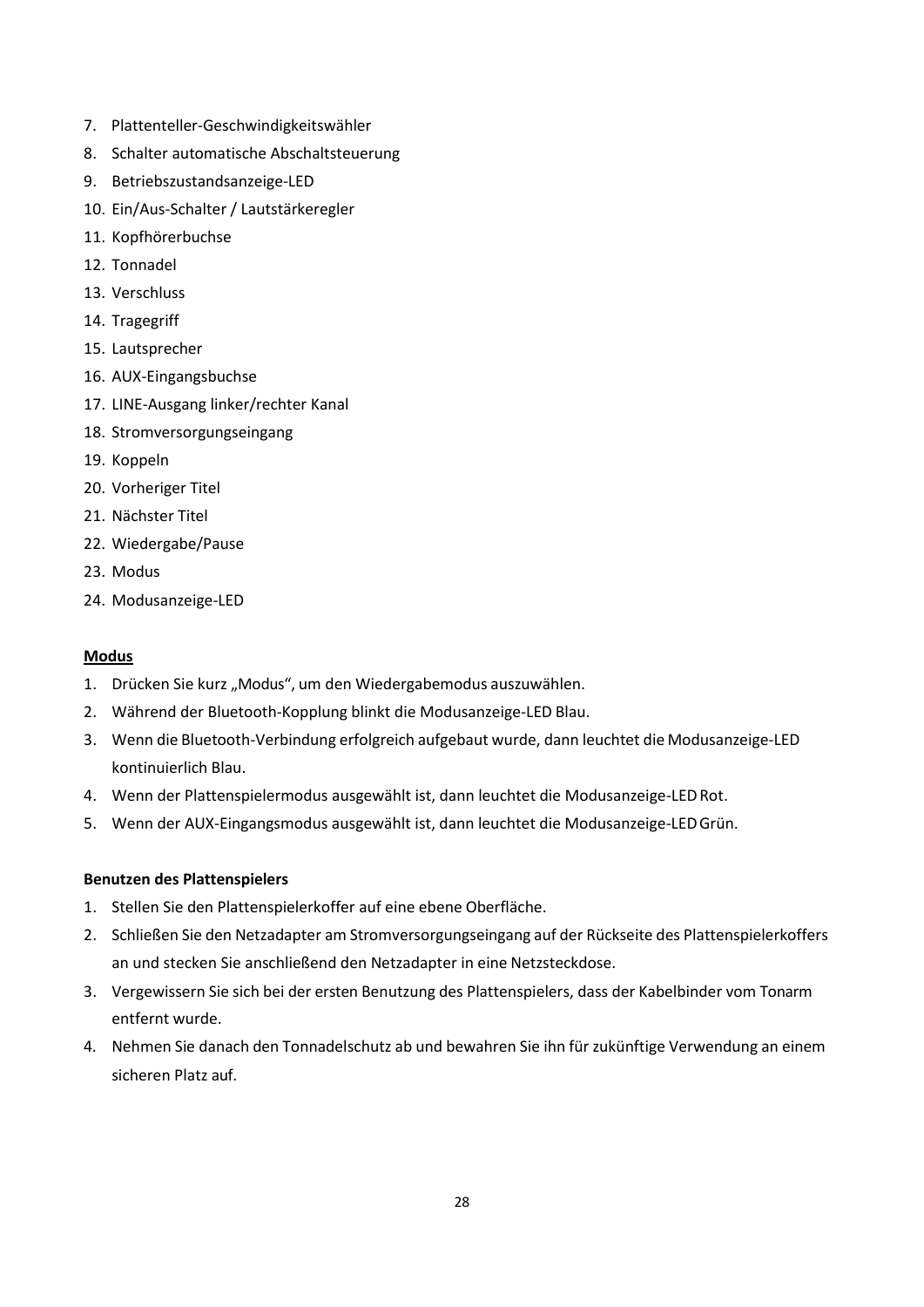7. Plattenteller-Geschwindigkeitswähler
8. Schalter automatische Abschaltsteuerung
9. Betriebszustandsanzeige-LED
10. Ein/Aus-Schalter / Lautstärkeregler
11. Kopfhörerbuchse
12. Tonnadel
13. Verschluss
14. Tragegriff
15. Lautsprecher
16. AUX-Eingangsbuchse
17. LINE-Ausgang linker/rechter Kanal
18. Stromversorgungseingang
19. Koppeln
20. Vorheriger Titel
21. Nächster Titel
22. Wiedergabe/Pause
23. Modus
24. Modusanzeige-LED

**Modus**

1. Drücken Sie kurz „Modus", um den Wiedergabemodus auszuwählen.
2. Während der Bluetooth-Kopplung blinkt die Modusanzeige-LED Blau.
3. Wenn die Bluetooth-Verbindung erfolgreich aufgebaut wurde, dann leuchtet die Modusanzeige-LED kontinuierlich Blau.
4. Wenn der Plattenspielermodus ausgewählt ist, dann leuchtet die Modusanzeige-LED Rot.
5. Wenn der AUX-Eingangsmodus ausgewählt ist, dann leuchtet die Modusanzeige-LED Grün.

**Benutzen des Plattenspielers**

1. Stellen Sie den Plattenspielerkoffer auf eine ebene Oberfläche.
2. Schließen Sie den Netzadapter am Stromversorgungseingang auf der Rückseite des Plattenspielerkoffers an und stecken Sie anschließend den Netzadapter in eine Netzsteckdose.
3. Vergewissern Sie sich bei der ersten Benutzung des Plattenspielers, dass der Kabelbinder vom Tonarm entfernt wurde.
4. Nehmen Sie danach den Tonnadelschutz ab und bewahren Sie ihn für zukünftige Verwendung an einem sicheren Platz auf.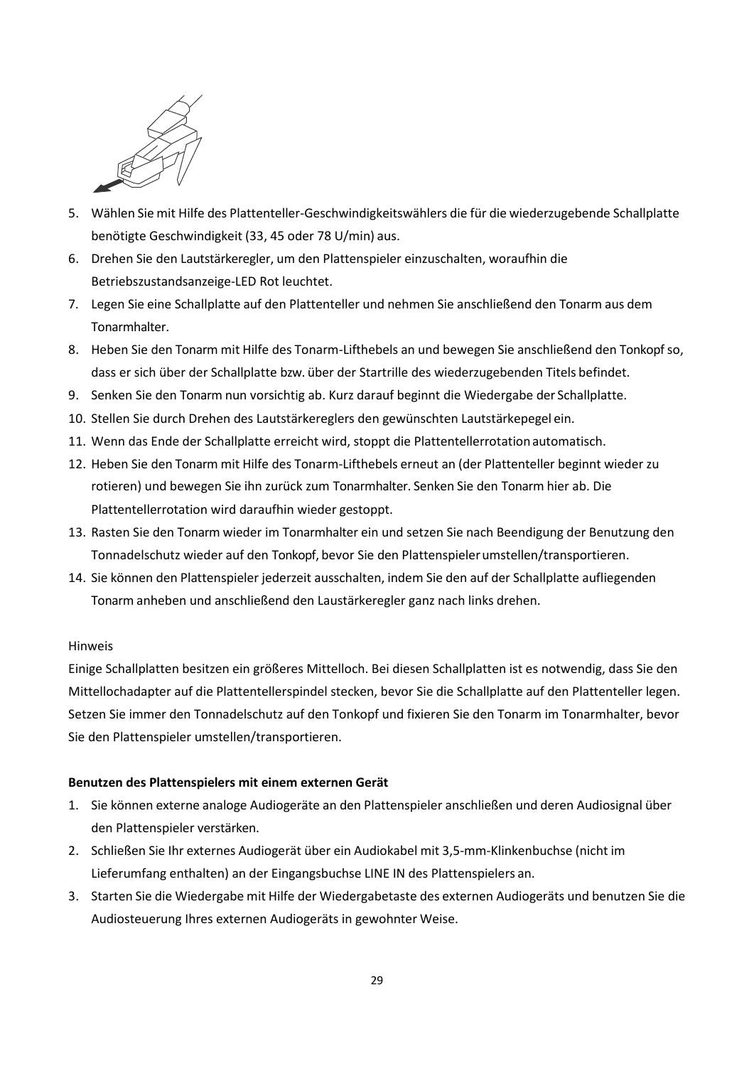5. Wählen Sie mit Hilfe des Plattenteller-Geschwindigkeitswählers die für die wiederzugebende Schallplatte benötigte Geschwindigkeit (33, 45 oder 78 U/min) aus.
6. Drehen Sie den Lautstärkeregler, um den Plattenspieler einzuschalten, woraufhin die Betriebszustandsanzeige-LED Rot leuchtet.
7. Legen Sie eine Schallplatte auf den Plattenteller und nehmen Sie anschließend den Tonarm aus dem Tonarmhalter.
8. Heben Sie den Tonarm mit Hilfe des Tonarm-Lifthebels an und bewegen Sie anschließend den Tonkopf so, dass er sich über der Schallplatte bzw. über der Startrille des wiederzugebenden Titels befindet.
9. Senken Sie den Tonarm nun vorsichtig ab. Kurz darauf beginnt die Wiedergabe der Schallplatte.
10. Stellen Sie durch Drehen des Lautstärkereglers den gewünschten Lautstärkepegel ein.
11. Wenn das Ende der Schallplatte erreicht wird, stoppt die Plattentellerrotation automatisch.
12. Heben Sie den Tonarm mit Hilfe des Tonarm-Lifthebels erneut an (der Plattenteller beginnt wieder zu rotieren) und bewegen Sie ihn zurück zum Tonarmhalter. Senken Sie den Tonarm hier ab. Die Plattentellerrotation wird daraufhin wieder gestoppt.
13. Rasten Sie den Tonarm wieder im Tonarmhalter ein und setzen Sie nach Beendigung der Benutzung den Tonnadelschutz wieder auf den Tonkopf, bevor Sie den Plattenspieler umstellen/transportieren.
14. Sie können den Plattenspieler jederzeit ausschalten, indem Sie den auf der Schallplatte aufliegenden Tonarm anheben und anschließend den Laustärkeregler ganz nach links drehen.

Hinweis

Einige Schallplatten besitzen ein größeres Mittelloch. Bei diesen Schallplatten ist es notwendig, dass Sie den Mittellochadapter auf die Plattentellerspindel stecken, bevor Sie die Schallplatte auf den Plattenteller legen. Setzen Sie immer den Tonnadelschutz auf den Tonkopf und fixieren Sie den Tonarm im Tonarmhalter, bevor Sie den Plattenspieler umstellen/transportieren.

**Benutzen des Plattenspielers mit einem externen Gerät**

1. Sie können externe analoge Audiogeräte an den Plattenspieler anschließen und deren Audiosignal über den Plattenspieler verstärken.
2. Schließen Sie Ihr externes Audiogerät über ein Audiokabel mit 3,5-mm-Klinkenbuchse (nicht im Lieferumfang enthalten) an der Eingangsbuchse LINE IN des Plattenspielers an.
3. Starten Sie die Wiedergabe mit Hilfe der Wiedergabetaste des externen Audiogeräts und benutzen Sie die Audiosteuerung Ihres externen Audiogeräts in gewohnter Weise.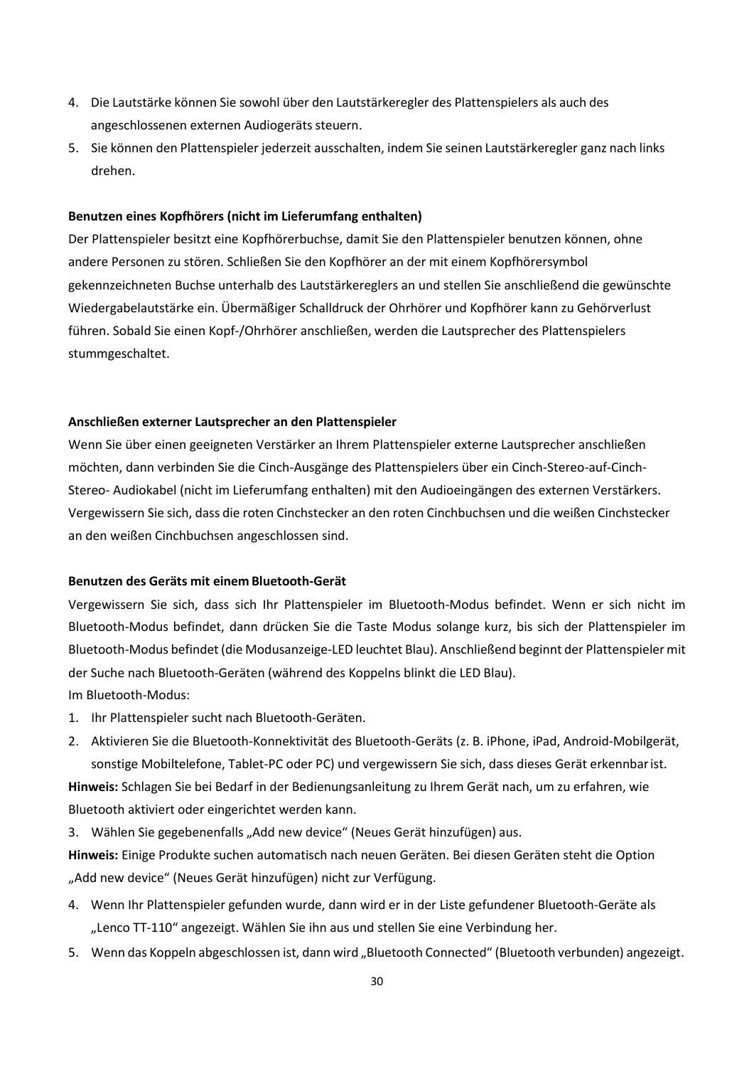4. Die Lautstärke können Sie sowohl über den Lautstärkeregler des Plattenspielers als auch des angeschlossenen externen Audiogeräts steuern.
5. Sie können den Plattenspieler jederzeit ausschalten, indem Sie seinen Lautstärkeregler ganz nach links drehen.

**Benutzen eines Kopfhörers (nicht im Lieferumfang enthalten)**

Der Plattenspieler besitzt eine Kopfhörerbuchse, damit Sie den Plattenspieler benutzen können, ohne andere Personen zu stören. Schließen Sie den Kopfhörer an der mit einem Kopfhörersymbol gekennzeichneten Buchse unterhalb des Lautstärkereglers an und stellen Sie anschließend die gewünschte Wiedergabelautstärke ein. Übermäßiger Schalldruck der Ohrhörer und Kopfhörer kann zu Gehörverlust führen. Sobald Sie einen Kopf-/Ohrhörer anschließen, werden die Lautsprecher des Plattenspielers stummgeschaltet.

**Anschließen externer Lautsprecher an den Plattenspieler**

Wenn Sie über einen geeigneten Verstärker an Ihrem Plattenspieler externe Lautsprecher anschließen möchten, dann verbinden Sie die Cinch-Ausgänge des Plattenspielers über ein Cinch-Stereo-auf-Cinch-Stereo- Audiokabel (nicht im Lieferumfang enthalten) mit den Audioeingängen des externen Verstärkers. Vergewissern Sie sich, dass die roten Cinchstecker an den roten Cinchbuchsen und die weißen Cinchstecker an den weißen Cinchbuchsen angeschlossen sind.

**Benutzen des Geräts mit einem Bluetooth-Gerät**

Vergewissern Sie sich, dass sich Ihr Plattenspieler im Bluetooth-Modus befindet. Wenn er sich nicht im Bluetooth-Modus befindet, dann drücken Sie die Taste Modus solange kurz, bis sich der Plattenspieler im Bluetooth-Modus befindet (die Modusanzeige-LED leuchtet Blau). Anschließend beginnt der Plattenspieler mit der Suche nach Bluetooth-Geräten (während des Koppelns blinkt die LED Blau).

Im Bluetooth-Modus:

1. Ihr Plattenspieler sucht nach Bluetooth-Geräten.
2. Aktivieren Sie die Bluetooth-Konnektivität des Bluetooth-Geräts (z. B. iPhone, iPad, Android-Mobilgerät, sonstige Mobiltelefone, Tablet-PC oder PC) und vergewissern Sie sich, dass dieses Gerät erkennbar ist.

**Hinweis:** Schlagen Sie bei Bedarf in der Bedienungsanleitung zu Ihrem Gerät nach, um zu erfahren, wie Bluetooth aktiviert oder eingerichtet werden kann.

3. Wählen Sie gegebenenfalls „Add new device“ (Neues Gerät hinzufügen) aus.

**Hinweis:** Einige Produkte suchen automatisch nach neuen Geräten. Bei diesen Geräten steht die Option „Add new device“ (Neues Gerät hinzufügen) nicht zur Verfügung.

4. Wenn Ihr Plattenspieler gefunden wurde, dann wird er in der Liste gefundener Bluetooth-Geräte als „Lenco TT-110“ angezeigt. Wählen Sie ihn aus und stellen Sie eine Verbindung her.
5. Wenn das Koppeln abgeschlossen ist, dann wird „Bluetooth Connected“ (Bluetooth verbunden) angezeigt.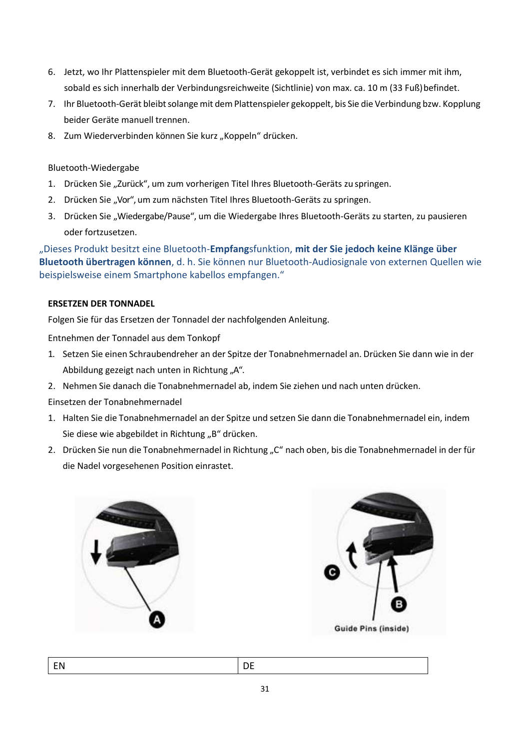6. Jetzt, wo Ihr Plattenspieler mit dem Bluetooth-Gerät gekoppelt ist, verbindet es sich immer mit ihm, sobald es sich innerhalb der Verbindungsreichweite (Sichtlinie) von max. ca. 10 m (33 Fuß) befindet.
7. Ihr Bluetooth-Gerät bleibt solange mit dem Plattenspieler gekoppelt, bis Sie die Verbindung bzw. Kopplung beider Geräte manuell trennen.
8. Zum Wiederverbinden können Sie kurz „Koppeln“ drücken.

Bluetooth-Wiedergabe

1. Drücken Sie „Zurück“, um zum vorherigen Titel Ihres Bluetooth-Geräts zu springen.
2. Drücken Sie „Vor“, um zum nächsten Titel Ihres Bluetooth-Geräts zu springen.
3. Drücken Sie „Wiedergabe/Pause“, um die Wiedergabe Ihres Bluetooth-Geräts zu starten, zu pausieren oder fortzusetzen.

„Dieses Produkt besitzt eine Bluetooth-**Empfang**sfunktion, **mit der Sie jedoch keine Klänge über Bluetooth übertragen können**, d. h. Sie können nur Bluetooth-Audiosignale von externen Quellen wie beispielsweise einem Smartphone kabellos empfangen.“

**ERSETZEN DER TONNADEL**

Folgen Sie für das Ersetzen der Tonnadel der nachfolgenden Anleitung.

Entnehmen der Tonnadel aus dem Tonkopf

1. Setzen Sie einen Schraubendreher an der Spitze der Tonabnehmernadel an. Drücken Sie dann wie in der Abbildung gezeigt nach unten in Richtung „A“.
2. Nehmen Sie danach die Tonabnehmernadel ab, indem Sie ziehen und nach unten drücken.

Einsetzen der Tonabnehmernadel

1. Halten Sie die Tonabnehmernadel an der Spitze und setzen Sie dann die Tonabnehmernadel ein, indem Sie diese wie abgebildet in Richtung „B“ drücken.
2. Drücken Sie nun die Tonabnehmernadel in Richtung „C“ nach oben, bis die Tonabnehmernadel in der für die Nadel vorgesehenen Position einrastet.

A

C B Guide Pins (inside)

| EN | DE |
|---|---|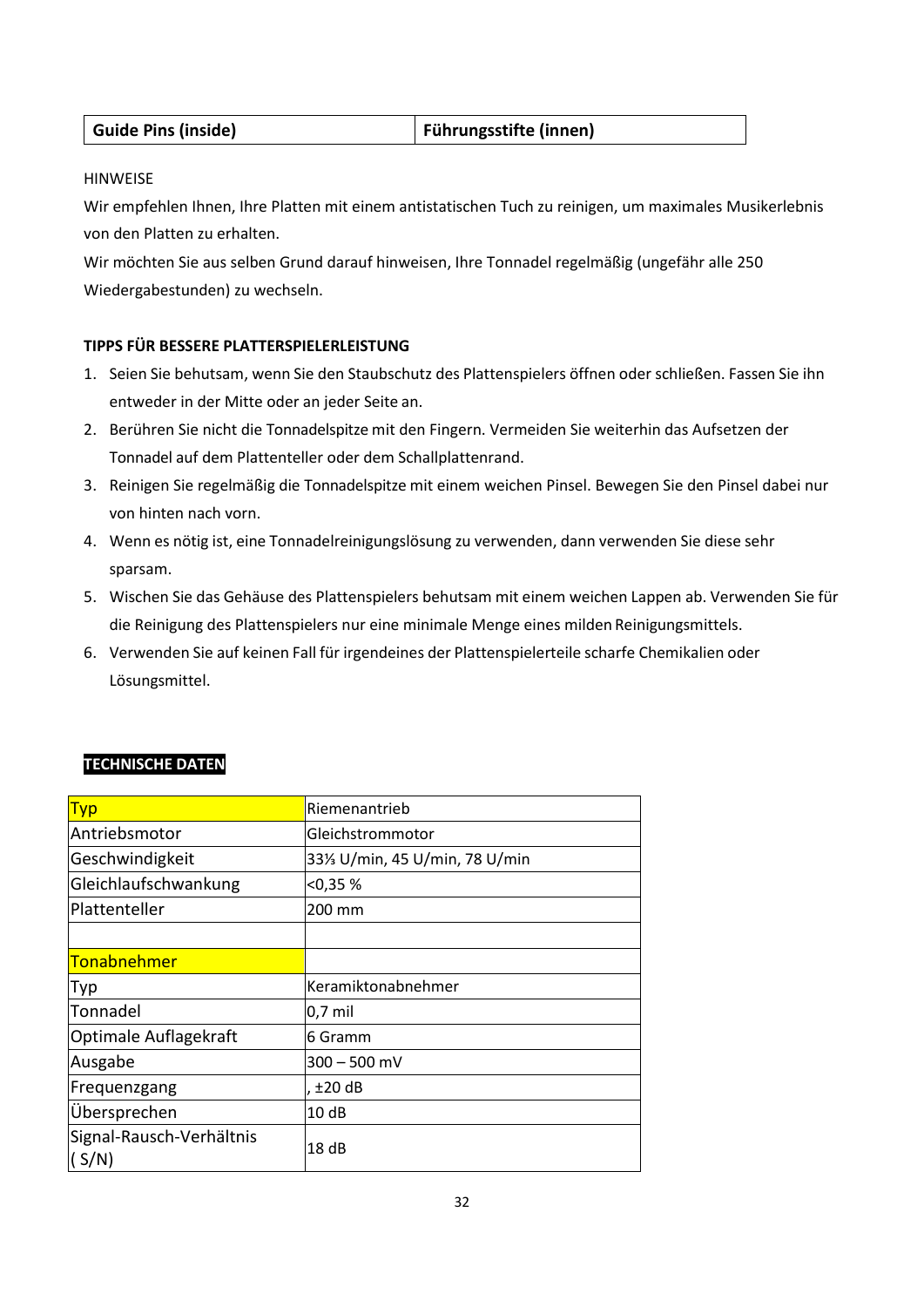| Guide Pins (inside) | Führungsstifte (innen) |
|---|---|

HINWEISE

Wir empfehlen Ihnen, Ihre Platten mit einem antistatischen Tuch zu reinigen, um maximales Musikerlebnis von den Platten zu erhalten.

Wir möchten Sie aus selben Grund darauf hinweisen, Ihre Tonnadel regelmäßig (ungefähr alle 250 Wiedergabestunden) zu wechseln.

**TIPPS FÜR BESSERE PLATTERSPIELERLEISTUNG**

1. Seien Sie behutsam, wenn Sie den Staubschutz des Plattenspielers öffnen oder schließen. Fassen Sie ihn entweder in der Mitte oder an jeder Seite an.
2. Berühren Sie nicht die Tonnadelspitze mit den Fingern. Vermeiden Sie weiterhin das Aufsetzen der Tonnadel auf dem Plattenteller oder dem Schallplattenrand.
3. Reinigen Sie regelmäßig die Tonnadelspitze mit einem weichen Pinsel. Bewegen Sie den Pinsel dabei nur von hinten nach vorn.
4. Wenn es nötig ist, eine Tonnadelreinigungslösung zu verwenden, dann verwenden Sie diese sehr sparsam.
5. Wischen Sie das Gehäuse des Plattenspielers behutsam mit einem weichen Lappen ab. Verwenden Sie für die Reinigung des Plattenspielers nur eine minimale Menge eines milden Reinigungsmittels.
6. Verwenden Sie auf keinen Fall für irgendeines der Plattenspielerteile scharfe Chemikalien oder Lösungsmittel.

**TECHNISCHE DATEN**

| Typ | Riemenantrieb |
|---|---|
| Antriebsmotor | Gleichstrommotor |
| Geschwindigkeit | 33⅓ U/min, 45 U/min, 78 U/min |
| Gleichlaufschwankung | <0,35 % |
| Plattenteller | 200 mm |
| | |
| Tonabnehmer | |
| Typ | Keramiktonabnehmer |
| Tonnadel | 0,7 mil |
| Optimale Auflagekraft | 6 Gramm |
| Ausgabe | 300 – 500 mV |
| Frequenzgang | , ±20 dB |
| Übersprechen | 10 dB |
| Signal-Rausch-Verhältnis ( S/N) | 18 dB |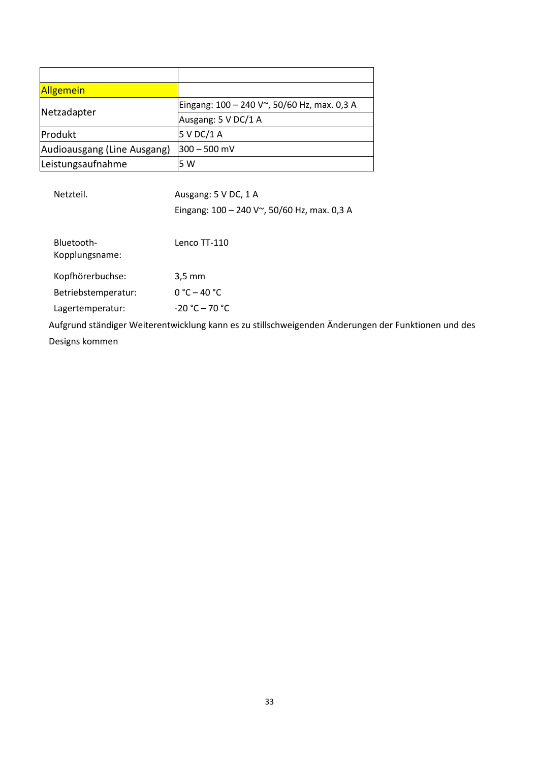| | |
|---|---|
| Allgemein | |
| Netzadapter | Eingang: 100 – 240 V~, 50/60 Hz, max. 0,3 A |
| | Ausgang: 5 V DC/1 A |
| Produkt | 5 V DC/1 A |
| Audioausgang (Line Ausgang) | 300 – 500 mV |
| Leistungsaufnahme | 5 W |

| | |
|---|---|
| Netzteil. | Ausgang: 5 V DC, 1 A<br>Eingang: 100 – 240 V~, 50/60 Hz, max. 0,3 A |
| Bluetooth-Kopplungsname: | Lenco TT-110 |
| Kopfhörerbuchse: | 3,5 mm |
| Betriebstemperatur: | 0 °C – 40 °C |
| Lagertemperatur: | -20 °C – 70 °C |

Aufgrund ständiger Weiterentwicklung kann es zu stillschweigenden Änderungen der Funktionen und des Designs kommen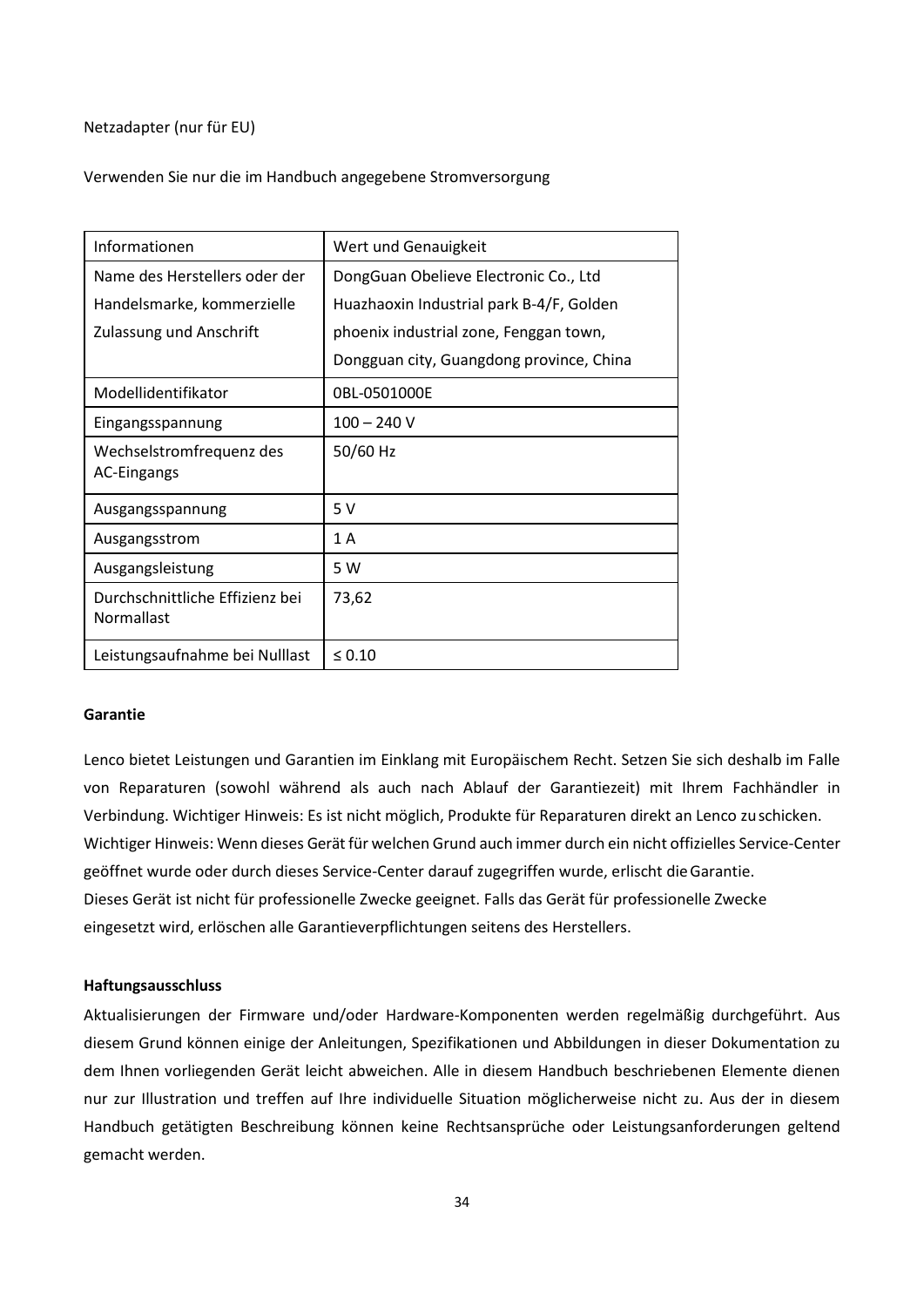Netzadapter (nur für EU)

Verwenden Sie nur die im Handbuch angegebene Stromversorgung

| Informationen | Wert und Genauigkeit |
|---|---|
| Name des Herstellers oder der Handelsmarke, kommerzielle Zulassung und Anschrift | DongGuan Obelieve Electronic Co., Ltd Huazhaoxin Industrial park B-4/F, Golden phoenix industrial zone, Fenggan town, Dongguan city, Guangdong province, China |
| Modellidentifikator | 0BL-0501000E |
| Eingangsspannung | 100 – 240 V |
| Wechselstromfrequenz des AC-Eingangs | 50/60 Hz |
| Ausgangsspannung | 5 V |
| Ausgangsstrom | 1 A |
| Ausgangsleistung | 5 W |
| Durchschnittliche Effizienz bei Normallast | 73,62 |
| Leistungsaufnahme bei Nulllast | ≤ 0.10 |

**Garantie**

Lenco bietet Leistungen und Garantien im Einklang mit Europäischem Recht. Setzen Sie sich deshalb im Falle von Reparaturen (sowohl während als auch nach Ablauf der Garantiezeit) mit Ihrem Fachhändler in Verbindung. Wichtiger Hinweis: Es ist nicht möglich, Produkte für Reparaturen direkt an Lenco zu schicken.
Wichtiger Hinweis: Wenn dieses Gerät für welchen Grund auch immer durch ein nicht offizielles Service-Center geöffnet wurde oder durch dieses Service-Center darauf zugegriffen wurde, erlischt die Garantie.
Dieses Gerät ist nicht für professionelle Zwecke geeignet. Falls das Gerät für professionelle Zwecke eingesetzt wird, erlöschen alle Garantieverpflichtungen seitens des Herstellers.

**Haftungsausschluss**

Aktualisierungen der Firmware und/oder Hardware-Komponenten werden regelmäßig durchgeführt. Aus diesem Grund können einige der Anleitungen, Spezifikationen und Abbildungen in dieser Dokumentation zu dem Ihnen vorliegenden Gerät leicht abweichen. Alle in diesem Handbuch beschriebenen Elemente dienen nur zur Illustration und treffen auf Ihre individuelle Situation möglicherweise nicht zu. Aus der in diesem Handbuch getätigten Beschreibung können keine Rechtsansprüche oder Leistungsanforderungen geltend gemacht werden.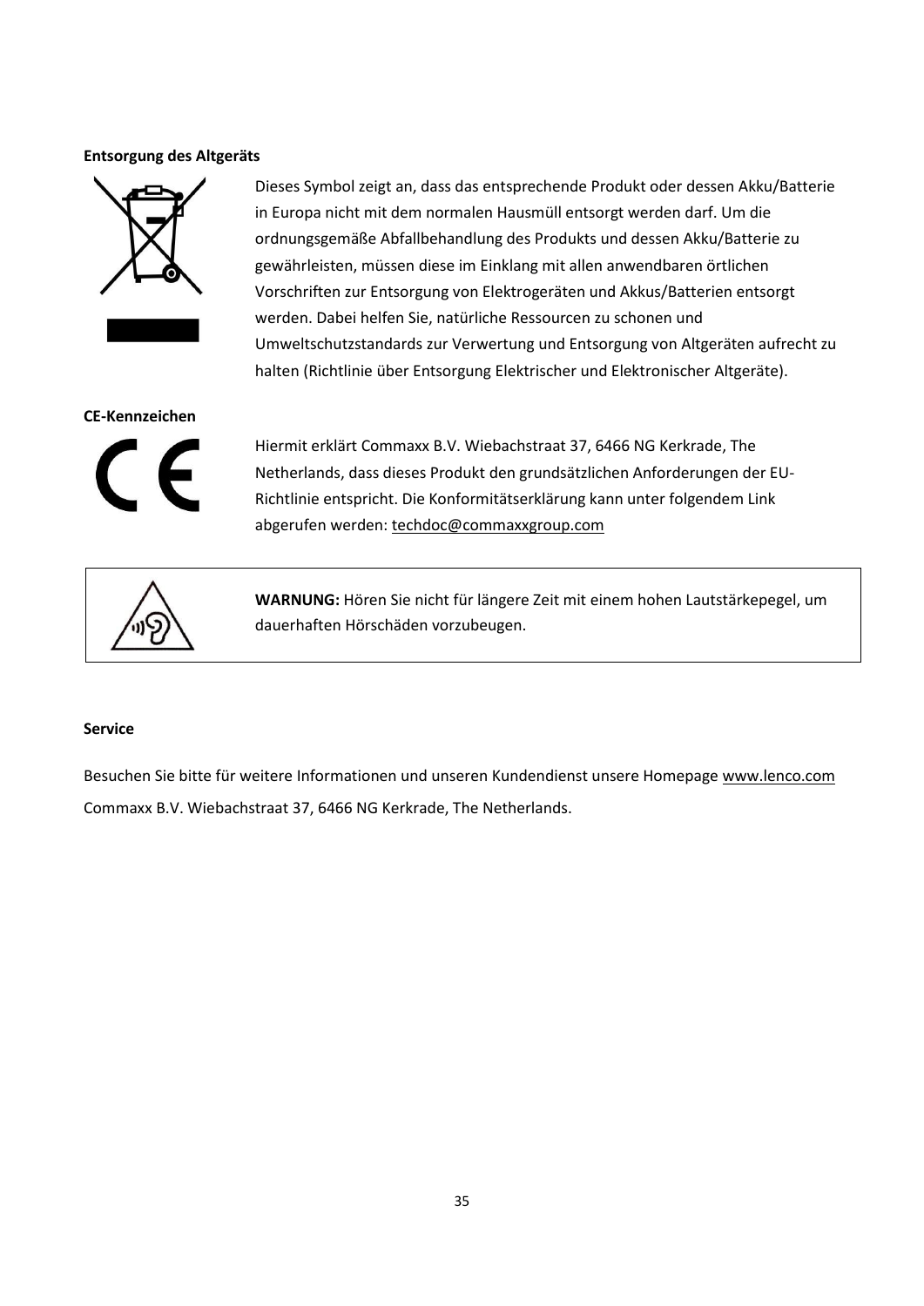**Entsorgung des Altgeräts**

Dieses Symbol zeigt an, dass das entsprechende Produkt oder dessen Akku/Batterie in Europa nicht mit dem normalen Hausmüll entsorgt werden darf. Um die ordnungsgemäße Abfallbehandlung des Produkts und dessen Akku/Batterie zu gewährleisten, müssen diese im Einklang mit allen anwendbaren örtlichen Vorschriften zur Entsorgung von Elektrogeräten und Akkus/Batterien entsorgt werden. Dabei helfen Sie, natürliche Ressourcen zu schonen und Umweltschutzstandards zur Verwertung und Entsorgung von Altgeräten aufrecht zu halten (Richtlinie über Entsorgung Elektrischer und Elektronischer Altgeräte).

**CE-Kennzeichen**

Hiermit erklärt Commaxx B.V. Wiebachstraat 37, 6466 NG Kerkrade, The Netherlands, dass dieses Produkt den grundsätzlichen Anforderungen der EU-Richtlinie entspricht. Die Konformitätserklärung kann unter folgendem Link abgerufen werden: techdoc@commaxxgroup.com

**WARNUNG:** Hören Sie nicht für längere Zeit mit einem hohen Lautstärkepegel, um dauerhaften Hörschäden vorzubeugen.

**Service**

Besuchen Sie bitte für weitere Informationen und unseren Kundendienst unsere Homepage www.lenco.com
Commaxx B.V. Wiebachstraat 37, 6466 NG Kerkrade, The Netherlands.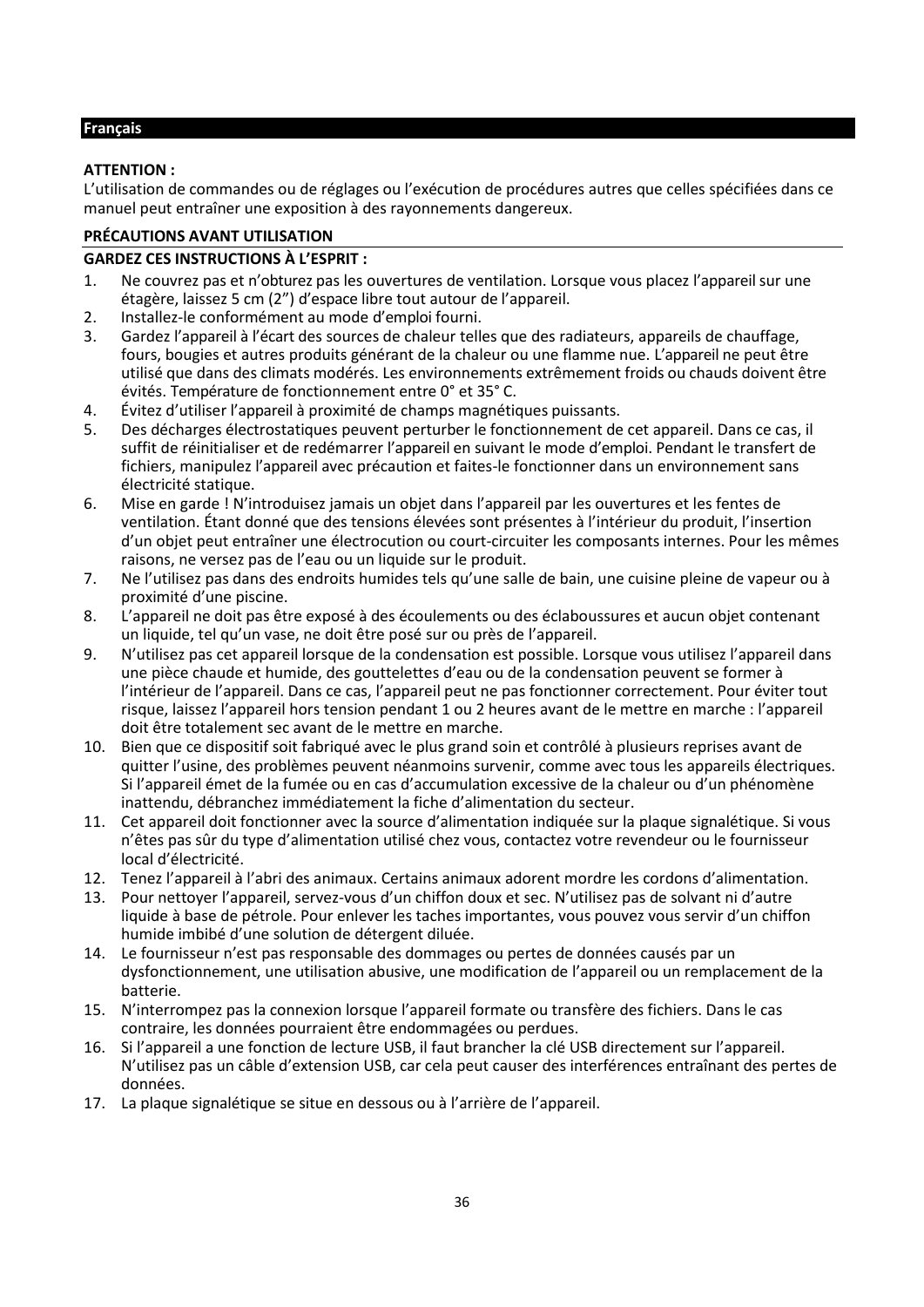## Français

**ATTENTION :**
L’utilisation de commandes ou de réglages ou l’exécution de procédures autres que celles spécifiées dans ce manuel peut entraîner une exposition à des rayonnements dangereux.

**PRÉCAUTIONS AVANT UTILISATION**

**GARDEZ CES INSTRUCTIONS À L’ESPRIT :**

1. Ne couvrez pas et n’obturez pas les ouvertures de ventilation. Lorsque vous placez l’appareil sur une étagère, laissez 5 cm (2”) d’espace libre tout autour de l’appareil.
2. Installez-le conformément au mode d’emploi fourni.
3. Gardez l’appareil à l’écart des sources de chaleur telles que des radiateurs, appareils de chauffage, fours, bougies et autres produits générant de la chaleur ou une flamme nue. L’appareil ne peut être utilisé que dans des climats modérés. Les environnements extrêmement froids ou chauds doivent être évités. Température de fonctionnement entre 0° et 35° C.
4. Évitez d’utiliser l’appareil à proximité de champs magnétiques puissants.
5. Des décharges électrostatiques peuvent perturber le fonctionnement de cet appareil. Dans ce cas, il suffit de réinitialiser et de redémarrer l’appareil en suivant le mode d’emploi. Pendant le transfert de fichiers, manipulez l’appareil avec précaution et faites-le fonctionner dans un environnement sans électricité statique.
6. Mise en garde ! N’introduisez jamais un objet dans l’appareil par les ouvertures et les fentes de ventilation. Étant donné que des tensions élevées sont présentes à l’intérieur du produit, l’insertion d’un objet peut entraîner une électrocution ou court-circuiter les composants internes. Pour les mêmes raisons, ne versez pas de l’eau ou un liquide sur le produit.
7. Ne l’utilisez pas dans des endroits humides tels qu’une salle de bain, une cuisine pleine de vapeur ou à proximité d’une piscine.
8. L’appareil ne doit pas être exposé à des écoulements ou des éclaboussures et aucun objet contenant un liquide, tel qu’un vase, ne doit être posé sur ou près de l’appareil.
9. N’utilisez pas cet appareil lorsque de la condensation est possible. Lorsque vous utilisez l’appareil dans une pièce chaude et humide, des gouttelettes d’eau ou de la condensation peuvent se former à l’intérieur de l’appareil. Dans ce cas, l’appareil peut ne pas fonctionner correctement. Pour éviter tout risque, laissez l’appareil hors tension pendant 1 ou 2 heures avant de le mettre en marche : l’appareil doit être totalement sec avant de le mettre en marche.
10. Bien que ce dispositif soit fabriqué avec le plus grand soin et contrôlé à plusieurs reprises avant de quitter l’usine, des problèmes peuvent néanmoins survenir, comme avec tous les appareils électriques. Si l’appareil émet de la fumée ou en cas d’accumulation excessive de la chaleur ou d’un phénomène inattendu, débranchez immédiatement la fiche d’alimentation du secteur.
11. Cet appareil doit fonctionner avec la source d’alimentation indiquée sur la plaque signalétique. Si vous n’êtes pas sûr du type d’alimentation utilisé chez vous, contactez votre revendeur ou le fournisseur local d’électricité.
12. Tenez l’appareil à l’abri des animaux. Certains animaux adorent mordre les cordons d’alimentation.
13. Pour nettoyer l’appareil, servez-vous d’un chiffon doux et sec. N’utilisez pas de solvant ni d’autre liquide à base de pétrole. Pour enlever les taches importantes, vous pouvez vous servir d’un chiffon humide imbibé d’une solution de détergent diluée.
14. Le fournisseur n’est pas responsable des dommages ou pertes de données causés par un dysfonctionnement, une utilisation abusive, une modification de l’appareil ou un remplacement de la batterie.
15. N’interrompez pas la connexion lorsque l’appareil formate ou transfère des fichiers. Dans le cas contraire, les données pourraient être endommagées ou perdues.
16. Si l’appareil a une fonction de lecture USB, il faut brancher la clé USB directement sur l’appareil. N’utilisez pas un câble d’extension USB, car cela peut causer des interférences entraînant des pertes de données.
17. La plaque signalétique se situe en dessous ou à l’arrière de l’appareil.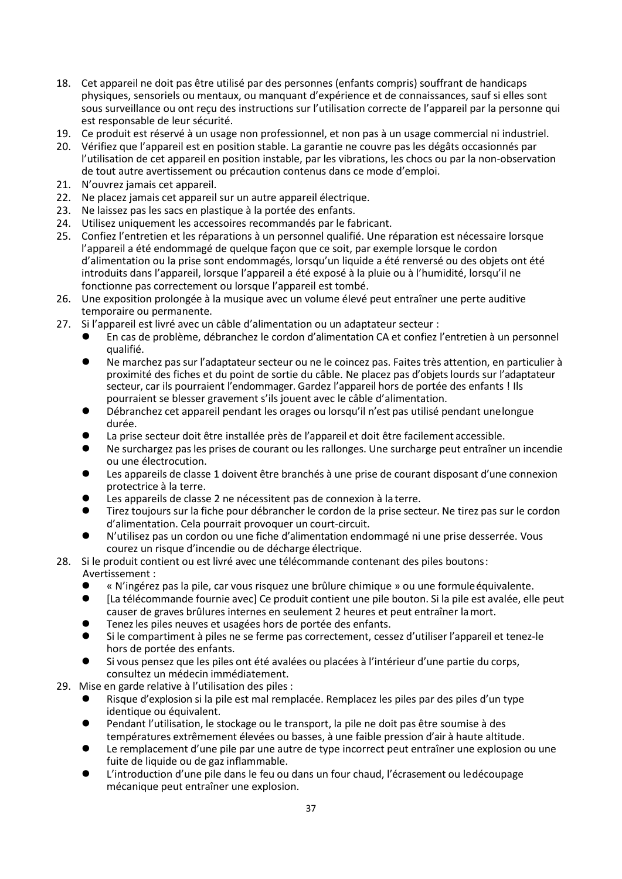18. Cet appareil ne doit pas être utilisé par des personnes (enfants compris) souffrant de handicaps physiques, sensoriels ou mentaux, ou manquant d'expérience et de connaissances, sauf si elles sont sous surveillance ou ont reçu des instructions sur l'utilisation correcte de l'appareil par la personne qui est responsable de leur sécurité.
19. Ce produit est réservé à un usage non professionnel, et non pas à un usage commercial ni industriel.
20. Vérifiez que l'appareil est en position stable. La garantie ne couvre pas les dégâts occasionnés par l'utilisation de cet appareil en position instable, par les vibrations, les chocs ou par la non-observation de tout autre avertissement ou précaution contenus dans ce mode d'emploi.
21. N'ouvrez jamais cet appareil.
22. Ne placez jamais cet appareil sur un autre appareil électrique.
23. Ne laissez pas les sacs en plastique à la portée des enfants.
24. Utilisez uniquement les accessoires recommandés par le fabricant.
25. Confiez l'entretien et les réparations à un personnel qualifié. Une réparation est nécessaire lorsque l'appareil a été endommagé de quelque façon que ce soit, par exemple lorsque le cordon d'alimentation ou la prise sont endommagés, lorsqu'un liquide a été renversé ou des objets ont été introduits dans l'appareil, lorsque l'appareil a été exposé à la pluie ou à l'humidité, lorsqu'il ne fonctionne pas correctement ou lorsque l'appareil est tombé.
26. Une exposition prolongée à la musique avec un volume élevé peut entraîner une perte auditive temporaire ou permanente.
27. Si l'appareil est livré avec un câble d'alimentation ou un adaptateur secteur :
    - En cas de problème, débranchez le cordon d'alimentation CA et confiez l'entretien à un personnel qualifié.
    - Ne marchez pas sur l'adaptateur secteur ou ne le coincez pas. Faites très attention, en particulier à proximité des fiches et du point de sortie du câble. Ne placez pas d'objets lourds sur l'adaptateur secteur, car ils pourraient l'endommager. Gardez l'appareil hors de portée des enfants ! Ils pourraient se blesser gravement s'ils jouent avec le câble d'alimentation.
    - Débranchez cet appareil pendant les orages ou lorsqu'il n'est pas utilisé pendant une longue durée.
    - La prise secteur doit être installée près de l'appareil et doit être facilement accessible.
    - Ne surchargez pas les prises de courant ou les rallonges. Une surcharge peut entraîner un incendie ou une électrocution.
    - Les appareils de classe 1 doivent être branchés à une prise de courant disposant d'une connexion protectrice à la terre.
    - Les appareils de classe 2 ne nécessitent pas de connexion à la terre.
    - Tirez toujours sur la fiche pour débrancher le cordon de la prise secteur. Ne tirez pas sur le cordon d'alimentation. Cela pourrait provoquer un court-circuit.
    - N'utilisez pas un cordon ou une fiche d'alimentation endommagé ni une prise desserrée. Vous courez un risque d'incendie ou de décharge électrique.
28. Si le produit contient ou est livré avec une télécommande contenant des piles boutons :
    Avertissement :
    - « N'ingérez pas la pile, car vous risquez une brûlure chimique » ou une formule équivalente.
    - [La télécommande fournie avec] Ce produit contient une pile bouton. Si la pile est avalée, elle peut causer de graves brûlures internes en seulement 2 heures et peut entraîner la mort.
    - Tenez les piles neuves et usagées hors de portée des enfants.
    - Si le compartiment à piles ne se ferme pas correctement, cessez d'utiliser l'appareil et tenez-le hors de portée des enfants.
    - Si vous pensez que les piles ont été avalées ou placées à l'intérieur d'une partie du corps, consultez un médecin immédiatement.
29. Mise en garde relative à l'utilisation des piles :
    - Risque d'explosion si la pile est mal remplacée. Remplacez les piles par des piles d'un type identique ou équivalent.
    - Pendant l'utilisation, le stockage ou le transport, la pile ne doit pas être soumise à des températures extrêmement élevées ou basses, à une faible pression d'air à haute altitude.
    - Le remplacement d'une pile par une autre de type incorrect peut entraîner une explosion ou une fuite de liquide ou de gaz inflammable.
    - L'introduction d'une pile dans le feu ou dans un four chaud, l'écrasement ou le découpage mécanique peut entraîner une explosion.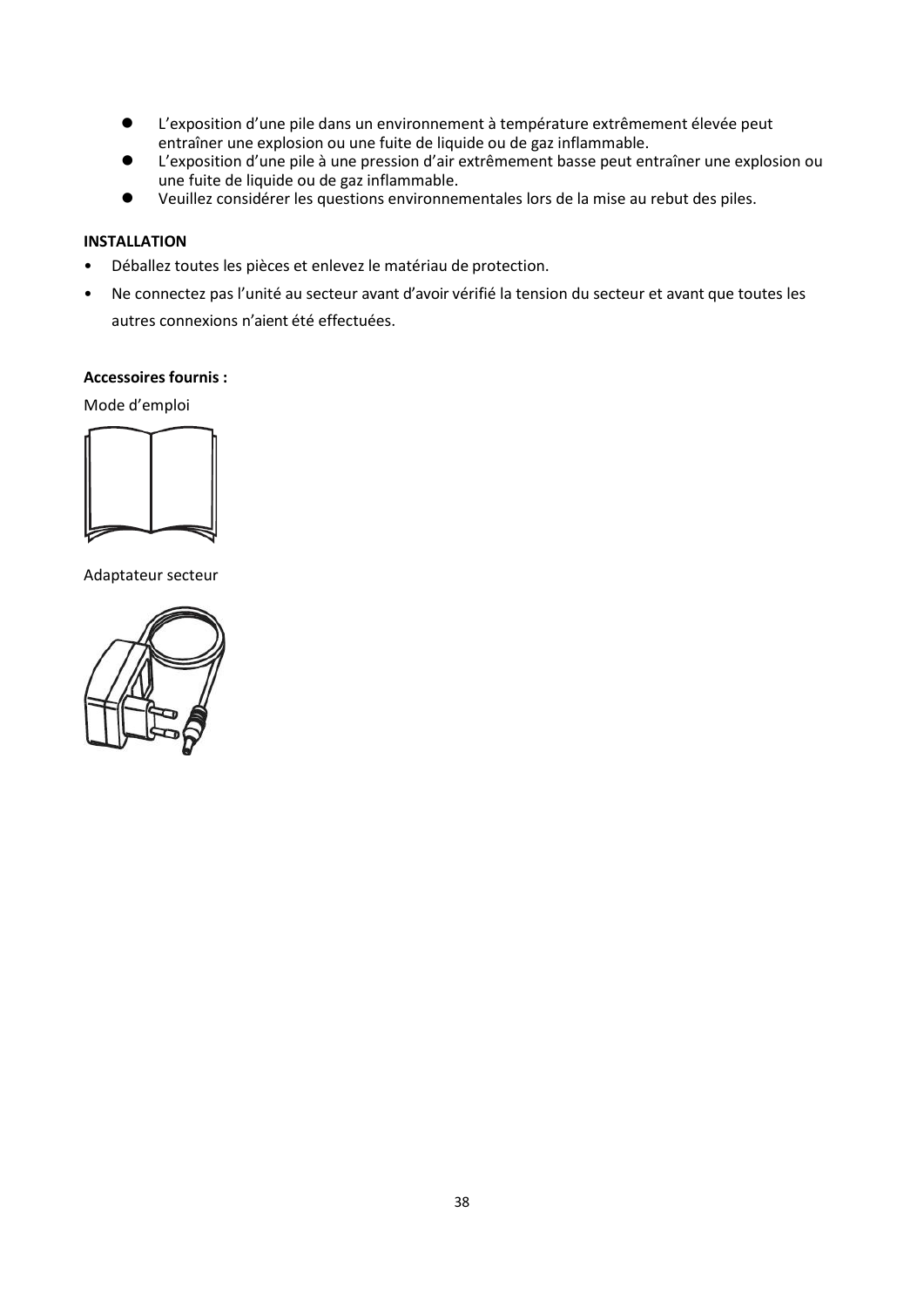- L'exposition d'une pile dans un environnement à température extrêmement élevée peut entraîner une explosion ou une fuite de liquide ou de gaz inflammable.
- L'exposition d'une pile à une pression d'air extrêmement basse peut entraîner une explosion ou une fuite de liquide ou de gaz inflammable.
- Veuillez considérer les questions environnementales lors de la mise au rebut des piles.

**INSTALLATION**

- Déballez toutes les pièces et enlevez le matériau de protection.
- Ne connectez pas l'unité au secteur avant d'avoir vérifié la tension du secteur et avant que toutes les autres connexions n'aient été effectuées.

**Accessoires fournis :**

Mode d'emploi

Adaptateur secteur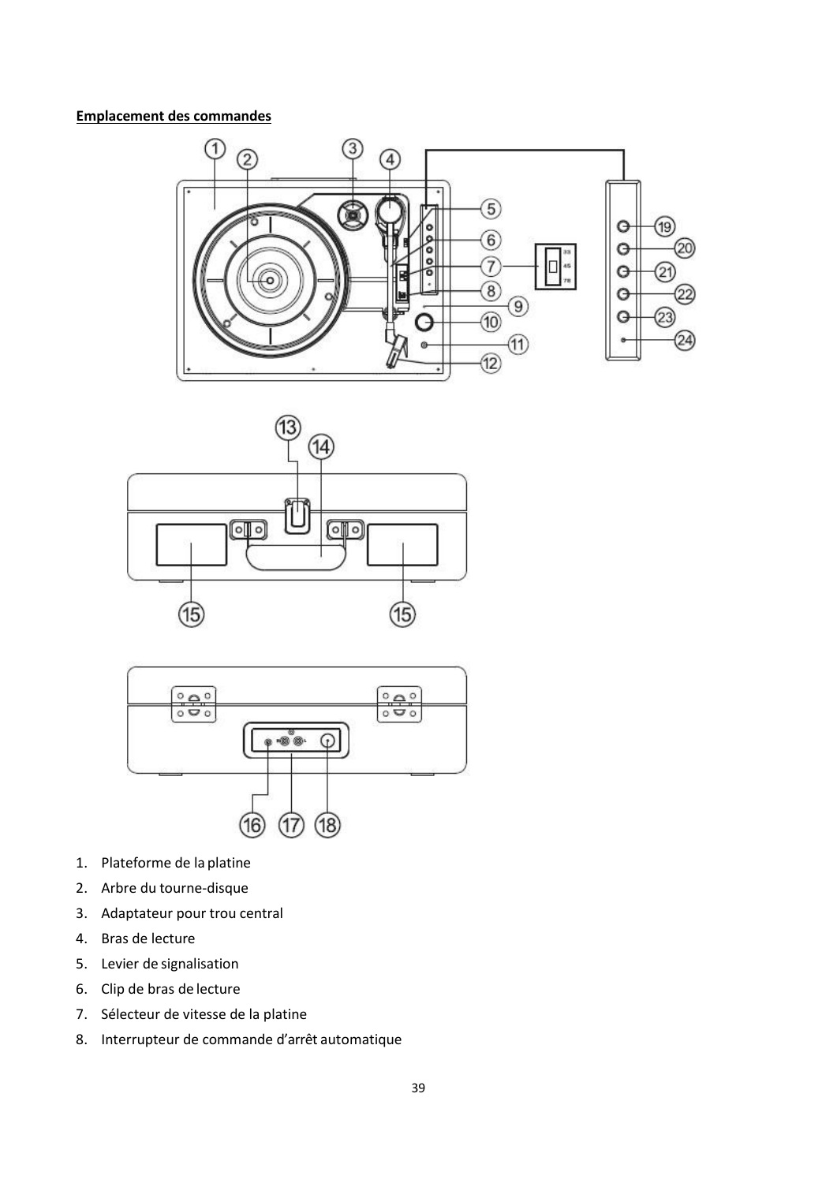**Emplacement des commandes**

1. Plateforme de la platine
2. Arbre du tourne-disque
3. Adaptateur pour trou central
4. Bras de lecture
5. Levier de signalisation
6. Clip de bras de lecture
7. Sélecteur de vitesse de la platine
8. Interrupteur de commande d’arrêt automatique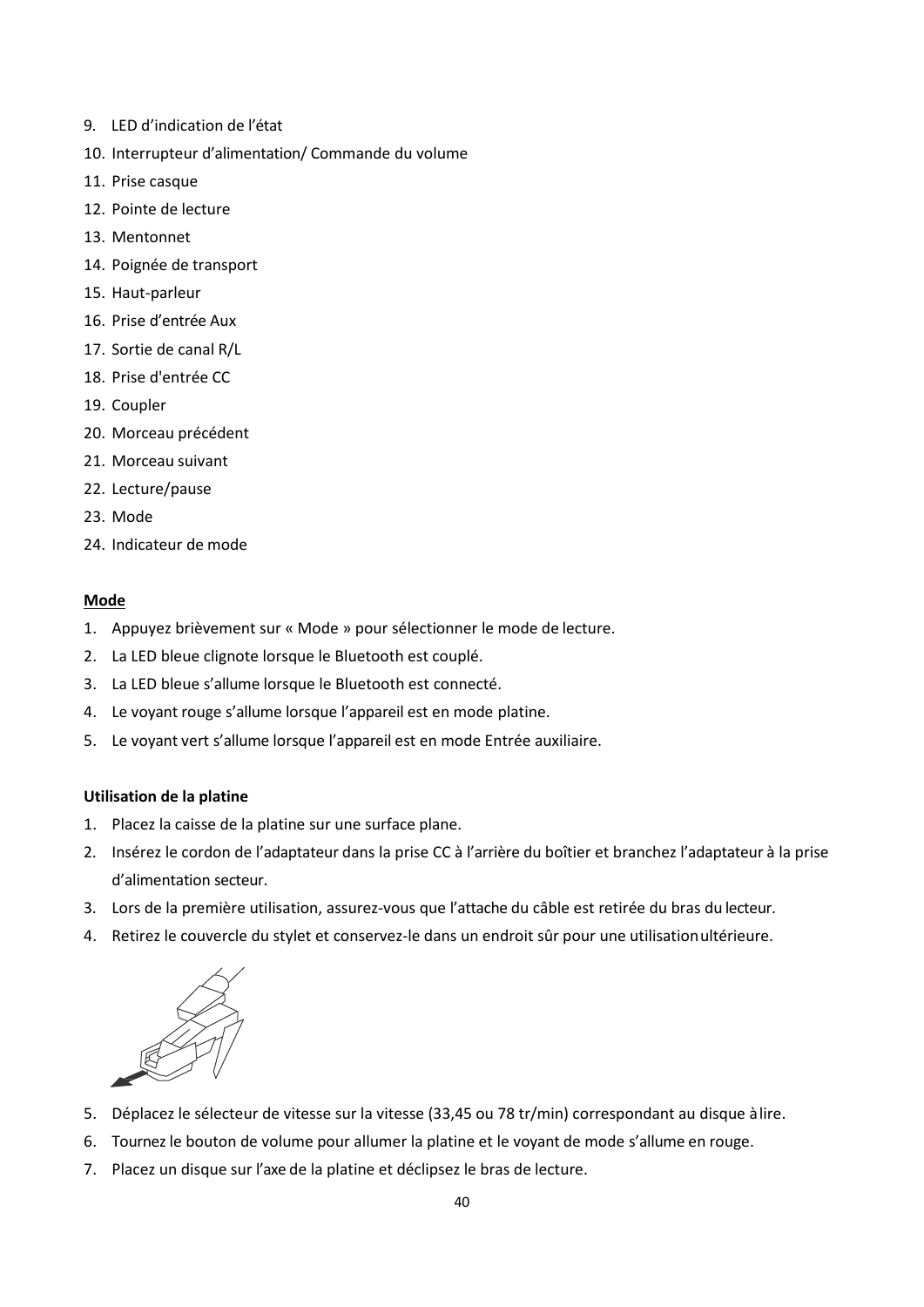9. LED d'indication de l'état
10. Interrupteur d'alimentation/ Commande du volume
11. Prise casque
12. Pointe de lecture
13. Mentonnet
14. Poignée de transport
15. Haut-parleur
16. Prise d'entrée Aux
17. Sortie de canal R/L
18. Prise d'entrée CC
19. Coupler
20. Morceau précédent
21. Morceau suivant
22. Lecture/pause
23. Mode
24. Indicateur de mode

**Mode**

1. Appuyez brièvement sur « Mode » pour sélectionner le mode de lecture.
2. La LED bleue clignote lorsque le Bluetooth est couplé.
3. La LED bleue s'allume lorsque le Bluetooth est connecté.
4. Le voyant rouge s'allume lorsque l'appareil est en mode platine.
5. Le voyant vert s'allume lorsque l'appareil est en mode Entrée auxiliaire.

**Utilisation de la platine**

1. Placez la caisse de la platine sur une surface plane.
2. Insérez le cordon de l'adaptateur dans la prise CC à l'arrière du boîtier et branchez l'adaptateur à la prise d'alimentation secteur.
3. Lors de la première utilisation, assurez-vous que l'attache du câble est retirée du bras du lecteur.
4. Retirez le couvercle du stylet et conservez-le dans un endroit sûr pour une utilisation ultérieure.
5. Déplacez le sélecteur de vitesse sur la vitesse (33,45 ou 78 tr/min) correspondant au disque à lire.
6. Tournez le bouton de volume pour allumer la platine et le voyant de mode s'allume en rouge.
7. Placez un disque sur l'axe de la platine et déclipsez le bras de lecture.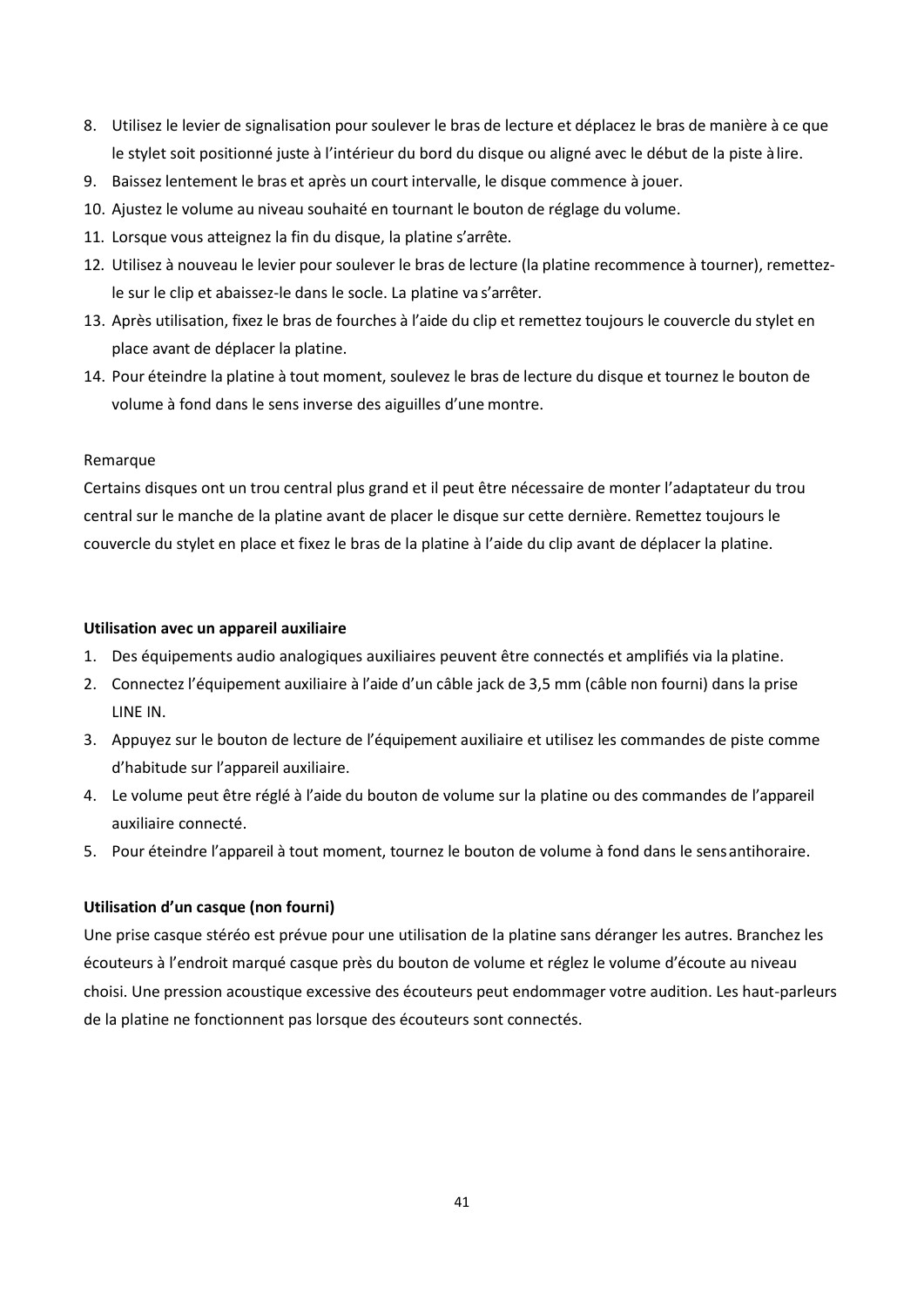8. Utilisez le levier de signalisation pour soulever le bras de lecture et déplacez le bras de manière à ce que le stylet soit positionné juste à l'intérieur du bord du disque ou aligné avec le début de la piste à lire.
9. Baissez lentement le bras et après un court intervalle, le disque commence à jouer.
10. Ajustez le volume au niveau souhaité en tournant le bouton de réglage du volume.
11. Lorsque vous atteignez la fin du disque, la platine s'arrête.
12. Utilisez à nouveau le levier pour soulever le bras de lecture (la platine recommence à tourner), remettez-le sur le clip et abaissez-le dans le socle. La platine va s'arrêter.
13. Après utilisation, fixez le bras de fourches à l'aide du clip et remettez toujours le couvercle du stylet en place avant de déplacer la platine.
14. Pour éteindre la platine à tout moment, soulevez le bras de lecture du disque et tournez le bouton de volume à fond dans le sens inverse des aiguilles d'une montre.

Remarque

Certains disques ont un trou central plus grand et il peut être nécessaire de monter l'adaptateur du trou central sur le manche de la platine avant de placer le disque sur cette dernière. Remettez toujours le couvercle du stylet en place et fixez le bras de la platine à l'aide du clip avant de déplacer la platine.

**Utilisation avec un appareil auxiliaire**

1. Des équipements audio analogiques auxiliaires peuvent être connectés et amplifiés via la platine.
2. Connectez l'équipement auxiliaire à l'aide d'un câble jack de 3,5 mm (câble non fourni) dans la prise LINE IN.
3. Appuyez sur le bouton de lecture de l'équipement auxiliaire et utilisez les commandes de piste comme d'habitude sur l'appareil auxiliaire.
4. Le volume peut être réglé à l'aide du bouton de volume sur la platine ou des commandes de l'appareil auxiliaire connecté.
5. Pour éteindre l'appareil à tout moment, tournez le bouton de volume à fond dans le sens antihoraire.

**Utilisation d'un casque (non fourni)**

Une prise casque stéréo est prévue pour une utilisation de la platine sans déranger les autres. Branchez les écouteurs à l'endroit marqué casque près du bouton de volume et réglez le volume d'écoute au niveau choisi. Une pression acoustique excessive des écouteurs peut endommager votre audition. Les haut-parleurs de la platine ne fonctionnent pas lorsque des écouteurs sont connectés.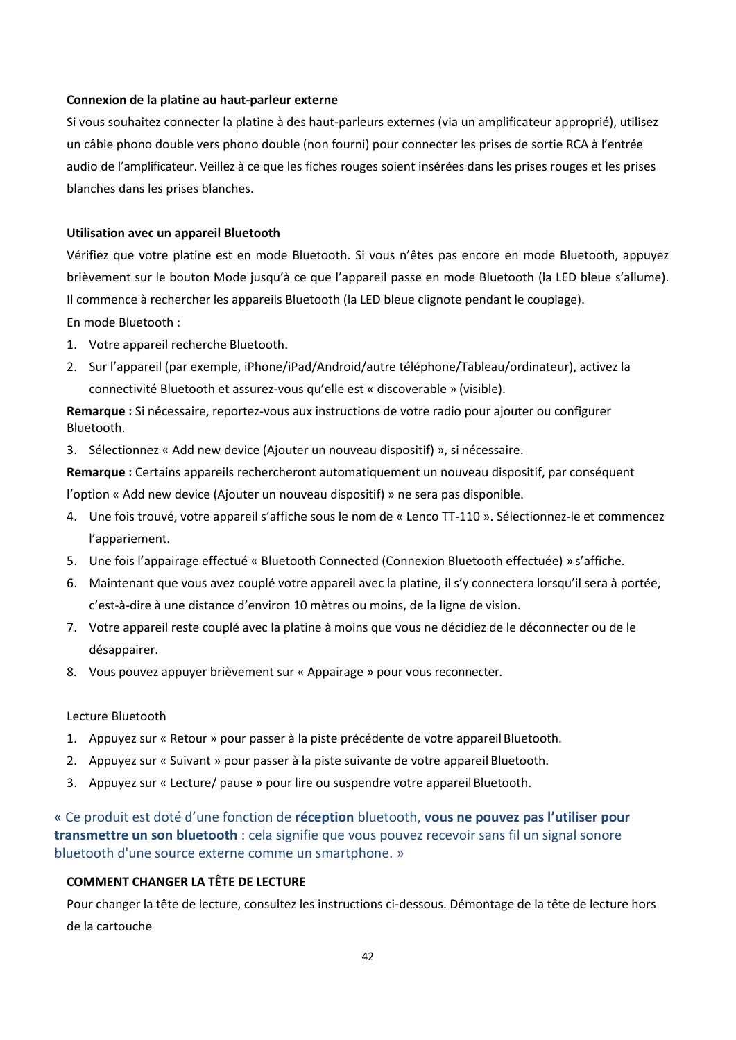**Connexion de la platine au haut-parleur externe**

Si vous souhaitez connecter la platine à des haut-parleurs externes (via un amplificateur approprié), utilisez un câble phono double vers phono double (non fourni) pour connecter les prises de sortie RCA à l'entrée audio de l'amplificateur. Veillez à ce que les fiches rouges soient insérées dans les prises rouges et les prises blanches dans les prises blanches.

**Utilisation avec un appareil Bluetooth**

Vérifiez que votre platine est en mode Bluetooth. Si vous n'êtes pas encore en mode Bluetooth, appuyez brièvement sur le bouton Mode jusqu'à ce que l'appareil passe en mode Bluetooth (la LED bleue s'allume). Il commence à rechercher les appareils Bluetooth (la LED bleue clignote pendant le couplage).

En mode Bluetooth :

1. Votre appareil recherche Bluetooth.
2. Sur l'appareil (par exemple, iPhone/iPad/Android/autre téléphone/Tableau/ordinateur), activez la connectivité Bluetooth et assurez-vous qu'elle est « discoverable » (visible).

**Remarque :** Si nécessaire, reportez-vous aux instructions de votre radio pour ajouter ou configurer Bluetooth.

3. Sélectionnez « Add new device (Ajouter un nouveau dispositif) », si nécessaire.

**Remarque :** Certains appareils rechercheront automatiquement un nouveau dispositif, par conséquent l'option « Add new device (Ajouter un nouveau dispositif) » ne sera pas disponible.

4. Une fois trouvé, votre appareil s'affiche sous le nom de « Lenco TT-110 ». Sélectionnez-le et commencez l'appariement.
5. Une fois l'appairage effectué « Bluetooth Connected (Connexion Bluetooth effectuée) » s'affiche.
6. Maintenant que vous avez couplé votre appareil avec la platine, il s'y connectera lorsqu'il sera à portée, c'est-à-dire à une distance d'environ 10 mètres ou moins, de la ligne de vision.
7. Votre appareil reste couplé avec la platine à moins que vous ne décidiez de le déconnecter ou de le désappairer.
8. Vous pouvez appuyer brièvement sur « Appairage » pour vous reconnecter.

Lecture Bluetooth

1. Appuyez sur « Retour » pour passer à la piste précédente de votre appareil Bluetooth.
2. Appuyez sur « Suivant » pour passer à la piste suivante de votre appareil Bluetooth.
3. Appuyez sur « Lecture/ pause » pour lire ou suspendre votre appareil Bluetooth.

« Ce produit est doté d'une fonction de **réception** bluetooth, **vous ne pouvez pas l'utiliser pour transmettre un son bluetooth** : cela signifie que vous pouvez recevoir sans fil un signal sonore bluetooth d'une source externe comme un smartphone. »

**COMMENT CHANGER LA TÊTE DE LECTURE**

Pour changer la tête de lecture, consultez les instructions ci-dessous. Démontage de la tête de lecture hors de la cartouche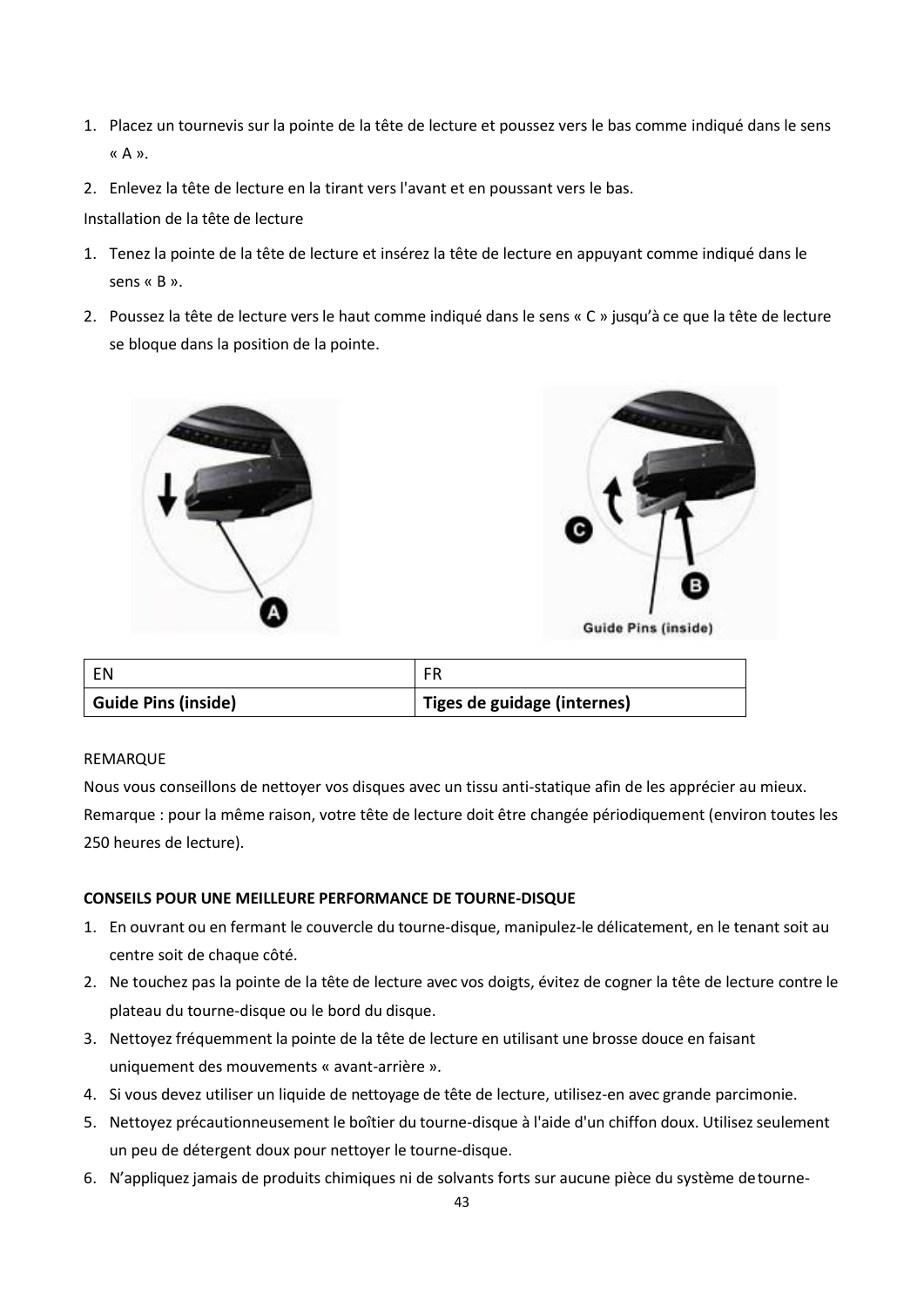1. Placez un tournevis sur la pointe de la tête de lecture et poussez vers le bas comme indiqué dans le sens « A ».
2. Enlevez la tête de lecture en la tirant vers l'avant et en poussant vers le bas.

Installation de la tête de lecture

1. Tenez la pointe de la tête de lecture et insérez la tête de lecture en appuyant comme indiqué dans le sens « B ».
2. Poussez la tête de lecture vers le haut comme indiqué dans le sens « C » jusqu'à ce que la tête de lecture se bloque dans la position de la pointe.

| EN | FR |
|---|---|
| **Guide Pins (inside)** | **Tiges de guidage (internes)** |

REMARQUE

Nous vous conseillons de nettoyer vos disques avec un tissu anti-statique afin de les apprécier au mieux. Remarque : pour la même raison, votre tête de lecture doit être changée périodiquement (environ toutes les 250 heures de lecture).

**CONSEILS POUR UNE MEILLEURE PERFORMANCE DE TOURNE-DISQUE**

1. En ouvrant ou en fermant le couvercle du tourne-disque, manipulez-le délicatement, en le tenant soit au centre soit de chaque côté.
2. Ne touchez pas la pointe de la tête de lecture avec vos doigts, évitez de cogner la tête de lecture contre le plateau du tourne-disque ou le bord du disque.
3. Nettoyez fréquemment la pointe de la tête de lecture en utilisant une brosse douce en faisant uniquement des mouvements « avant-arrière ».
4. Si vous devez utiliser un liquide de nettoyage de tête de lecture, utilisez-en avec grande parcimonie.
5. Nettoyez précautionneusement le boîtier du tourne-disque à l'aide d'un chiffon doux. Utilisez seulement un peu de détergent doux pour nettoyer le tourne-disque.
6. N'appliquez jamais de produits chimiques ni de solvants forts sur aucune pièce du système de tourne-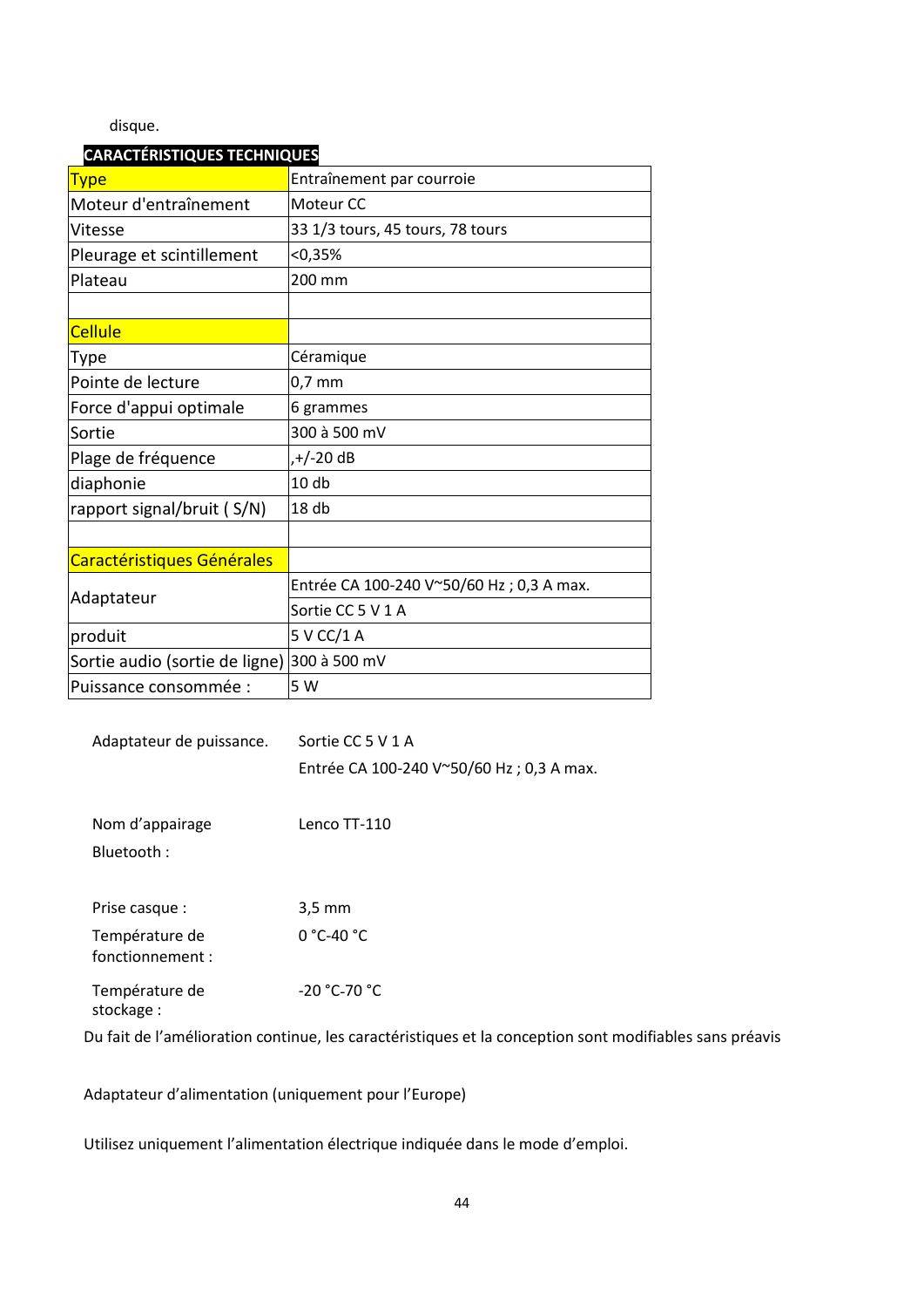disque.

## CARACTÉRISTIQUES TECHNIQUES

| Type | Entraînement par courroie |
|---|---|
| Moteur d'entraînement | Moteur CC |
| Vitesse | 33 1/3 tours, 45 tours, 78 tours |
| Pleurage et scintillement | <0,35% |
| Plateau | 200 mm |
| | |
| Cellule | |
| Type | Céramique |
| Pointe de lecture | 0,7 mm |
| Force d'appui optimale | 6 grammes |
| Sortie | 300 à 500 mV |
| Plage de fréquence | ,+/-20 dB |
| diaphonie | 10 db |
| rapport signal/bruit ( S/N) | 18 db |
| | |
| Caractéristiques Générales | |
| Adaptateur | Entrée CA 100-240 V~50/60 Hz ; 0,3 A max. |
| | Sortie CC 5 V 1 A |
| produit | 5 V CC/1 A |
| Sortie audio (sortie de ligne) | 300 à 500 mV |
| Puissance consommée : | 5 W |

| | |
|---|---|
| Adaptateur de puissance. | Sortie CC 5 V 1 A<br>Entrée CA 100-240 V~50/60 Hz ; 0,3 A max. |
| Nom d'appairage Bluetooth : | Lenco TT-110 |
| Prise casque : | 3,5 mm |
| Température de fonctionnement : | 0 °C-40 °C |
| Température de stockage : | -20 °C-70 °C |

Du fait de l'amélioration continue, les caractéristiques et la conception sont modifiables sans préavis

Adaptateur d'alimentation (uniquement pour l'Europe)

Utilisez uniquement l'alimentation électrique indiquée dans le mode d'emploi.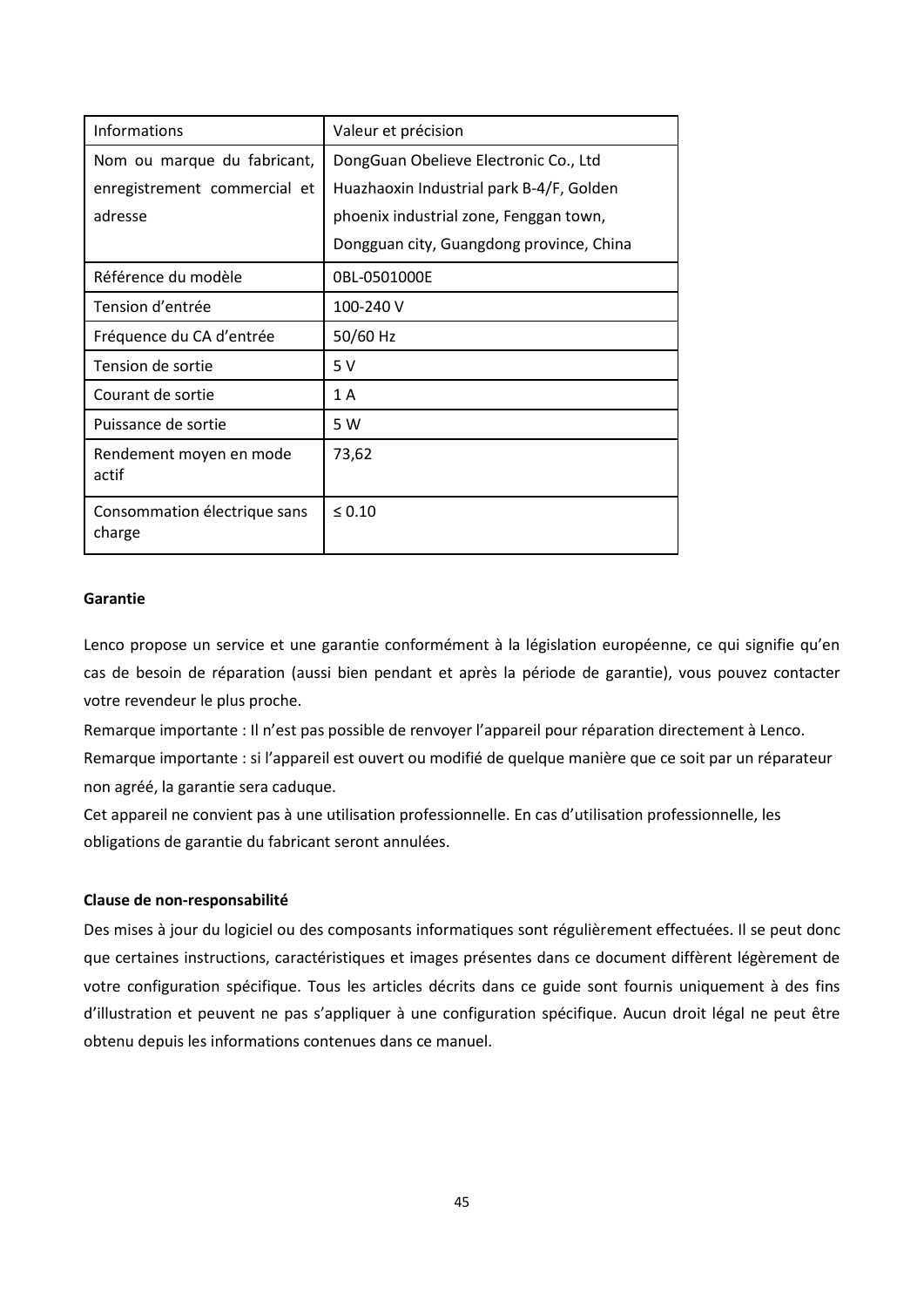| Informations | Valeur et précision |
| --- | --- |
| Nom ou marque du fabricant, enregistrement commercial et adresse | DongGuan Obelieve Electronic Co., Ltd Huazhaoxin Industrial park B-4/F, Golden phoenix industrial zone, Fenggan town, Dongguan city, Guangdong province, China |
| Référence du modèle | 0BL-0501000E |
| Tension d'entrée | 100-240 V |
| Fréquence du CA d'entrée | 50/60 Hz |
| Tension de sortie | 5 V |
| Courant de sortie | 1 A |
| Puissance de sortie | 5 W |
| Rendement moyen en mode actif | 73,62 |
| Consommation électrique sans charge | ≤ 0.10 |

**Garantie**

Lenco propose un service et une garantie conformément à la législation européenne, ce qui signifie qu'en cas de besoin de réparation (aussi bien pendant et après la période de garantie), vous pouvez contacter votre revendeur le plus proche.

Remarque importante : Il n'est pas possible de renvoyer l'appareil pour réparation directement à Lenco.

Remarque importante : si l'appareil est ouvert ou modifié de quelque manière que ce soit par un réparateur non agréé, la garantie sera caduque.

Cet appareil ne convient pas à une utilisation professionnelle. En cas d'utilisation professionnelle, les obligations de garantie du fabricant seront annulées.

**Clause de non-responsabilité**

Des mises à jour du logiciel ou des composants informatiques sont régulièrement effectuées. Il se peut donc que certaines instructions, caractéristiques et images présentes dans ce document diffèrent légèrement de votre configuration spécifique. Tous les articles décrits dans ce guide sont fournis uniquement à des fins d'illustration et peuvent ne pas s'appliquer à une configuration spécifique. Aucun droit légal ne peut être obtenu depuis les informations contenues dans ce manuel.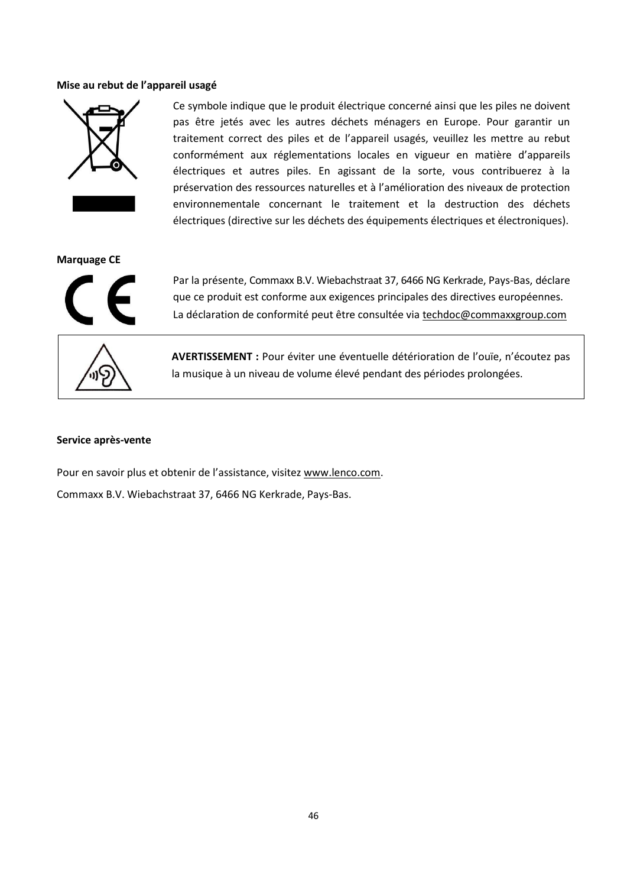**Mise au rebut de l'appareil usagé**

Ce symbole indique que le produit électrique concerné ainsi que les piles ne doivent pas être jetés avec les autres déchets ménagers en Europe. Pour garantir un traitement correct des piles et de l'appareil usagés, veuillez les mettre au rebut conformément aux réglementations locales en vigueur en matière d'appareils électriques et autres piles. En agissant de la sorte, vous contribuerez à la préservation des ressources naturelles et à l'amélioration des niveaux de protection environnementale concernant le traitement et la destruction des déchets électriques (directive sur les déchets des équipements électriques et électroniques).

**Marquage CE**

Par la présente, Commaxx B.V. Wiebachstraat 37, 6466 NG Kerkrade, Pays-Bas, déclare que ce produit est conforme aux exigences principales des directives européennes. La déclaration de conformité peut être consultée via techdoc@commaxxgroup.com

**AVERTISSEMENT :** Pour éviter une éventuelle détérioration de l'ouïe, n'écoutez pas la musique à un niveau de volume élevé pendant des périodes prolongées.

**Service après-vente**

Pour en savoir plus et obtenir de l'assistance, visitez www.lenco.com.

Commaxx B.V. Wiebachstraat 37, 6466 NG Kerkrade, Pays-Bas.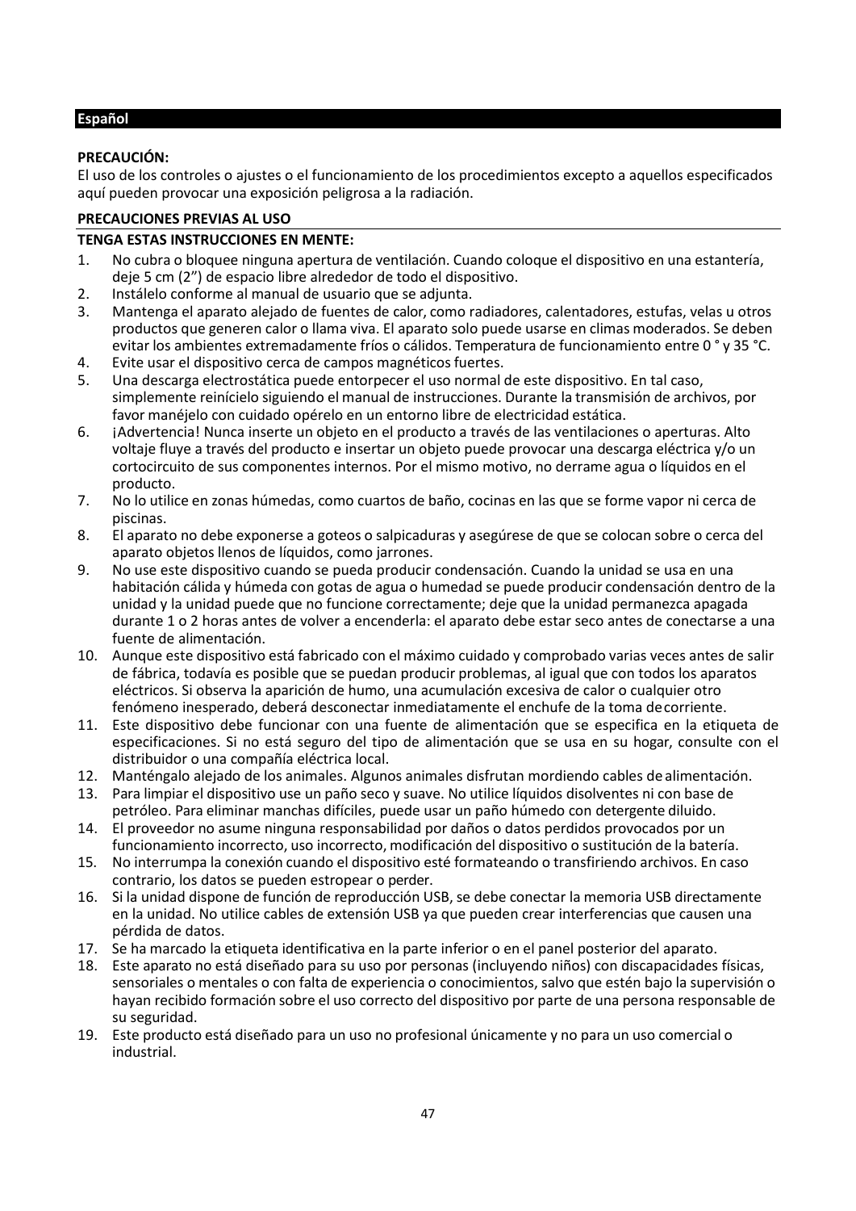## Español

**PRECAUCIÓN:**
El uso de los controles o ajustes o el funcionamiento de los procedimientos excepto a aquellos especificados aquí pueden provocar una exposición peligrosa a la radiación.

**PRECAUCIONES PREVIAS AL USO**

**TENGA ESTAS INSTRUCCIONES EN MENTE:**

1. No cubra o bloquee ninguna apertura de ventilación. Cuando coloque el dispositivo en una estantería, deje 5 cm (2") de espacio libre alrededor de todo el dispositivo.
2. Instálelo conforme al manual de usuario que se adjunta.
3. Mantenga el aparato alejado de fuentes de calor, como radiadores, calentadores, estufas, velas u otros productos que generen calor o llama viva. El aparato solo puede usarse en climas moderados. Se deben evitar los ambientes extremadamente fríos o cálidos. Temperatura de funcionamiento entre 0 ° y 35 °C.
4. Evite usar el dispositivo cerca de campos magnéticos fuertes.
5. Una descarga electrostática puede entorpecer el uso normal de este dispositivo. En tal caso, simplemente reinícielo siguiendo el manual de instrucciones. Durante la transmisión de archivos, por favor manéjelo con cuidado opérelo en un entorno libre de electricidad estática.
6. ¡Advertencia! Nunca inserte un objeto en el producto a través de las ventilaciones o aperturas. Alto voltaje fluye a través del producto e insertar un objeto puede provocar una descarga eléctrica y/o un cortocircuito de sus componentes internos. Por el mismo motivo, no derrame agua o líquidos en el producto.
7. No lo utilice en zonas húmedas, como cuartos de baño, cocinas en las que se forme vapor ni cerca de piscinas.
8. El aparato no debe exponerse a goteos o salpicaduras y asegúrese de que se colocan sobre o cerca del aparato objetos llenos de líquidos, como jarrones.
9. No use este dispositivo cuando se pueda producir condensación. Cuando la unidad se usa en una habitación cálida y húmeda con gotas de agua o humedad se puede producir condensación dentro de la unidad y la unidad puede que no funcione correctamente; deje que la unidad permanezca apagada durante 1 o 2 horas antes de volver a encenderla: el aparato debe estar seco antes de conectarse a una fuente de alimentación.
10. Aunque este dispositivo está fabricado con el máximo cuidado y comprobado varias veces antes de salir de fábrica, todavía es posible que se puedan producir problemas, al igual que con todos los aparatos eléctricos. Si observa la aparición de humo, una acumulación excesiva de calor o cualquier otro fenómeno inesperado, deberá desconectar inmediatamente el enchufe de la toma de corriente.
11. Este dispositivo debe funcionar con una fuente de alimentación que se especifica en la etiqueta de especificaciones. Si no está seguro del tipo de alimentación que se usa en su hogar, consulte con el distribuidor o una compañía eléctrica local.
12. Manténgalo alejado de los animales. Algunos animales disfrutan mordiendo cables de alimentación.
13. Para limpiar el dispositivo use un paño seco y suave. No utilice líquidos disolventes ni con base de petróleo. Para eliminar manchas difíciles, puede usar un paño húmedo con detergente diluido.
14. El proveedor no asume ninguna responsabilidad por daños o datos perdidos provocados por un funcionamiento incorrecto, uso incorrecto, modificación del dispositivo o sustitución de la batería.
15. No interrumpa la conexión cuando el dispositivo esté formateando o transfiriendo archivos. En caso contrario, los datos se pueden estropear o perder.
16. Si la unidad dispone de función de reproducción USB, se debe conectar la memoria USB directamente en la unidad. No utilice cables de extensión USB ya que pueden crear interferencias que causen una pérdida de datos.
17. Se ha marcado la etiqueta identificativa en la parte inferior o en el panel posterior del aparato.
18. Este aparato no está diseñado para su uso por personas (incluyendo niños) con discapacidades físicas, sensoriales o mentales o con falta de experiencia o conocimientos, salvo que estén bajo la supervisión o hayan recibido formación sobre el uso correcto del dispositivo por parte de una persona responsable de su seguridad.
19. Este producto está diseñado para un uso no profesional únicamente y no para un uso comercial o industrial.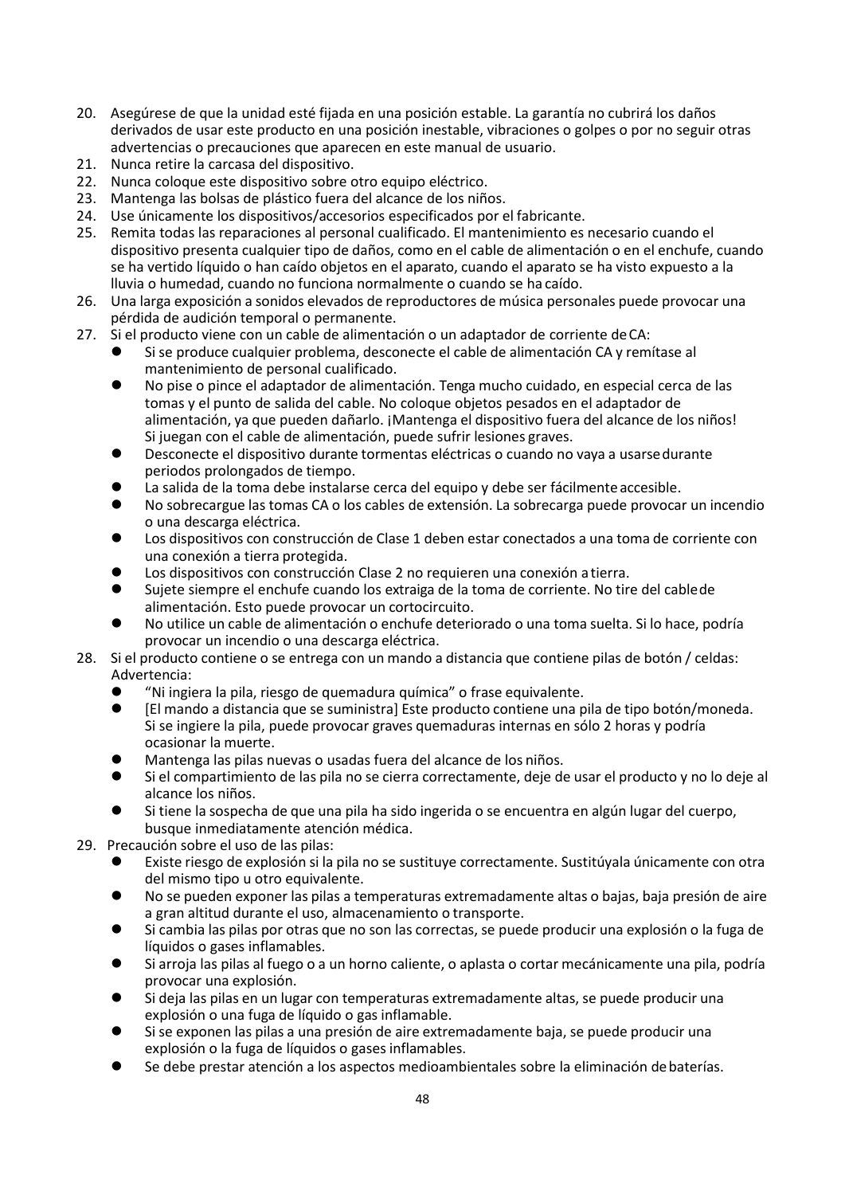20. Asegúrese de que la unidad esté fijada en una posición estable. La garantía no cubrirá los daños derivados de usar este producto en una posición inestable, vibraciones o golpes o por no seguir otras advertencias o precauciones que aparecen en este manual de usuario.
21. Nunca retire la carcasa del dispositivo.
22. Nunca coloque este dispositivo sobre otro equipo eléctrico.
23. Mantenga las bolsas de plástico fuera del alcance de los niños.
24. Use únicamente los dispositivos/accesorios especificados por el fabricante.
25. Remita todas las reparaciones al personal cualificado. El mantenimiento es necesario cuando el dispositivo presenta cualquier tipo de daños, como en el cable de alimentación o en el enchufe, cuando se ha vertido líquido o han caído objetos en el aparato, cuando el aparato se ha visto expuesto a la lluvia o humedad, cuando no funciona normalmente o cuando se ha caído.
26. Una larga exposición a sonidos elevados de reproductores de música personales puede provocar una pérdida de audición temporal o permanente.
27. Si el producto viene con un cable de alimentación o un adaptador de corriente de CA:
    - Si se produce cualquier problema, desconecte el cable de alimentación CA y remítase al mantenimiento de personal cualificado.
    - No pise o pince el adaptador de alimentación. Tenga mucho cuidado, en especial cerca de las tomas y el punto de salida del cable. No coloque objetos pesados en el adaptador de alimentación, ya que pueden dañarlo. ¡Mantenga el dispositivo fuera del alcance de los niños! Si juegan con el cable de alimentación, puede sufrir lesiones graves.
    - Desconecte el dispositivo durante tormentas eléctricas o cuando no vaya a usarse durante periodos prolongados de tiempo.
    - La salida de la toma debe instalarse cerca del equipo y debe ser fácilmente accesible.
    - No sobrecargue las tomas CA o los cables de extensión. La sobrecarga puede provocar un incendio o una descarga eléctrica.
    - Los dispositivos con construcción de Clase 1 deben estar conectados a una toma de corriente con una conexión a tierra protegida.
    - Los dispositivos con construcción Clase 2 no requieren una conexión a tierra.
    - Sujete siempre el enchufe cuando los extraiga de la toma de corriente. No tire del cable de alimentación. Esto puede provocar un cortocircuito.
    - No utilice un cable de alimentación o enchufe deteriorado o una toma suelta. Si lo hace, podría provocar un incendio o una descarga eléctrica.
28. Si el producto contiene o se entrega con un mando a distancia que contiene pilas de botón / celdas: Advertencia:
    - “Ni ingiera la pila, riesgo de quemadura química” o frase equivalente.
    - [El mando a distancia que se suministra] Este producto contiene una pila de tipo botón/moneda. Si se ingiere la pila, puede provocar graves quemaduras internas en sólo 2 horas y podría ocasionar la muerte.
    - Mantenga las pilas nuevas o usadas fuera del alcance de los niños.
    - Si el compartimiento de las pila no se cierra correctamente, deje de usar el producto y no lo deje al alcance los niños.
    - Si tiene la sospecha de que una pila ha sido ingerida o se encuentra en algún lugar del cuerpo, busque inmediatamente atención médica.
29. Precaución sobre el uso de las pilas:
    - Existe riesgo de explosión si la pila no se sustituye correctamente. Sustitúyala únicamente con otra del mismo tipo u otro equivalente.
    - No se pueden exponer las pilas a temperaturas extremadamente altas o bajas, baja presión de aire a gran altitud durante el uso, almacenamiento o transporte.
    - Si cambia las pilas por otras que no son las correctas, se puede producir una explosión o la fuga de líquidos o gases inflamables.
    - Si arroja las pilas al fuego o a un horno caliente, o aplasta o cortar mecánicamente una pila, podría provocar una explosión.
    - Si deja las pilas en un lugar con temperaturas extremadamente altas, se puede producir una explosión o una fuga de líquido o gas inflamable.
    - Si se exponen las pilas a una presión de aire extremadamente baja, se puede producir una explosión o la fuga de líquidos o gases inflamables.
    - Se debe prestar atención a los aspectos medioambientales sobre la eliminación de baterías.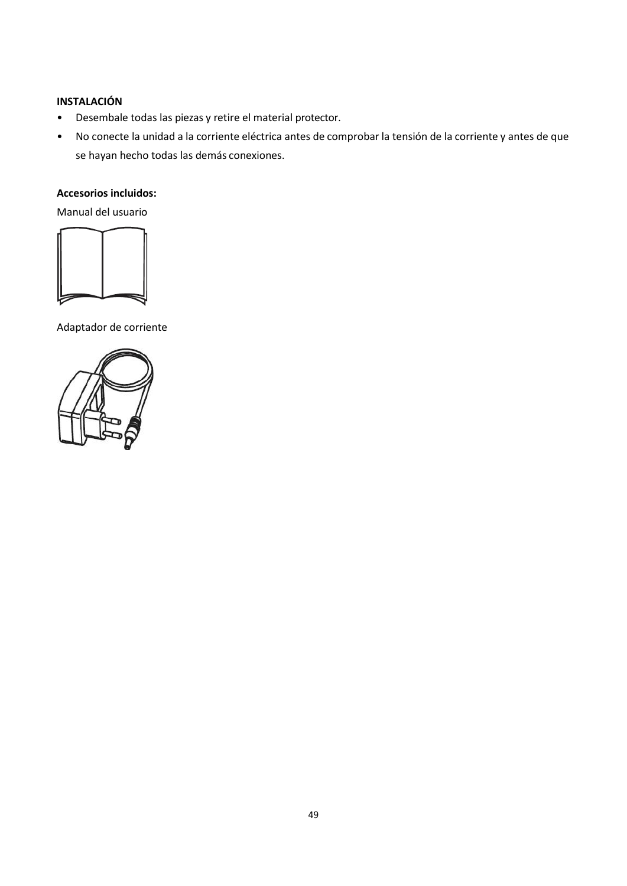**INSTALACIÓN**

- Desembale todas las piezas y retire el material protector.
- No conecte la unidad a la corriente eléctrica antes de comprobar la tensión de la corriente y antes de que se hayan hecho todas las demás conexiones.

**Accesorios incluidos:**

Manual del usuario

Adaptador de corriente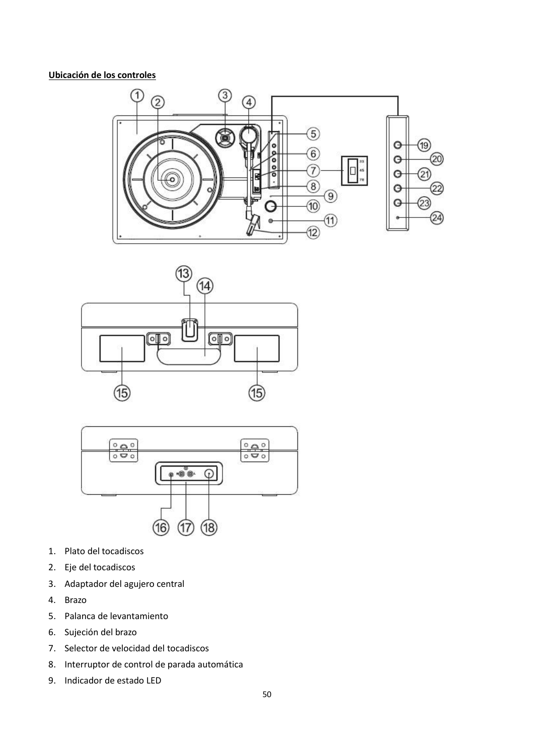**Ubicación de los controles**

1. Plato del tocadiscos
2. Eje del tocadiscos
3. Adaptador del agujero central
4. Brazo
5. Palanca de levantamiento
6. Sujeción del brazo
7. Selector de velocidad del tocadiscos
8. Interruptor de control de parada automática
9. Indicador de estado LED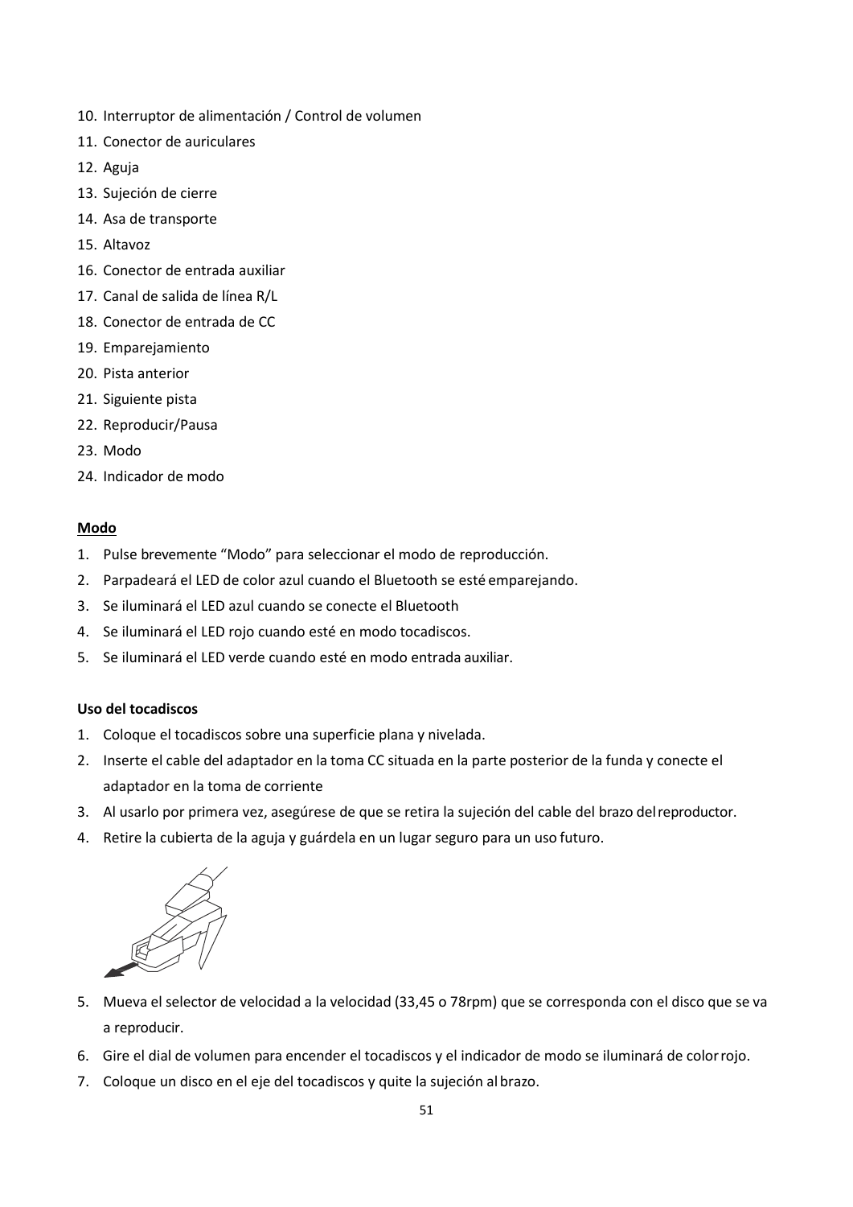10. Interruptor de alimentación / Control de volumen
11. Conector de auriculares
12. Aguja
13. Sujeción de cierre
14. Asa de transporte
15. Altavoz
16. Conector de entrada auxiliar
17. Canal de salida de línea R/L
18. Conector de entrada de CC
19. Emparejamiento
20. Pista anterior
21. Siguiente pista
22. Reproducir/Pausa
23. Modo
24. Indicador de modo

**Modo**

1. Pulse brevemente “Modo” para seleccionar el modo de reproducción.
2. Parpadeará el LED de color azul cuando el Bluetooth se esté emparejando.
3. Se iluminará el LED azul cuando se conecte el Bluetooth
4. Se iluminará el LED rojo cuando esté en modo tocadiscos.
5. Se iluminará el LED verde cuando esté en modo entrada auxiliar.

**Uso del tocadiscos**

1. Coloque el tocadiscos sobre una superficie plana y nivelada.
2. Inserte el cable del adaptador en la toma CC situada en la parte posterior de la funda y conecte el adaptador en la toma de corriente
3. Al usarlo por primera vez, asegúrese de que se retira la sujeción del cable del brazo del reproductor.
4. Retire la cubierta de la aguja y guárdela en un lugar seguro para un uso futuro.
5. Mueva el selector de velocidad a la velocidad (33,45 o 78rpm) que se corresponda con el disco que se va a reproducir.
6. Gire el dial de volumen para encender el tocadiscos y el indicador de modo se iluminará de color rojo.
7. Coloque un disco en el eje del tocadiscos y quite la sujeción al brazo.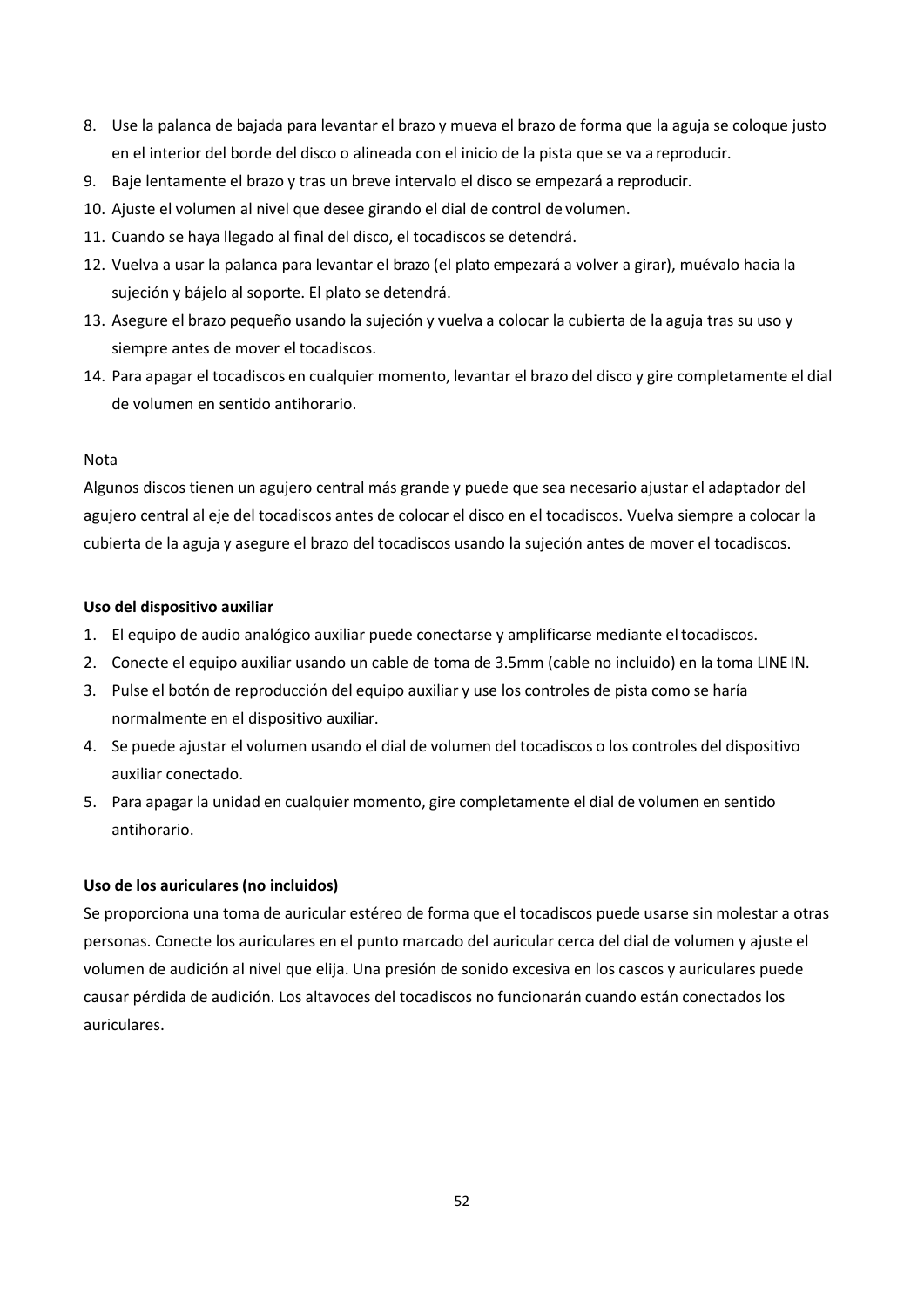8. Use la palanca de bajada para levantar el brazo y mueva el brazo de forma que la aguja se coloque justo en el interior del borde del disco o alineada con el inicio de la pista que se va a reproducir.
9. Baje lentamente el brazo y tras un breve intervalo el disco se empezará a reproducir.
10. Ajuste el volumen al nivel que desee girando el dial de control de volumen.
11. Cuando se haya llegado al final del disco, el tocadiscos se detendrá.
12. Vuelva a usar la palanca para levantar el brazo (el plato empezará a volver a girar), muévalo hacia la sujeción y bájelo al soporte. El plato se detendrá.
13. Asegure el brazo pequeño usando la sujeción y vuelva a colocar la cubierta de la aguja tras su uso y siempre antes de mover el tocadiscos.
14. Para apagar el tocadiscos en cualquier momento, levantar el brazo del disco y gire completamente el dial de volumen en sentido antihorario.

Nota

Algunos discos tienen un agujero central más grande y puede que sea necesario ajustar el adaptador del agujero central al eje del tocadiscos antes de colocar el disco en el tocadiscos. Vuelva siempre a colocar la cubierta de la aguja y asegure el brazo del tocadiscos usando la sujeción antes de mover el tocadiscos.

**Uso del dispositivo auxiliar**

1. El equipo de audio analógico auxiliar puede conectarse y amplificarse mediante el tocadiscos.
2. Conecte el equipo auxiliar usando un cable de toma de 3.5mm (cable no incluido) en la toma LINE IN.
3. Pulse el botón de reproducción del equipo auxiliar y use los controles de pista como se haría normalmente en el dispositivo auxiliar.
4. Se puede ajustar el volumen usando el dial de volumen del tocadiscos o los controles del dispositivo auxiliar conectado.
5. Para apagar la unidad en cualquier momento, gire completamente el dial de volumen en sentido antihorario.

**Uso de los auriculares (no incluidos)**

Se proporciona una toma de auricular estéreo de forma que el tocadiscos puede usarse sin molestar a otras personas. Conecte los auriculares en el punto marcado del auricular cerca del dial de volumen y ajuste el volumen de audición al nivel que elija. Una presión de sonido excesiva en los cascos y auriculares puede causar pérdida de audición. Los altavoces del tocadiscos no funcionarán cuando están conectados los auriculares.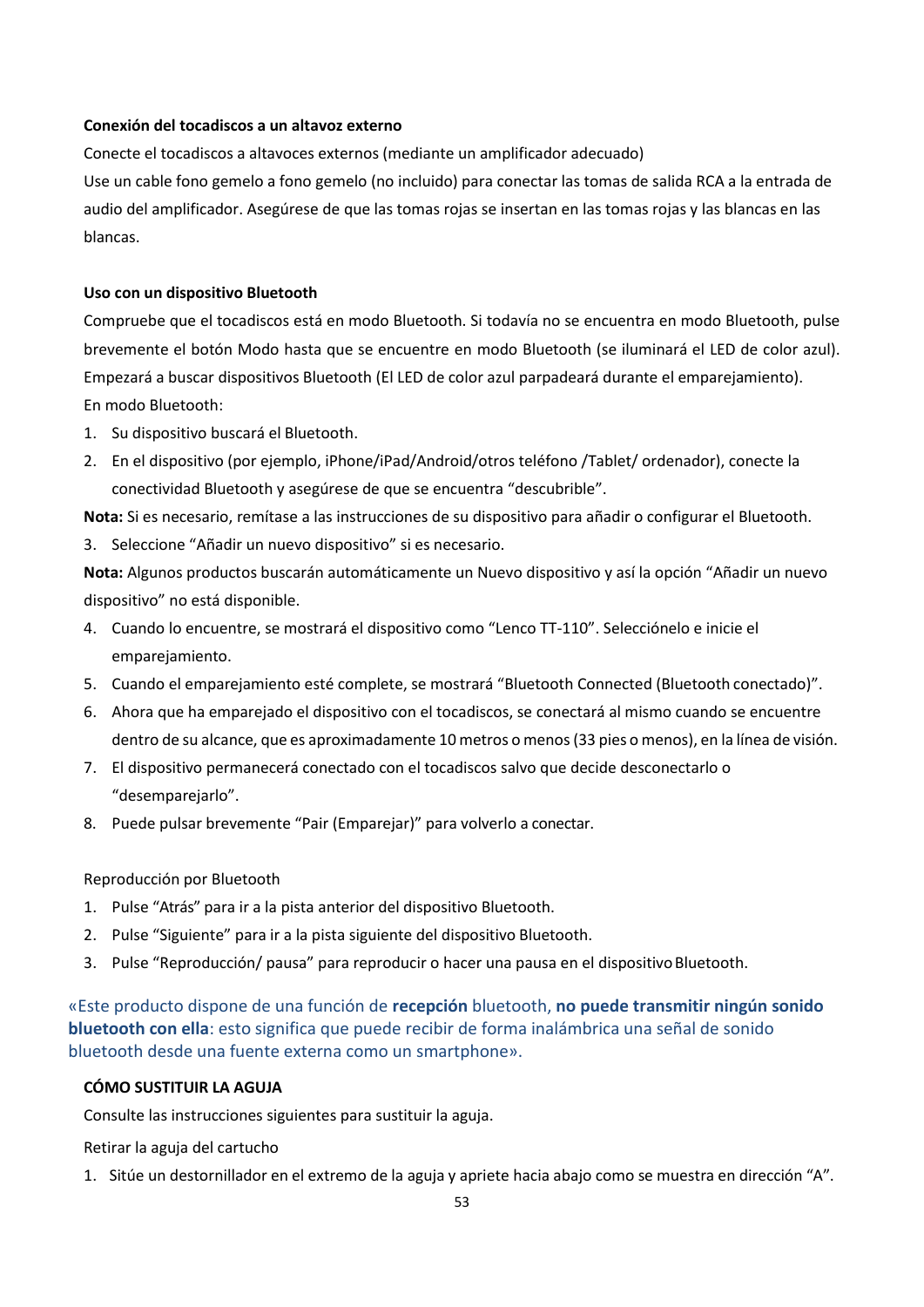**Conexión del tocadiscos a un altavoz externo**

Conecte el tocadiscos a altavoces externos (mediante un amplificador adecuado)

Use un cable fono gemelo a fono gemelo (no incluido) para conectar las tomas de salida RCA a la entrada de audio del amplificador. Asegúrese de que las tomas rojas se insertan en las tomas rojas y las blancas en las blancas.

**Uso con un dispositivo Bluetooth**

Compruebe que el tocadiscos está en modo Bluetooth. Si todavía no se encuentra en modo Bluetooth, pulse brevemente el botón Modo hasta que se encuentre en modo Bluetooth (se iluminará el LED de color azul). Empezará a buscar dispositivos Bluetooth (El LED de color azul parpadeará durante el emparejamiento).

En modo Bluetooth:

1. Su dispositivo buscará el Bluetooth.
2. En el dispositivo (por ejemplo, iPhone/iPad/Android/otros teléfono /Tablet/ ordenador), conecte la conectividad Bluetooth y asegúrese de que se encuentra "descubrible".

**Nota:** Si es necesario, remítase a las instrucciones de su dispositivo para añadir o configurar el Bluetooth.

3. Seleccione "Añadir un nuevo dispositivo" si es necesario.

**Nota:** Algunos productos buscarán automáticamente un Nuevo dispositivo y así la opción "Añadir un nuevo dispositivo" no está disponible.

4. Cuando lo encuentre, se mostrará el dispositivo como "Lenco TT-110". Selecciónelo e inicie el emparejamiento.
5. Cuando el emparejamiento esté complete, se mostrará "Bluetooth Connected (Bluetooth conectado)".
6. Ahora que ha emparejado el dispositivo con el tocadiscos, se conectará al mismo cuando se encuentre dentro de su alcance, que es aproximadamente 10 metros o menos (33 pies o menos), en la línea de visión.
7. El dispositivo permanecerá conectado con el tocadiscos salvo que decide desconectarlo o "desemparejarlo".
8. Puede pulsar brevemente "Pair (Emparejar)" para volverlo a conectar.

Reproducción por Bluetooth

1. Pulse "Atrás" para ir a la pista anterior del dispositivo Bluetooth.
2. Pulse "Siguiente" para ir a la pista siguiente del dispositivo Bluetooth.
3. Pulse "Reproducción/ pausa" para reproducir o hacer una pausa en el dispositivo Bluetooth.

«Este producto dispone de una función de **recepción** bluetooth, **no puede transmitir ningún sonido bluetooth con ella**: esto significa que puede recibir de forma inalámbrica una señal de sonido bluetooth desde una fuente externa como un smartphone».

**CÓMO SUSTITUIR LA AGUJA**

Consulte las instrucciones siguientes para sustituir la aguja.

Retirar la aguja del cartucho

1. Sitúe un destornillador en el extremo de la aguja y apriete hacia abajo como se muestra en dirección "A".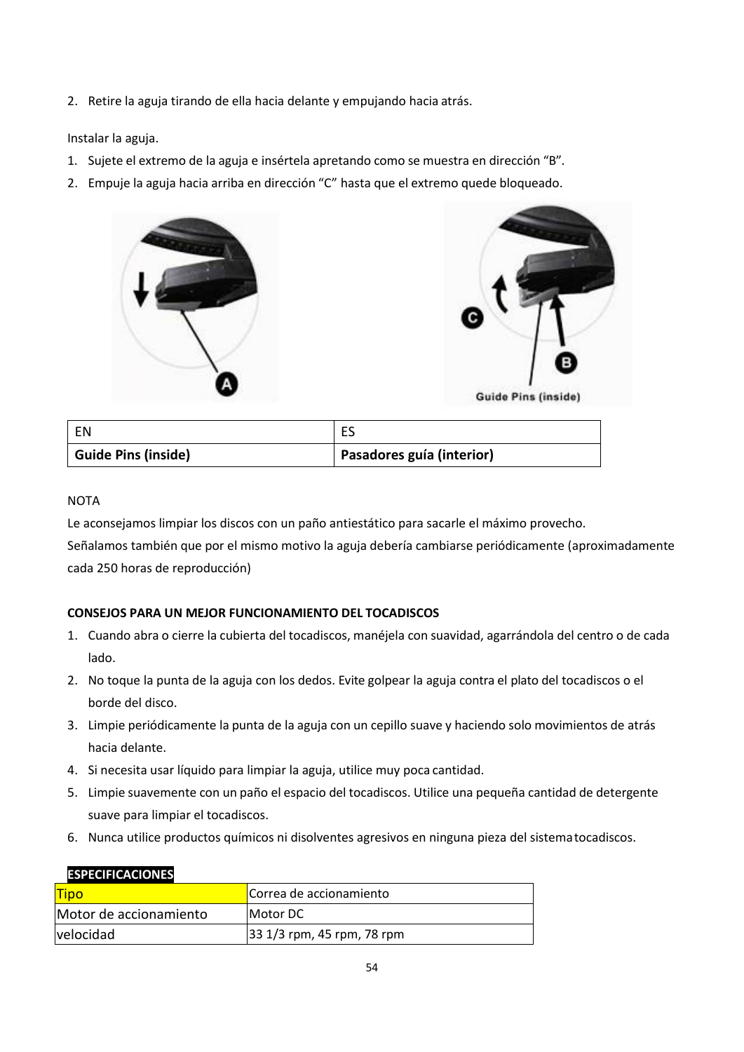2. Retire la aguja tirando de ella hacia delante y empujando hacia atrás.

Instalar la aguja.

1. Sujete el extremo de la aguja e insértela apretando como se muestra en dirección “B”.
2. Empuje la aguja hacia arriba en dirección “C” hasta que el extremo quede bloqueado.

| EN | ES |
|---|---|
| **Guide Pins (inside)** | **Pasadores guía (interior)** |

NOTA

Le aconsejamos limpiar los discos con un paño antiestático para sacarle el máximo provecho.

Señalamos también que por el mismo motivo la aguja debería cambiarse periódicamente (aproximadamente cada 250 horas de reproducción)

**CONSEJOS PARA UN MEJOR FUNCIONAMIENTO DEL TOCADISCOS**

1. Cuando abra o cierre la cubierta del tocadiscos, manéjela con suavidad, agarrándola del centro o de cada lado.
2. No toque la punta de la aguja con los dedos. Evite golpear la aguja contra el plato del tocadiscos o el borde del disco.
3. Limpie periódicamente la punta de la aguja con un cepillo suave y haciendo solo movimientos de atrás hacia delante.
4. Si necesita usar líquido para limpiar la aguja, utilice muy poca cantidad.
5. Limpie suavemente con un paño el espacio del tocadiscos. Utilice una pequeña cantidad de detergente suave para limpiar el tocadiscos.
6. Nunca utilice productos químicos ni disolventes agresivos en ninguna pieza del sistema tocadiscos.

**ESPECIFICACIONES**

| Tipo | Correa de accionamiento |
|---|---|
| Motor de accionamiento | Motor DC |
| velocidad | 33 1/3 rpm, 45 rpm, 78 rpm |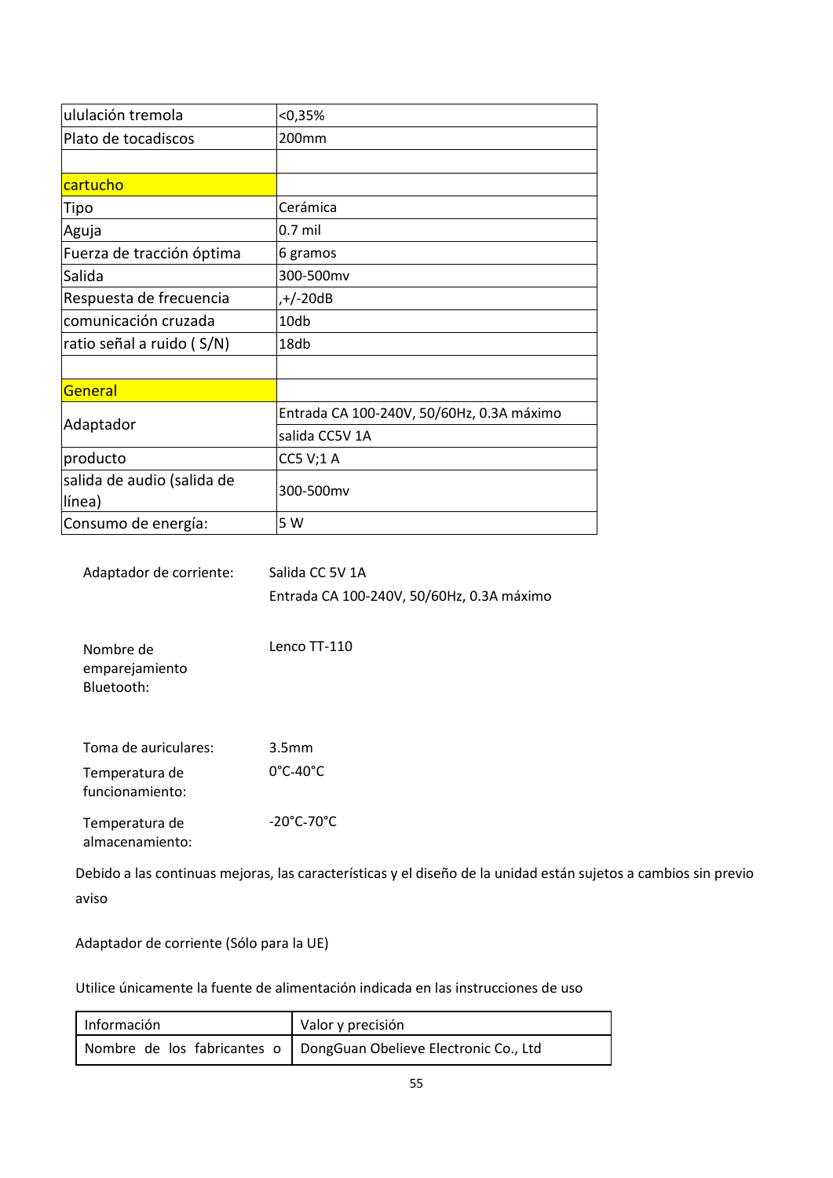| ululación tremola | <0,35% |
| --- | --- |
| Plato de tocadiscos | 200mm |
| | |
| cartucho | |
| Tipo | Cerámica |
| Aguja | 0.7 mil |
| Fuerza de tracción óptima | 6 gramos |
| Salida | 300-500mv |
| Respuesta de frecuencia | ,+/-20dB |
| comunicación cruzada | 10db |
| ratio señal a ruido ( S/N) | 18db |
| | |
| General | |
| Adaptador | Entrada CA 100-240V, 50/60Hz, 0.3A máximo |
| | salida CC5V 1A |
| producto | CC5 V;1 A |
| salida de audio (salida de línea) | 300-500mv |
| Consumo de energía: | 5 W |

| | |
| --- | --- |
| Adaptador de corriente: | Salida CC 5V 1A<br>Entrada CA 100-240V, 50/60Hz, 0.3A máximo |
| Nombre de emparejamiento Bluetooth: | Lenco TT-110 |
| Toma de auriculares: | 3.5mm |
| Temperatura de funcionamiento: | 0°C-40°C |
| Temperatura de almacenamiento: | -20°C-70°C |

Debido a las continuas mejoras, las características y el diseño de la unidad están sujetos a cambios sin previo aviso

Adaptador de corriente (Sólo para la UE)

Utilice únicamente la fuente de alimentación indicada en las instrucciones de uso

| Información | Valor y precisión |
| --- | --- |
| Nombre de los fabricantes o | DongGuan Obelieve Electronic Co., Ltd |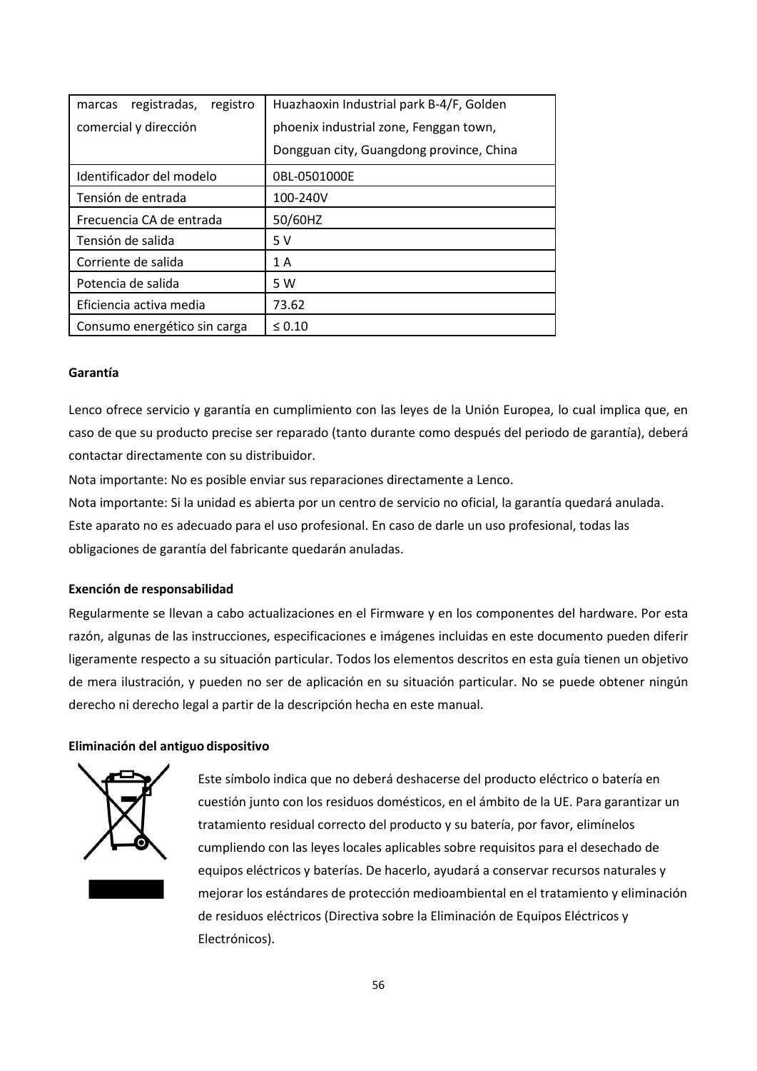| marcas registradas, registro comercial y dirección | Huazhaoxin Industrial park B-4/F, Golden phoenix industrial zone, Fenggan town, Dongguan city, Guangdong province, China |
|---|---|
| Identificador del modelo | 0BL-0501000E |
| Tensión de entrada | 100-240V |
| Frecuencia CA de entrada | 50/60HZ |
| Tensión de salida | 5 V |
| Corriente de salida | 1 A |
| Potencia de salida | 5 W |
| Eficiencia activa media | 73.62 |
| Consumo energético sin carga | ≤ 0.10 |

**Garantía**

Lenco ofrece servicio y garantía en cumplimiento con las leyes de la Unión Europea, lo cual implica que, en caso de que su producto precise ser reparado (tanto durante como después del periodo de garantía), deberá contactar directamente con su distribuidor.
Nota importante: No es posible enviar sus reparaciones directamente a Lenco.
Nota importante: Si la unidad es abierta por un centro de servicio no oficial, la garantía quedará anulada.
Este aparato no es adecuado para el uso profesional. En caso de darle un uso profesional, todas las obligaciones de garantía del fabricante quedarán anuladas.

**Exención de responsabilidad**

Regularmente se llevan a cabo actualizaciones en el Firmware y en los componentes del hardware. Por esta razón, algunas de las instrucciones, especificaciones e imágenes incluidas en este documento pueden diferir ligeramente respecto a su situación particular. Todos los elementos descritos en esta guía tienen un objetivo de mera ilustración, y pueden no ser de aplicación en su situación particular. No se puede obtener ningún derecho ni derecho legal a partir de la descripción hecha en este manual.

**Eliminación del antiguo dispositivo**

Este símbolo indica que no deberá deshacerse del producto eléctrico o batería en cuestión junto con los residuos domésticos, en el ámbito de la UE. Para garantizar un tratamiento residual correcto del producto y su batería, por favor, elimínelos cumpliendo con las leyes locales aplicables sobre requisitos para el desechado de equipos eléctricos y baterías. De hacerlo, ayudará a conservar recursos naturales y mejorar los estándares de protección medioambiental en el tratamiento y eliminación de residuos eléctricos (Directiva sobre la Eliminación de Equipos Eléctricos y Electrónicos).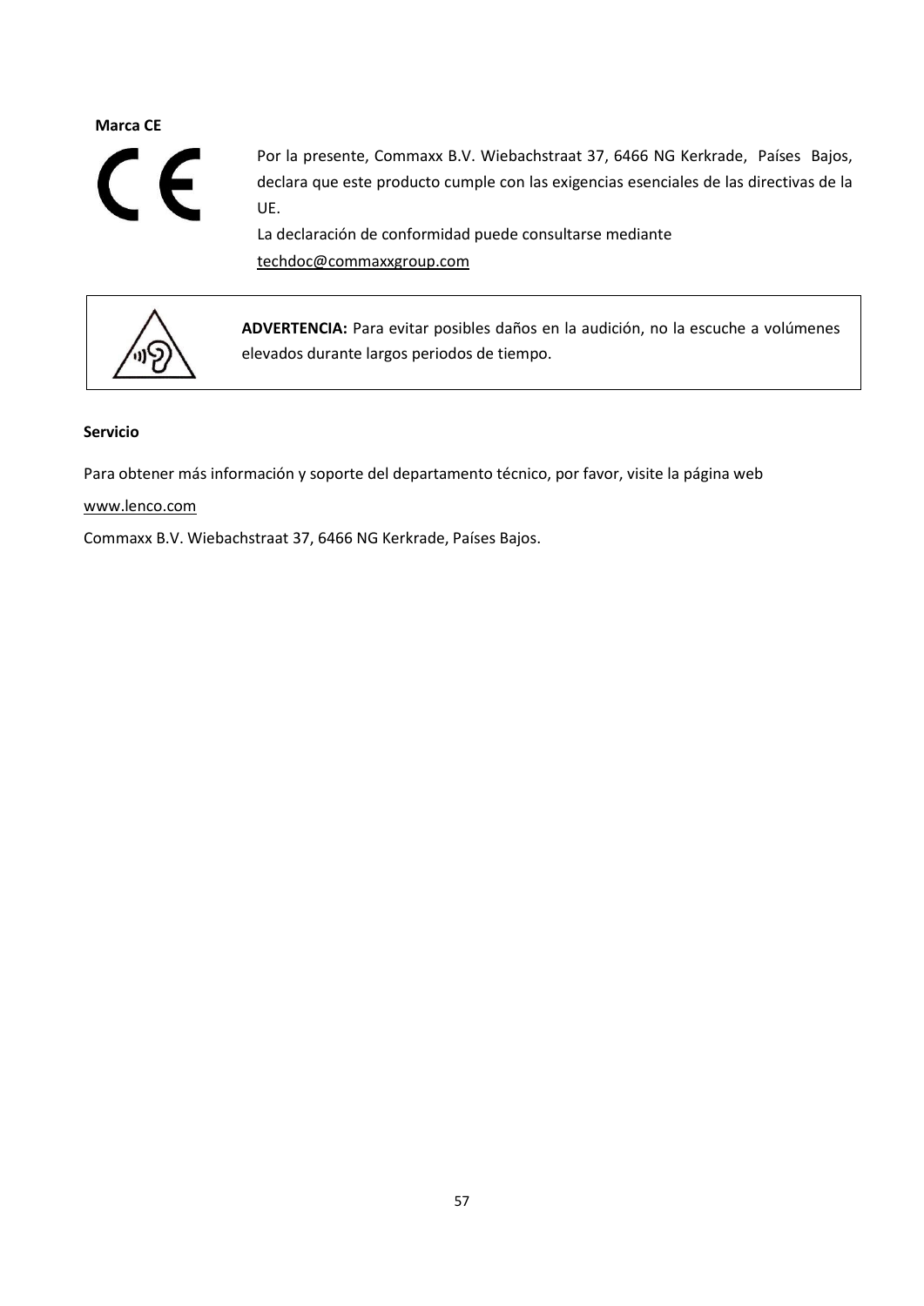**Marca CE**

Por la presente, Commaxx B.V. Wiebachstraat 37, 6466 NG Kerkrade, Países Bajos, declara que este producto cumple con las exigencias esenciales de las directivas de la UE.
La declaración de conformidad puede consultarse mediante
techdoc@commaxxgroup.com

**ADVERTENCIA:** Para evitar posibles daños en la audición, no la escuche a volúmenes elevados durante largos periodos de tiempo.

**Servicio**

Para obtener más información y soporte del departamento técnico, por favor, visite la página web

www.lenco.com

Commaxx B.V. Wiebachstraat 37, 6466 NG Kerkrade, Países Bajos.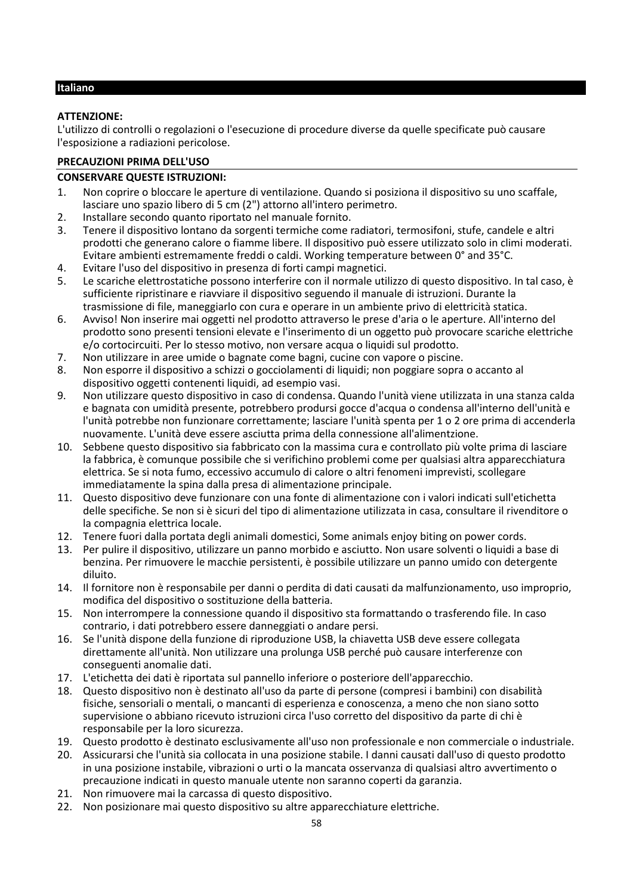## Italiano

**ATTENZIONE:**
L'utilizzo di controlli o regolazioni o l'esecuzione di procedure diverse da quelle specificate può causare l'esposizione a radiazioni pericolose.

**PRECAUZIONI PRIMA DELL'USO**

**CONSERVARE QUESTE ISTRUZIONI:**

1. Non coprire o bloccare le aperture di ventilazione. Quando si posiziona il dispositivo su uno scaffale, lasciare uno spazio libero di 5 cm (2") attorno all'intero perimetro.
2. Installare secondo quanto riportato nel manuale fornito.
3. Tenere il dispositivo lontano da sorgenti termiche come radiatori, termosifoni, stufe, candele e altri prodotti che generano calore o fiamme libere. Il dispositivo può essere utilizzato solo in climi moderati. Evitare ambienti estremamente freddi o caldi. Working temperature between 0° and 35°C.
4. Evitare l'uso del dispositivo in presenza di forti campi magnetici.
5. Le scariche elettrostatiche possono interferire con il normale utilizzo di questo dispositivo. In tal caso, è sufficiente ripristinare e riavviare il dispositivo seguendo il manuale di istruzioni. Durante la trasmissione di file, maneggiarlo con cura e operare in un ambiente privo di elettricità statica.
6. Avviso! Non inserire mai oggetti nel prodotto attraverso le prese d'aria o le aperture. All'interno del prodotto sono presenti tensioni elevate e l'inserimento di un oggetto può provocare scariche elettriche e/o cortocircuiti. Per lo stesso motivo, non versare acqua o liquidi sul prodotto.
7. Non utilizzare in aree umide o bagnate come bagni, cucine con vapore o piscine.
8. Non esporre il dispositivo a schizzi o gocciolamenti di liquidi; non poggiare sopra o accanto al dispositivo oggetti contenenti liquidi, ad esempio vasi.
9. Non utilizzare questo dispositivo in caso di condensa. Quando l'unità viene utilizzata in una stanza calda e bagnata con umidità presente, potrebbero prodursi gocce d'acqua o condensa all'interno dell'unità e l'unità potrebbe non funzionare correttamente; lasciare l'unità spenta per 1 o 2 ore prima di accenderla nuovamente. L'unità deve essere asciutta prima della connessione all'alimentzione.
10. Sebbene questo dispositivo sia fabbricato con la massima cura e controllato più volte prima di lasciare la fabbrica, è comunque possibile che si verifichino problemi come per qualsiasi altra apparecchiatura elettrica. Se si nota fumo, eccessivo accumulo di calore o altri fenomeni imprevisti, scollegare immediatamente la spina dalla presa di alimentazione principale.
11. Questo dispositivo deve funzionare con una fonte di alimentazione con i valori indicati sull'etichetta delle specifiche. Se non si è sicuri del tipo di alimentazione utilizzata in casa, consultare il rivenditore o la compagnia elettrica locale.
12. Tenere fuori dalla portata degli animali domestici, Some animals enjoy biting on power cords.
13. Per pulire il dispositivo, utilizzare un panno morbido e asciutto. Non usare solventi o liquidi a base di benzina. Per rimuovere le macchie persistenti, è possibile utilizzare un panno umido con detergente diluito.
14. Il fornitore non è responsabile per danni o perdita di dati causati da malfunzionamento, uso improprio, modifica del dispositivo o sostituzione della batteria.
15. Non interrompere la connessione quando il dispositivo sta formattando o trasferendo file. In caso contrario, i dati potrebbero essere danneggiati o andare persi.
16. Se l'unità dispone della funzione di riproduzione USB, la chiavetta USB deve essere collegata direttamente all'unità. Non utilizzare una prolunga USB perché può causare interferenze con conseguenti anomalie dati.
17. L'etichetta dei dati è riportata sul pannello inferiore o posteriore dell'apparecchio.
18. Questo dispositivo non è destinato all'uso da parte di persone (compresi i bambini) con disabilità fisiche, sensoriali o mentali, o mancanti di esperienza e conoscenza, a meno che non siano sotto supervisione o abbiano ricevuto istruzioni circa l'uso corretto del dispositivo da parte di chi è responsabile per la loro sicurezza.
19. Questo prodotto è destinato esclusivamente all'uso non professionale e non commerciale o industriale.
20. Assicurarsi che l'unità sia collocata in una posizione stabile. I danni causati dall'uso di questo prodotto in una posizione instabile, vibrazioni o urti o la mancata osservanza di qualsiasi altro avvertimento o precauzione indicati in questo manuale utente non saranno coperti da garanzia.
21. Non rimuovere mai la carcassa di questo dispositivo.
22. Non posizionare mai questo dispositivo su altre apparecchiature elettriche.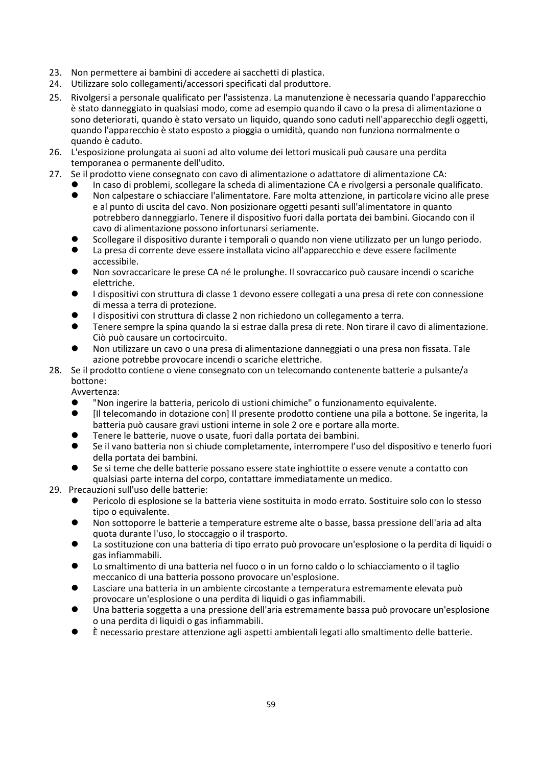23. Non permettere ai bambini di accedere ai sacchetti di plastica.
24. Utilizzare solo collegamenti/accessori specificati dal produttore.
25. Rivolgersi a personale qualificato per l'assistenza. La manutenzione è necessaria quando l'apparecchio è stato danneggiato in qualsiasi modo, come ad esempio quando il cavo o la presa di alimentazione o sono deteriorati, quando è stato versato un liquido, quando sono caduti nell'apparecchio degli oggetti, quando l'apparecchio è stato esposto a pioggia o umidità, quando non funziona normalmente o quando è caduto.
26. L'esposizione prolungata ai suoni ad alto volume dei lettori musicali può causare una perdita temporanea o permanente dell'udito.
27. Se il prodotto viene consegnato con cavo di alimentazione o adattatore di alimentazione CA:
    - In caso di problemi, scollegare la scheda di alimentazione CA e rivolgersi a personale qualificato.
    - Non calpestare o schiacciare l'alimentatore. Fare molta attenzione, in particolare vicino alle prese e al punto di uscita del cavo. Non posizionare oggetti pesanti sull'alimentatore in quanto potrebbero danneggiarlo. Tenere il dispositivo fuori dalla portata dei bambini. Giocando con il cavo di alimentazione possono infortunarsi seriamente.
    - Scollegare il dispositivo durante i temporali o quando non viene utilizzato per un lungo periodo.
    - La presa di corrente deve essere installata vicino all'apparecchio e deve essere facilmente accessibile.
    - Non sovraccaricare le prese CA né le prolunghe. Il sovraccarico può causare incendi o scariche elettriche.
    - I dispositivi con struttura di classe 1 devono essere collegati a una presa di rete con connessione di messa a terra di protezione.
    - I dispositivi con struttura di classe 2 non richiedono un collegamento a terra.
    - Tenere sempre la spina quando la si estrae dalla presa di rete. Non tirare il cavo di alimentazione. Ciò può causare un cortocircuito.
    - Non utilizzare un cavo o una presa di alimentazione danneggiati o una presa non fissata. Tale azione potrebbe provocare incendi o scariche elettriche.
28. Se il prodotto contiene o viene consegnato con un telecomando contenente batterie a pulsante/a bottone:
    Avvertenza:
    - "Non ingerire la batteria, pericolo di ustioni chimiche" o funzionamento equivalente.
    - [Il telecomando in dotazione con] Il presente prodotto contiene una pila a bottone. Se ingerita, la batteria può causare gravi ustioni interne in sole 2 ore e portare alla morte.
    - Tenere le batterie, nuove o usate, fuori dalla portata dei bambini.
    - Se il vano batteria non si chiude completamente, interrompere l'uso del dispositivo e tenerlo fuori della portata dei bambini.
    - Se si teme che delle batterie possano essere state inghiottite o essere venute a contatto con qualsiasi parte interna del corpo, contattare immediatamente un medico.
29. Precauzioni sull'uso delle batterie:
    - Pericolo di esplosione se la batteria viene sostituita in modo errato. Sostituire solo con lo stesso tipo o equivalente.
    - Non sottoporre le batterie a temperature estreme alte o basse, bassa pressione dell'aria ad alta quota durante l'uso, lo stoccaggio o il trasporto.
    - La sostituzione con una batteria di tipo errato può provocare un'esplosione o la perdita di liquidi o gas infiammabili.
    - Lo smaltimento di una batteria nel fuoco o in un forno caldo o lo schiacciamento o il taglio meccanico di una batteria possono provocare un'esplosione.
    - Lasciare una batteria in un ambiente circostante a temperatura estremamente elevata può provocare un'esplosione o una perdita di liquidi o gas infiammabili.
    - Una batteria soggetta a una pressione dell'aria estremamente bassa può provocare un'esplosione o una perdita di liquidi o gas infiammabili.
    - È necessario prestare attenzione agli aspetti ambientali legati allo smaltimento delle batterie.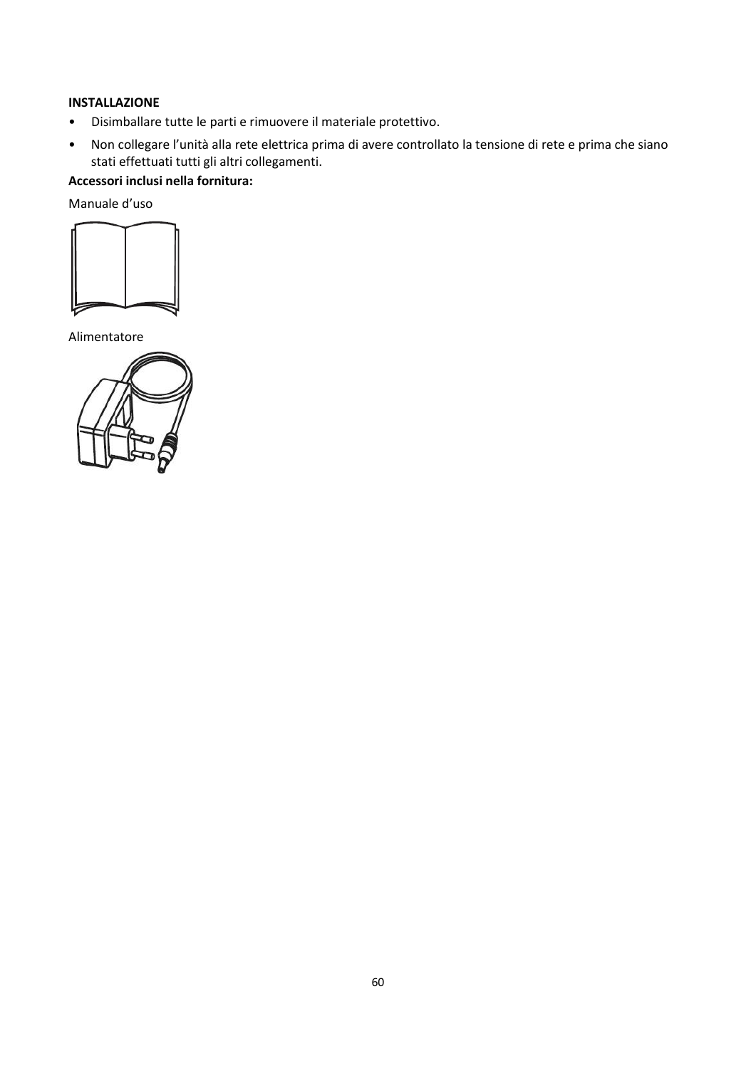**INSTALLAZIONE**

- Disimballare tutte le parti e rimuovere il materiale protettivo.
- Non collegare l'unità alla rete elettrica prima di avere controllato la tensione di rete e prima che siano stati effettuati tutti gli altri collegamenti.

**Accessori inclusi nella fornitura:**

Manuale d'uso

Alimentatore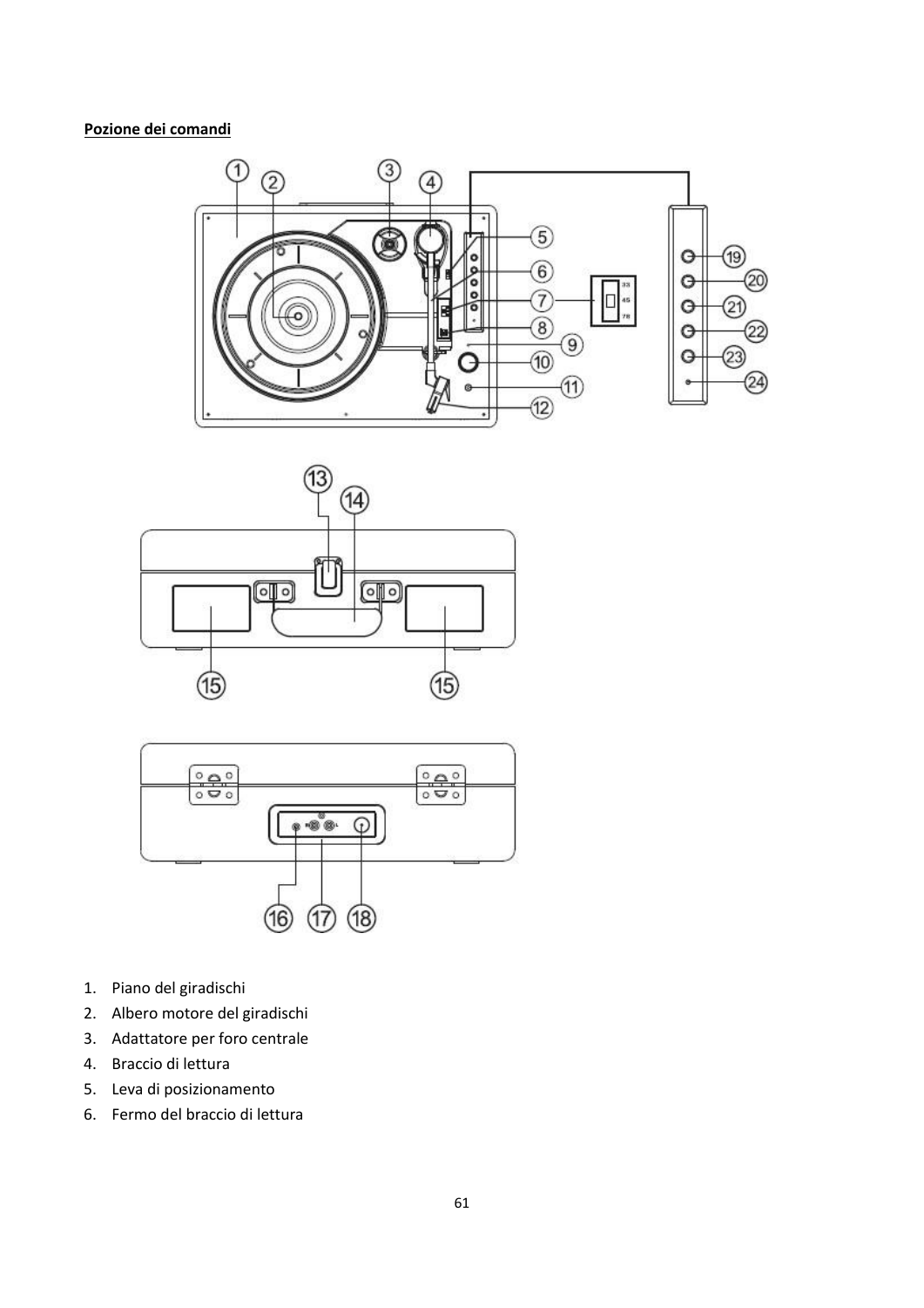**Pozione dei comandi**

1. Piano del giradischi
2. Albero motore del giradischi
3. Adattatore per foro centrale
4. Braccio di lettura
5. Leva di posizionamento
6. Fermo del braccio di lettura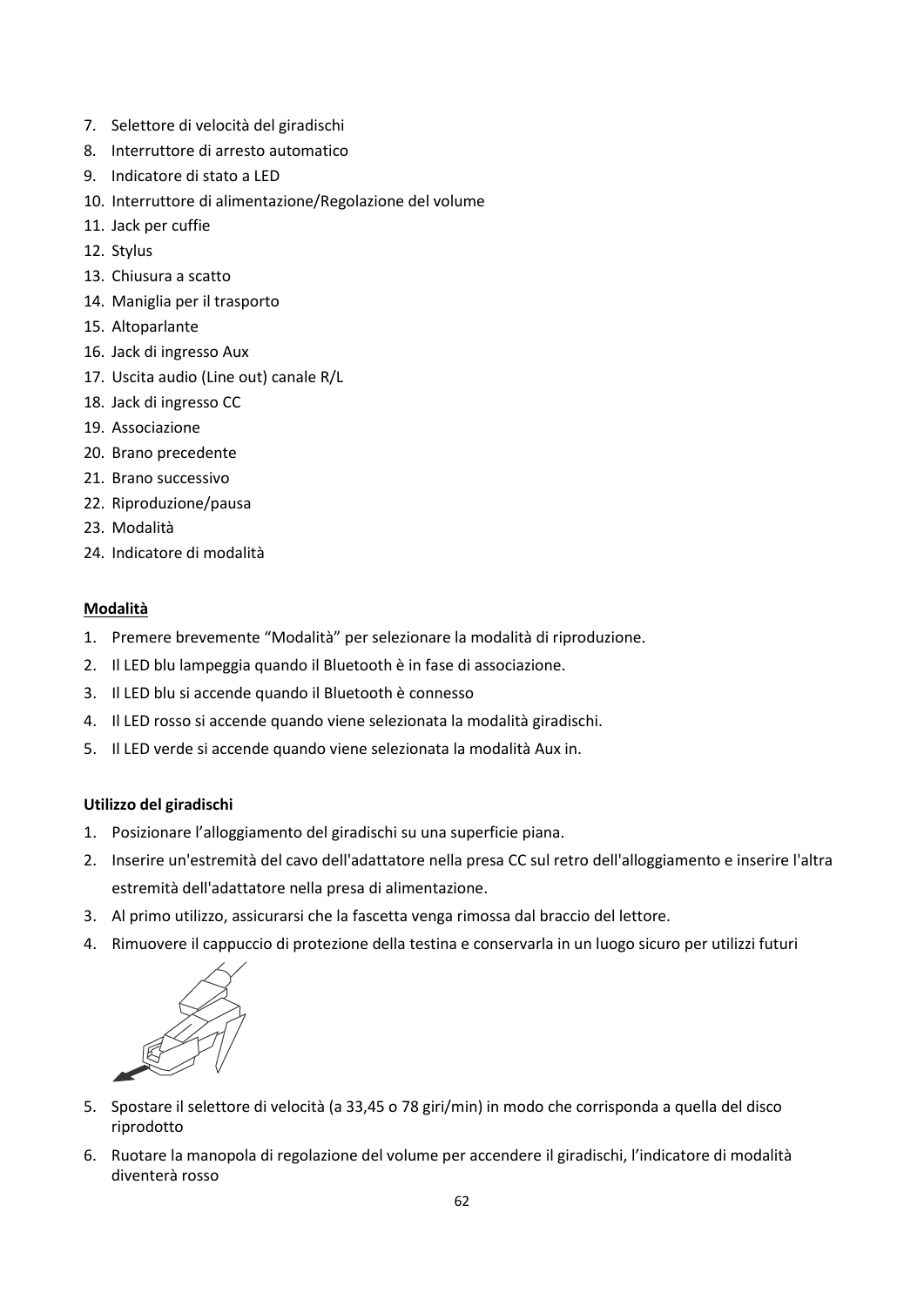7. Selettore di velocità del giradischi
8. Interruttore di arresto automatico
9. Indicatore di stato a LED
10. Interruttore di alimentazione/Regolazione del volume
11. Jack per cuffie
12. Stylus
13. Chiusura a scatto
14. Maniglia per il trasporto
15. Altoparlante
16. Jack di ingresso Aux
17. Uscita audio (Line out) canale R/L
18. Jack di ingresso CC
19. Associazione
20. Brano precedente
21. Brano successivo
22. Riproduzione/pausa
23. Modalità
24. Indicatore di modalità

**Modalità**

1. Premere brevemente “Modalità” per selezionare la modalità di riproduzione.
2. Il LED blu lampeggia quando il Bluetooth è in fase di associazione.
3. Il LED blu si accende quando il Bluetooth è connesso
4. Il LED rosso si accende quando viene selezionata la modalità giradischi.
5. Il LED verde si accende quando viene selezionata la modalità Aux in.

**Utilizzo del giradischi**

1. Posizionare l’alloggiamento del giradischi su una superficie piana.
2. Inserire un'estremità del cavo dell'adattatore nella presa CC sul retro dell'alloggiamento e inserire l'altra estremità dell'adattatore nella presa di alimentazione.
3. Al primo utilizzo, assicurarsi che la fascetta venga rimossa dal braccio del lettore.
4. Rimuovere il cappuccio di protezione della testina e conservarla in un luogo sicuro per utilizzi futuri
5. Spostare il selettore di velocità (a 33,45 o 78 giri/min) in modo che corrisponda a quella del disco riprodotto
6. Ruotare la manopola di regolazione del volume per accendere il giradischi, l’indicatore di modalità diventerà rosso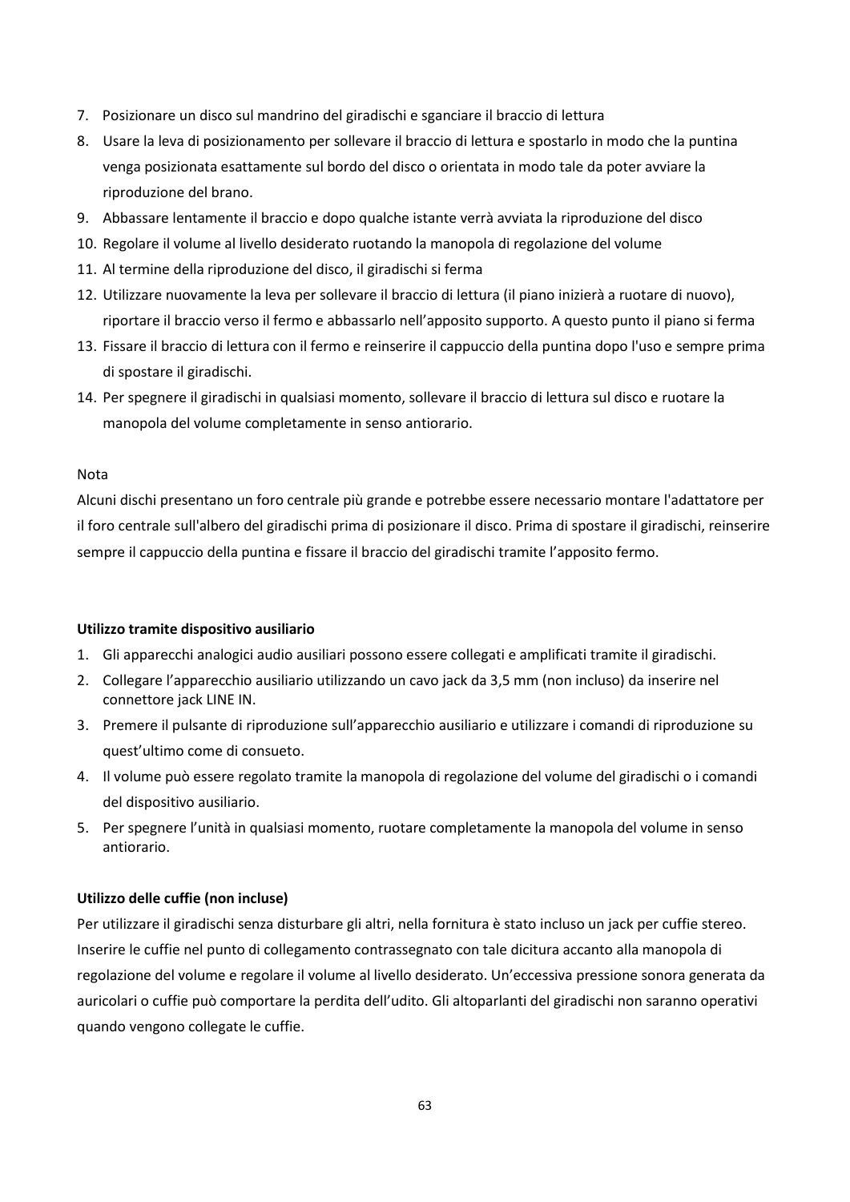7. Posizionare un disco sul mandrino del giradischi e sganciare il braccio di lettura
8. Usare la leva di posizionamento per sollevare il braccio di lettura e spostarlo in modo che la puntina venga posizionata esattamente sul bordo del disco o orientata in modo tale da poter avviare la riproduzione del brano.
9. Abbassare lentamente il braccio e dopo qualche istante verrà avviata la riproduzione del disco
10. Regolare il volume al livello desiderato ruotando la manopola di regolazione del volume
11. Al termine della riproduzione del disco, il giradischi si ferma
12. Utilizzare nuovamente la leva per sollevare il braccio di lettura (il piano inizierà a ruotare di nuovo), riportare il braccio verso il fermo e abbassarlo nell'apposito supporto. A questo punto il piano si ferma
13. Fissare il braccio di lettura con il fermo e reinserire il cappuccio della puntina dopo l'uso e sempre prima di spostare il giradischi.
14. Per spegnere il giradischi in qualsiasi momento, sollevare il braccio di lettura sul disco e ruotare la manopola del volume completamente in senso antiorario.

Nota

Alcuni dischi presentano un foro centrale più grande e potrebbe essere necessario montare l'adattatore per il foro centrale sull'albero del giradischi prima di posizionare il disco. Prima di spostare il giradischi, reinserire sempre il cappuccio della puntina e fissare il braccio del giradischi tramite l'apposito fermo.

**Utilizzo tramite dispositivo ausiliario**

1. Gli apparecchi analogici audio ausiliari possono essere collegati e amplificati tramite il giradischi.
2. Collegare l'apparecchio ausiliario utilizzando un cavo jack da 3,5 mm (non incluso) da inserire nel connettore jack LINE IN.
3. Premere il pulsante di riproduzione sull'apparecchio ausiliario e utilizzare i comandi di riproduzione su quest'ultimo come di consueto.
4. Il volume può essere regolato tramite la manopola di regolazione del volume del giradischi o i comandi del dispositivo ausiliario.
5. Per spegnere l'unità in qualsiasi momento, ruotare completamente la manopola del volume in senso antiorario.

**Utilizzo delle cuffie (non incluse)**

Per utilizzare il giradischi senza disturbare gli altri, nella fornitura è stato incluso un jack per cuffie stereo. Inserire le cuffie nel punto di collegamento contrassegnato con tale dicitura accanto alla manopola di regolazione del volume e regolare il volume al livello desiderato. Un'eccessiva pressione sonora generata da auricolari o cuffie può comportare la perdita dell'udito. Gli altoparlanti del giradischi non saranno operativi quando vengono collegate le cuffie.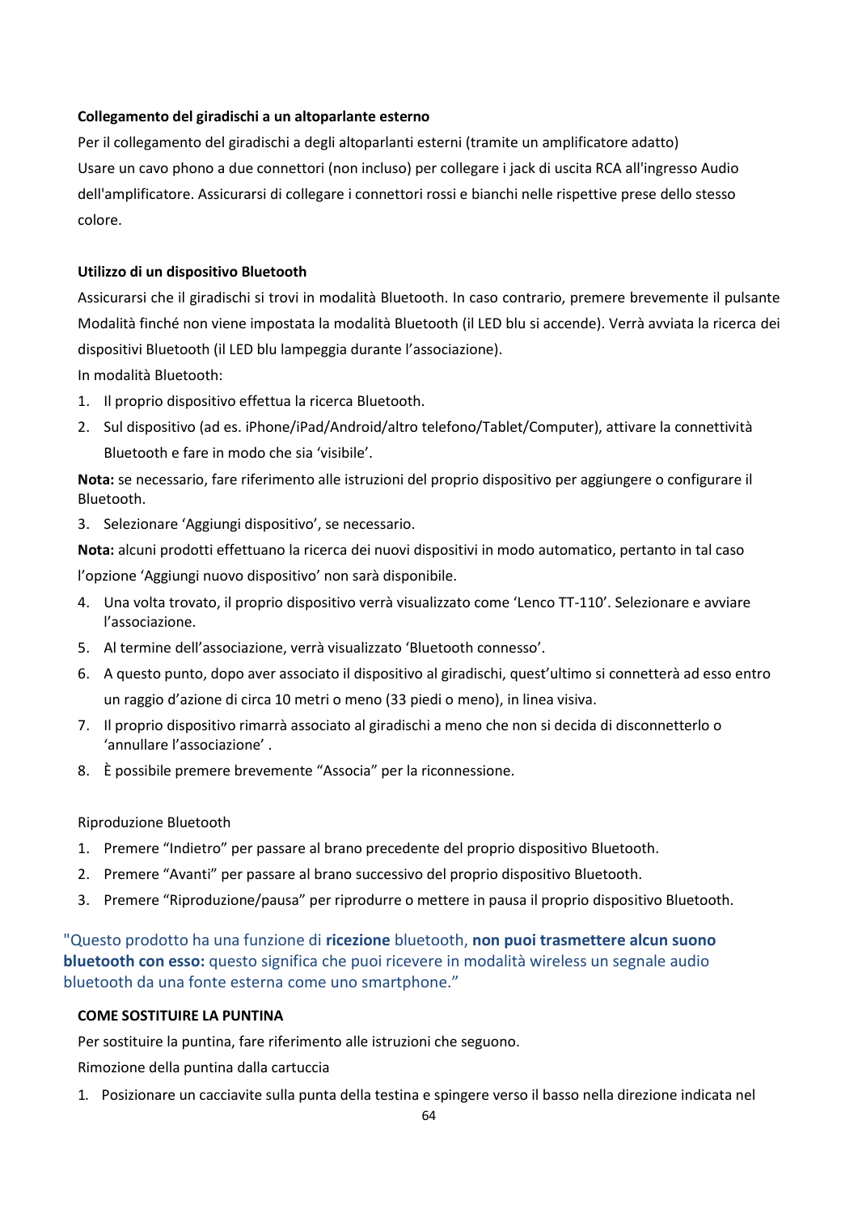**Collegamento del giradischi a un altoparlante esterno**

Per il collegamento del giradischi a degli altoparlanti esterni (tramite un amplificatore adatto)
Usare un cavo phono a due connettori (non incluso) per collegare i jack di uscita RCA all'ingresso Audio dell'amplificatore. Assicurarsi di collegare i connettori rossi e bianchi nelle rispettive prese dello stesso colore.

**Utilizzo di un dispositivo Bluetooth**

Assicurarsi che il giradischi si trovi in modalità Bluetooth. In caso contrario, premere brevemente il pulsante Modalità finché non viene impostata la modalità Bluetooth (il LED blu si accende). Verrà avviata la ricerca dei dispositivi Bluetooth (il LED blu lampeggia durante l'associazione).

In modalità Bluetooth:

1. Il proprio dispositivo effettua la ricerca Bluetooth.
2. Sul dispositivo (ad es. iPhone/iPad/Android/altro telefono/Tablet/Computer), attivare la connettività Bluetooth e fare in modo che sia 'visibile'.

**Nota:** se necessario, fare riferimento alle istruzioni del proprio dispositivo per aggiungere o configurare il Bluetooth.

3. Selezionare 'Aggiungi dispositivo', se necessario.

**Nota:** alcuni prodotti effettuano la ricerca dei nuovi dispositivi in modo automatico, pertanto in tal caso l'opzione 'Aggiungi nuovo dispositivo' non sarà disponibile.

4. Una volta trovato, il proprio dispositivo verrà visualizzato come 'Lenco TT-110'. Selezionare e avviare l'associazione.
5. Al termine dell'associazione, verrà visualizzato 'Bluetooth connesso'.
6. A questo punto, dopo aver associato il dispositivo al giradischi, quest'ultimo si connetterà ad esso entro un raggio d'azione di circa 10 metri o meno (33 piedi o meno), in linea visiva.
7. Il proprio dispositivo rimarrà associato al giradischi a meno che non si decida di disconnetterlo o 'annullare l'associazione' .
8. È possibile premere brevemente "Associa" per la riconnessione.

Riproduzione Bluetooth

1. Premere "Indietro" per passare al brano precedente del proprio dispositivo Bluetooth.
2. Premere "Avanti" per passare al brano successivo del proprio dispositivo Bluetooth.
3. Premere "Riproduzione/pausa" per riprodurre o mettere in pausa il proprio dispositivo Bluetooth.

"Questo prodotto ha una funzione di **ricezione** bluetooth, **non puoi trasmettere alcun suono bluetooth con esso:** questo significa che puoi ricevere in modalità wireless un segnale audio bluetooth da una fonte esterna come uno smartphone."

**COME SOSTITUIRE LA PUNTINA**

Per sostituire la puntina, fare riferimento alle istruzioni che seguono.

Rimozione della puntina dalla cartuccia

1. Posizionare un cacciavite sulla punta della testina e spingere verso il basso nella direzione indicata nel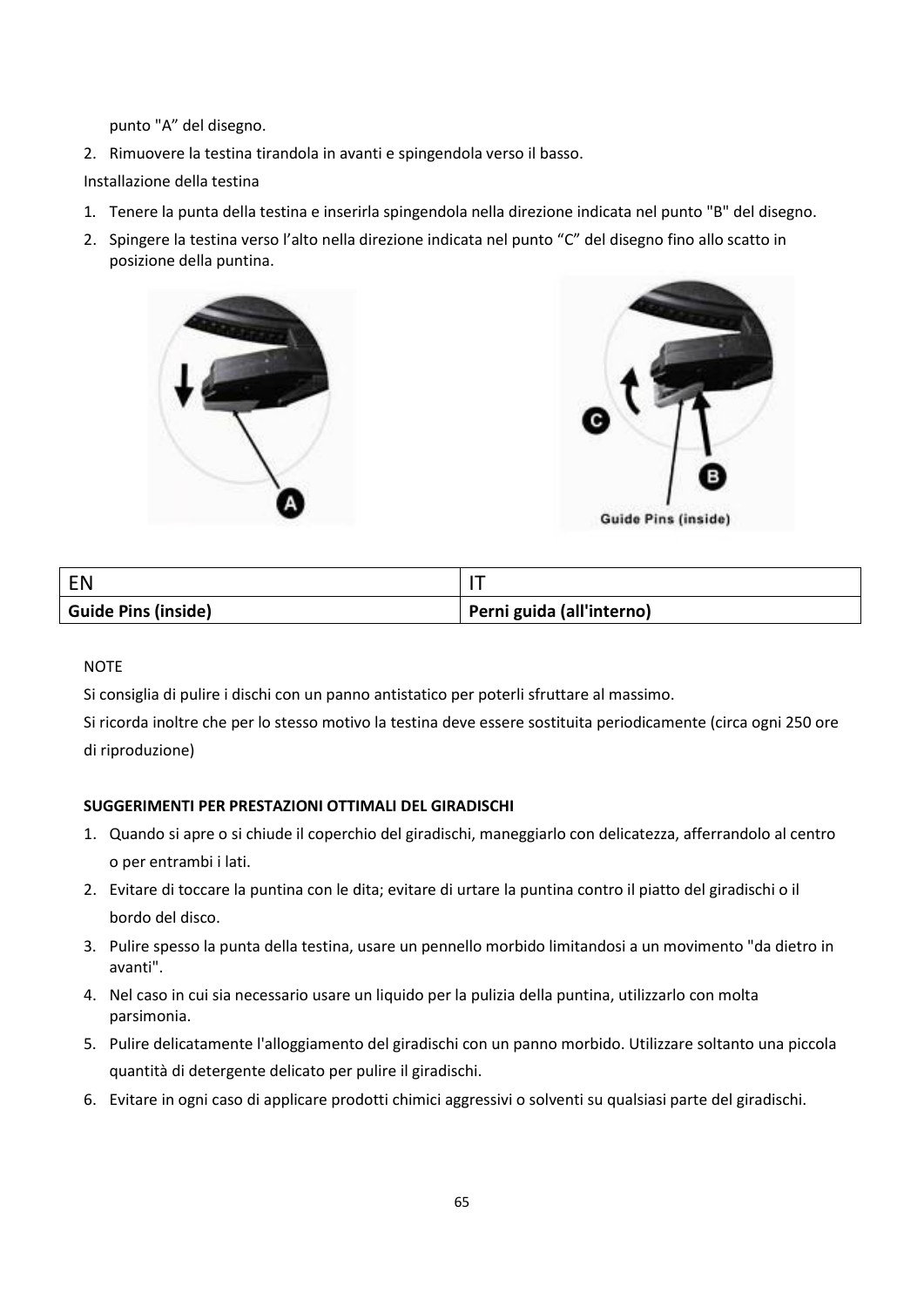punto "A" del disegno.

2. Rimuovere la testina tirandola in avanti e spingendola verso il basso.

Installazione della testina

1. Tenere la punta della testina e inserirla spingendola nella direzione indicata nel punto "B" del disegno.
2. Spingere la testina verso l'alto nella direzione indicata nel punto "C" del disegno fino allo scatto in posizione della puntina.

| EN | IT |
|---|---|
| **Guide Pins (inside)** | **Perni guida (all'interno)** |

NOTE

Si consiglia di pulire i dischi con un panno antistatico per poterli sfruttare al massimo.

Si ricorda inoltre che per lo stesso motivo la testina deve essere sostituita periodicamente (circa ogni 250 ore di riproduzione)

**SUGGERIMENTI PER PRESTAZIONI OTTIMALI DEL GIRADISCHI**

1. Quando si apre o si chiude il coperchio del giradischi, maneggiarlo con delicatezza, afferrandolo al centro o per entrambi i lati.
2. Evitare di toccare la puntina con le dita; evitare di urtare la puntina contro il piatto del giradischi o il bordo del disco.
3. Pulire spesso la punta della testina, usare un pennello morbido limitandosi a un movimento "da dietro in avanti".
4. Nel caso in cui sia necessario usare un liquido per la pulizia della puntina, utilizzarlo con molta parsimonia.
5. Pulire delicatamente l'alloggiamento del giradischi con un panno morbido. Utilizzare soltanto una piccola quantità di detergente delicato per pulire il giradischi.
6. Evitare in ogni caso di applicare prodotti chimici aggressivi o solventi su qualsiasi parte del giradischi.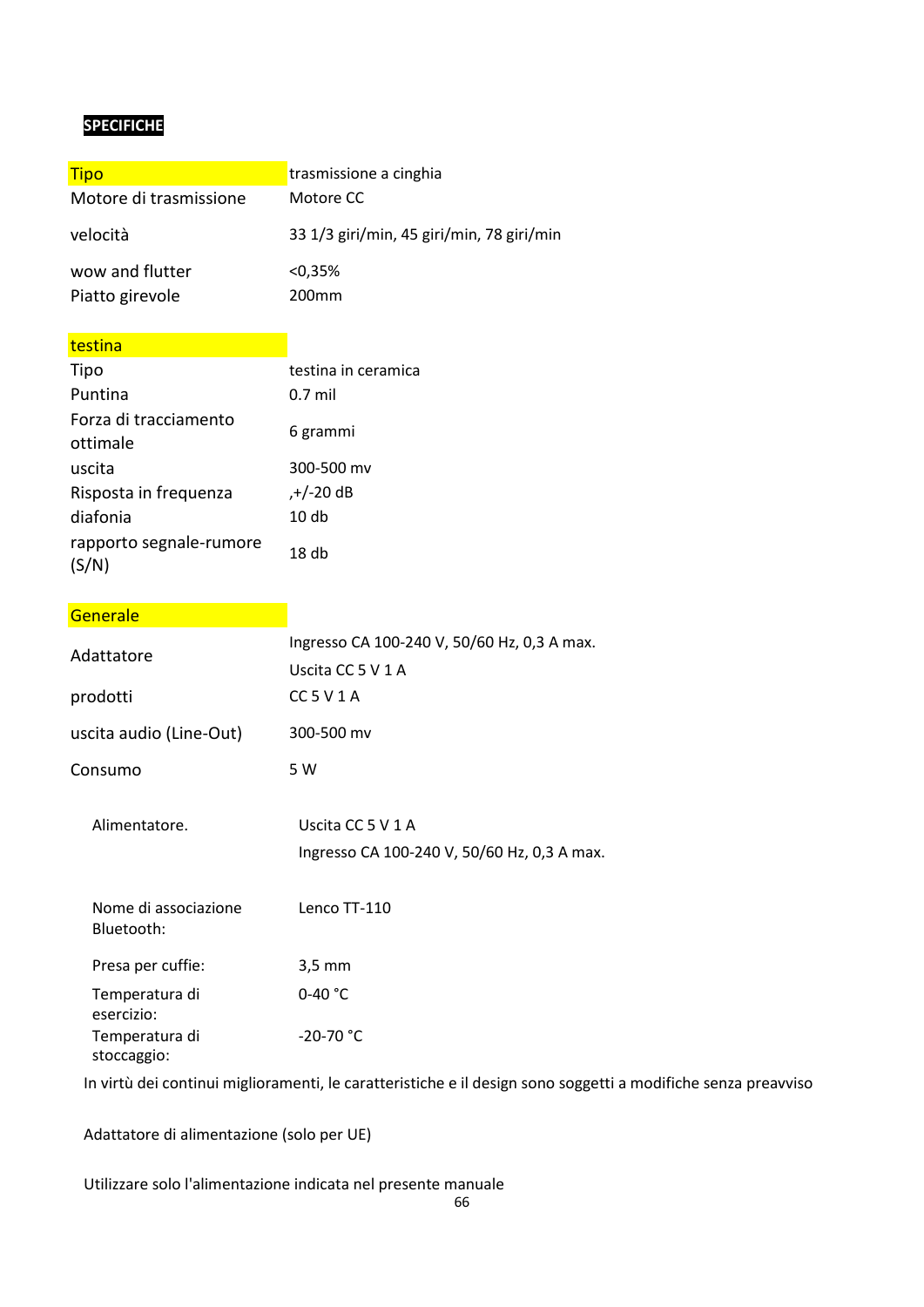**SPECIFICHE**

| Tipo | trasmissione a cinghia |
| --- | --- |
| Motore di trasmissione | Motore CC |
| velocità | 33 1/3 giri/min, 45 giri/min, 78 giri/min |
| wow and flutter | <0,35% |
| Piatto girevole | 200mm |

| testina | |
| --- | --- |
| Tipo | testina in ceramica |
| Puntina | 0.7 mil |
| Forza di tracciamento ottimale | 6 grammi |
| uscita | 300-500 mv |
| Risposta in frequenza | ,+/-20 dB |
| diafonia | 10 db |
| rapporto segnale-rumore (S/N) | 18 db |

| Generale | |
| --- | --- |
| Adattatore | Ingresso CA 100-240 V, 50/60 Hz, 0,3 A max.<br>Uscita CC 5 V 1 A |
| prodotti | CC 5 V 1 A |
| uscita audio (Line-Out) | 300-500 mv |
| Consumo | 5 W |

| | |
| --- | --- |
| Alimentatore. | Uscita CC 5 V 1 A<br>Ingresso CA 100-240 V, 50/60 Hz, 0,3 A max. |
| Nome di associazione Bluetooth: | Lenco TT-110 |
| Presa per cuffie: | 3,5 mm |
| Temperatura di esercizio: | 0-40 °C |
| Temperatura di stoccaggio: | -20-70 °C |

In virtù dei continui miglioramenti, le caratteristiche e il design sono soggetti a modifiche senza preavviso

Adattatore di alimentazione (solo per UE)

Utilizzare solo l'alimentazione indicata nel presente manuale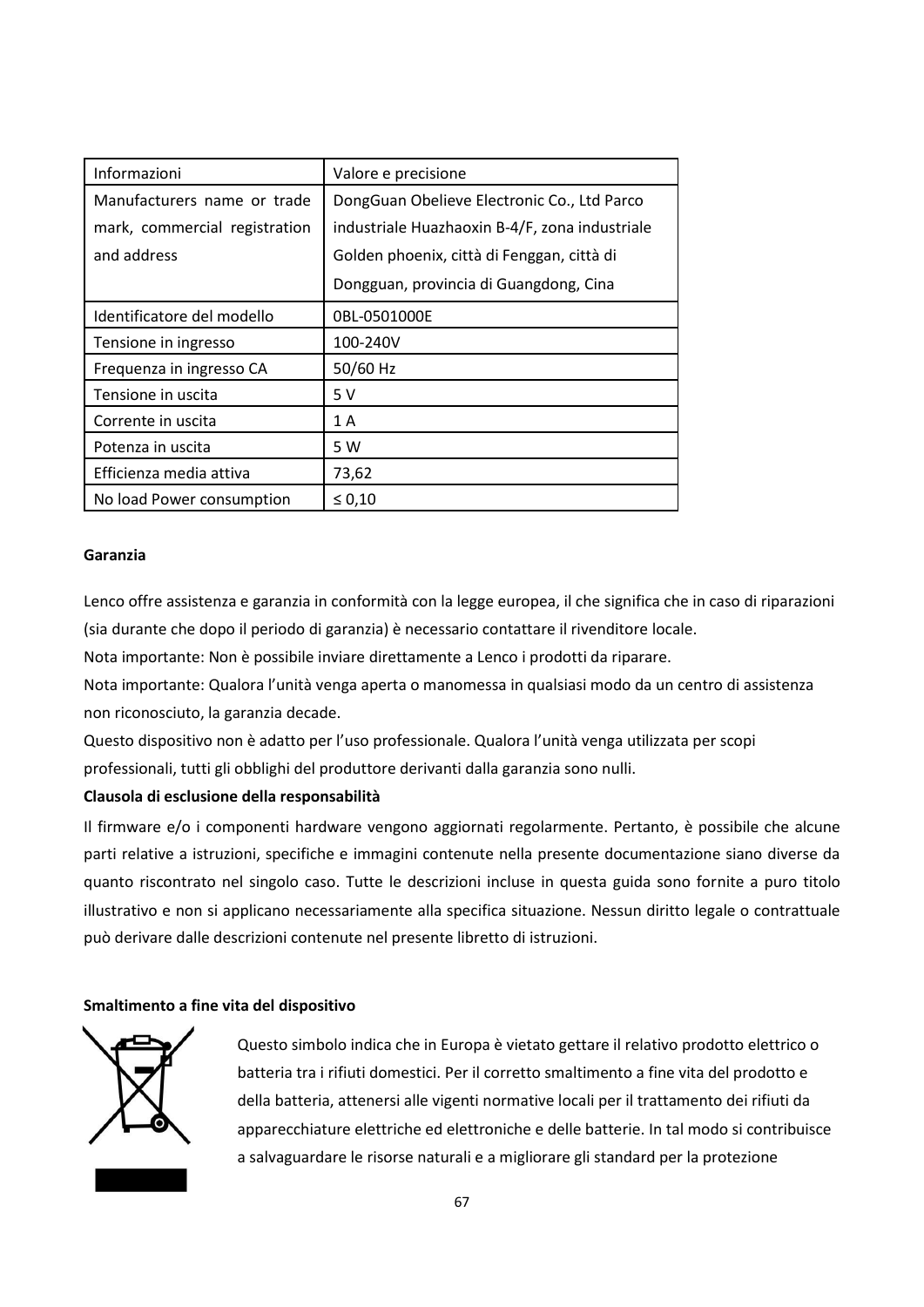| Informazioni | Valore e precisione |
|---|---|
| Manufacturers name or trade mark, commercial registration and address | DongGuan Obelieve Electronic Co., Ltd Parco industriale Huazhaoxin B-4/F, zona industriale Golden phoenix, città di Fenggan, città di Dongguan, provincia di Guangdong, Cina |
| Identificatore del modello | 0BL-0501000E |
| Tensione in ingresso | 100-240V |
| Frequenza in ingresso CA | 50/60 Hz |
| Tensione in uscita | 5 V |
| Corrente in uscita | 1 A |
| Potenza in uscita | 5 W |
| Efficienza media attiva | 73,62 |
| No load Power consumption | ≤ 0,10 |

**Garanzia**

Lenco offre assistenza e garanzia in conformità con la legge europea, il che significa che in caso di riparazioni (sia durante che dopo il periodo di garanzia) è necessario contattare il rivenditore locale.
Nota importante: Non è possibile inviare direttamente a Lenco i prodotti da riparare.
Nota importante: Qualora l'unità venga aperta o manomessa in qualsiasi modo da un centro di assistenza non riconosciuto, la garanzia decade.
Questo dispositivo non è adatto per l'uso professionale. Qualora l'unità venga utilizzata per scopi professionali, tutti gli obblighi del produttore derivanti dalla garanzia sono nulli.

**Clausola di esclusione della responsabilità**

Il firmware e/o i componenti hardware vengono aggiornati regolarmente. Pertanto, è possibile che alcune parti relative a istruzioni, specifiche e immagini contenute nella presente documentazione siano diverse da quanto riscontrato nel singolo caso. Tutte le descrizioni incluse in questa guida sono fornite a puro titolo illustrativo e non si applicano necessariamente alla specifica situazione. Nessun diritto legale o contrattuale può derivare dalle descrizioni contenute nel presente libretto di istruzioni.

**Smaltimento a fine vita del dispositivo**

Questo simbolo indica che in Europa è vietato gettare il relativo prodotto elettrico o batteria tra i rifiuti domestici. Per il corretto smaltimento a fine vita del prodotto e della batteria, attenersi alle vigenti normative locali per il trattamento dei rifiuti da apparecchiature elettriche ed elettroniche e delle batterie. In tal modo si contribuisce a salvaguardare le risorse naturali e a migliorare gli standard per la protezione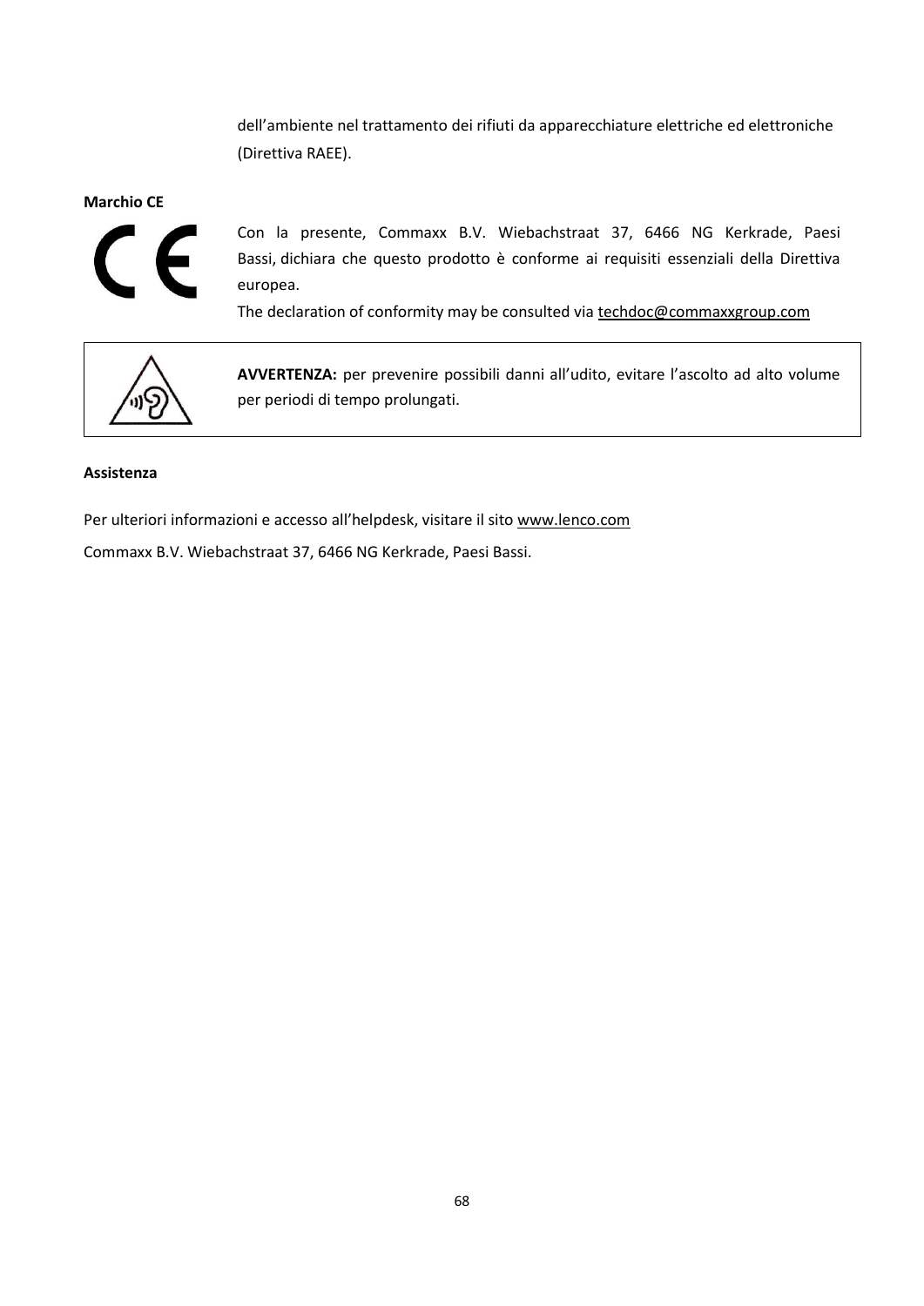dell'ambiente nel trattamento dei rifiuti da apparecchiature elettriche ed elettroniche (Direttiva RAEE).

**Marchio CE**

Con la presente, Commaxx B.V. Wiebachstraat 37, 6466 NG Kerkrade, Paesi Bassi, dichiara che questo prodotto è conforme ai requisiti essenziali della Direttiva europea.
The declaration of conformity may be consulted via techdoc@commaxxgroup.com

**AVVERTENZA:** per prevenire possibili danni all'udito, evitare l'ascolto ad alto volume per periodi di tempo prolungati.

**Assistenza**

Per ulteriori informazioni e accesso all'helpdesk, visitare il sito www.lenco.com

Commaxx B.V. Wiebachstraat 37, 6466 NG Kerkrade, Paesi Bassi.